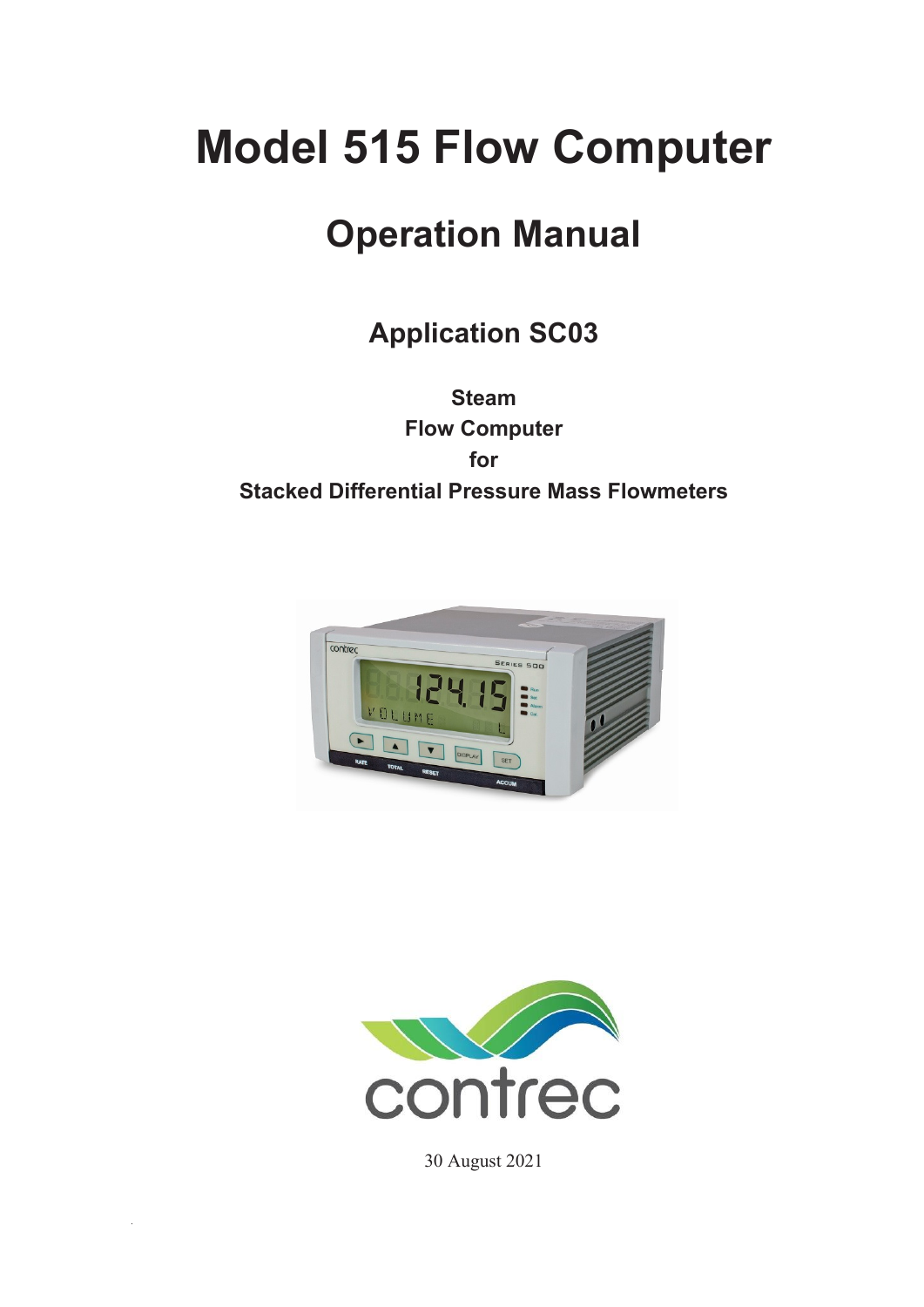# Model 515 Flow Computer

## Operation Manual

### Application SC03

**Steam**
**Flow Computer**
**for**
**Stacked Differential Pressure Mass Flowmeters**

30 August 2021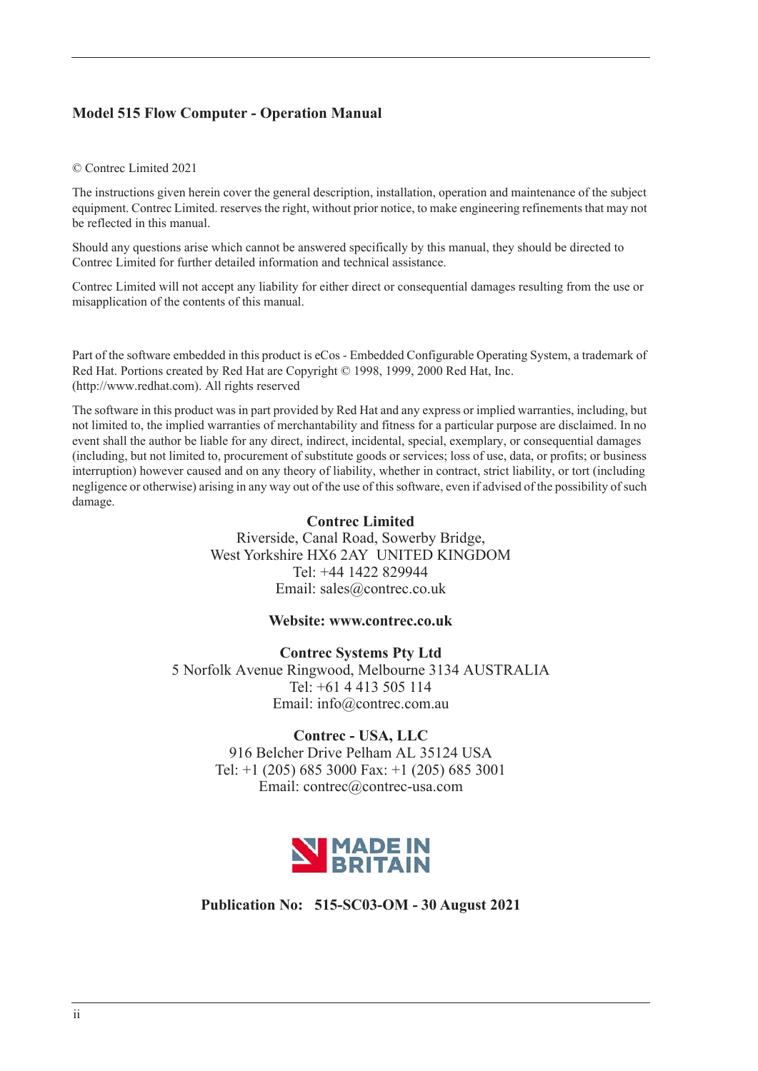**Model 515 Flow Computer - Operation Manual**

© Contrec Limited 2021

The instructions given herein cover the general description, installation, operation and maintenance of the subject equipment. Contrec Limited. reserves the right, without prior notice, to make engineering refinements that may not be reflected in this manual.

Should any questions arise which cannot be answered specifically by this manual, they should be directed to Contrec Limited for further detailed information and technical assistance.

Contrec Limited will not accept any liability for either direct or consequential damages resulting from the use or misapplication of the contents of this manual.

Part of the software embedded in this product is eCos - Embedded Configurable Operating System, a trademark of Red Hat. Portions created by Red Hat are Copyright © 1998, 1999, 2000 Red Hat, Inc. (http://www.redhat.com). All rights reserved

The software in this product was in part provided by Red Hat and any express or implied warranties, including, but not limited to, the implied warranties of merchantability and fitness for a particular purpose are disclaimed. In no event shall the author be liable for any direct, indirect, incidental, special, exemplary, or consequential damages (including, but not limited to, procurement of substitute goods or services; loss of use, data, or profits; or business interruption) however caused and on any theory of liability, whether in contract, strict liability, or tort (including negligence or otherwise) arising in any way out of the use of this software, even if advised of the possibility of such damage.

**Contrec Limited**
Riverside, Canal Road, Sowerby Bridge,
West Yorkshire HX6 2AY UNITED KINGDOM
Tel: +44 1422 829944
Email: sales@contrec.co.uk

**Website: www.contrec.co.uk**

**Contrec Systems Pty Ltd**
5 Norfolk Avenue Ringwood, Melbourne 3134 AUSTRALIA
Tel: +61 4 413 505 114
Email: info@contrec.com.au

**Contrec - USA, LLC**
916 Belcher Drive Pelham AL 35124 USA
Tel: +1 (205) 685 3000 Fax: +1 (205) 685 3001
Email: contrec@contrec-usa.com

MADE IN BRITAIN

**Publication No: 515-SC03-OM - 30 August 2021**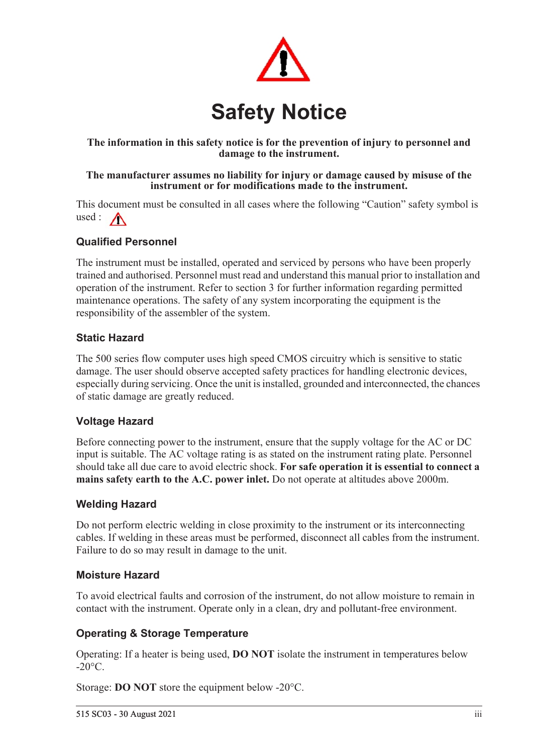# Safety Notice

**The information in this safety notice is for the prevention of injury to personnel and damage to the instrument.**

**The manufacturer assumes no liability for injury or damage caused by misuse of the instrument or for modifications made to the instrument.**

This document must be consulted in all cases where the following "Caution" safety symbol is used :

### Qualified Personnel

The instrument must be installed, operated and serviced by persons who have been properly trained and authorised. Personnel must read and understand this manual prior to installation and operation of the instrument. Refer to section 3 for further information regarding permitted maintenance operations. The safety of any system incorporating the equipment is the responsibility of the assembler of the system.

### Static Hazard

The 500 series flow computer uses high speed CMOS circuitry which is sensitive to static damage. The user should observe accepted safety practices for handling electronic devices, especially during servicing. Once the unit is installed, grounded and interconnected, the chances of static damage are greatly reduced.

### Voltage Hazard

Before connecting power to the instrument, ensure that the supply voltage for the AC or DC input is suitable. The AC voltage rating is as stated on the instrument rating plate. Personnel should take all due care to avoid electric shock. **For safe operation it is essential to connect a mains safety earth to the A.C. power inlet.** Do not operate at altitudes above 2000m.

### Welding Hazard

Do not perform electric welding in close proximity to the instrument or its interconnecting cables. If welding in these areas must be performed, disconnect all cables from the instrument. Failure to do so may result in damage to the unit.

### Moisture Hazard

To avoid electrical faults and corrosion of the instrument, do not allow moisture to remain in contact with the instrument. Operate only in a clean, dry and pollutant-free environment.

### Operating & Storage Temperature

Operating: If a heater is being used, **DO NOT** isolate the instrument in temperatures below -20°C.

Storage: **DO NOT** store the equipment below -20°C.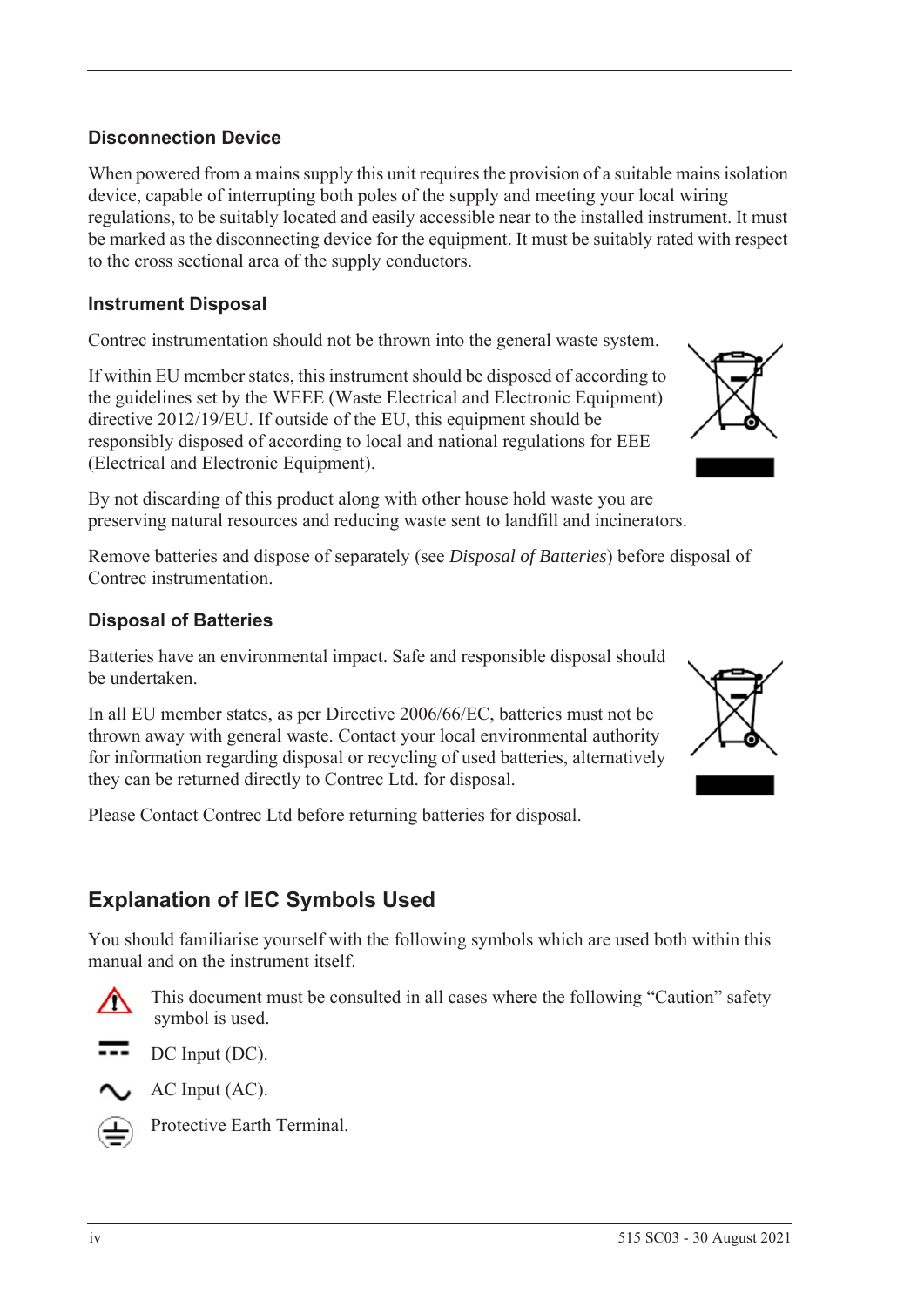### Disconnection Device

When powered from a mains supply this unit requires the provision of a suitable mains isolation device, capable of interrupting both poles of the supply and meeting your local wiring regulations, to be suitably located and easily accessible near to the installed instrument. It must be marked as the disconnecting device for the equipment. It must be suitably rated with respect to the cross sectional area of the supply conductors.

### Instrument Disposal

Contrec instrumentation should not be thrown into the general waste system.

If within EU member states, this instrument should be disposed of according to the guidelines set by the WEEE (Waste Electrical and Electronic Equipment) directive 2012/19/EU. If outside of the EU, this equipment should be responsibly disposed of according to local and national regulations for EEE (Electrical and Electronic Equipment).

By not discarding of this product along with other house hold waste you are preserving natural resources and reducing waste sent to landfill and incinerators.

Remove batteries and dispose of separately (see *Disposal of Batteries*) before disposal of Contrec instrumentation.

### Disposal of Batteries

Batteries have an environmental impact. Safe and responsible disposal should be undertaken.

In all EU member states, as per Directive 2006/66/EC, batteries must not be thrown away with general waste. Contact your local environmental authority for information regarding disposal or recycling of used batteries, alternatively they can be returned directly to Contrec Ltd. for disposal.

Please Contact Contrec Ltd before returning batteries for disposal.

## Explanation of IEC Symbols Used

You should familiarise yourself with the following symbols which are used both within this manual and on the instrument itself.

This document must be consulted in all cases where the following "Caution" safety symbol is used.

DC Input (DC).

AC Input (AC).

Protective Earth Terminal.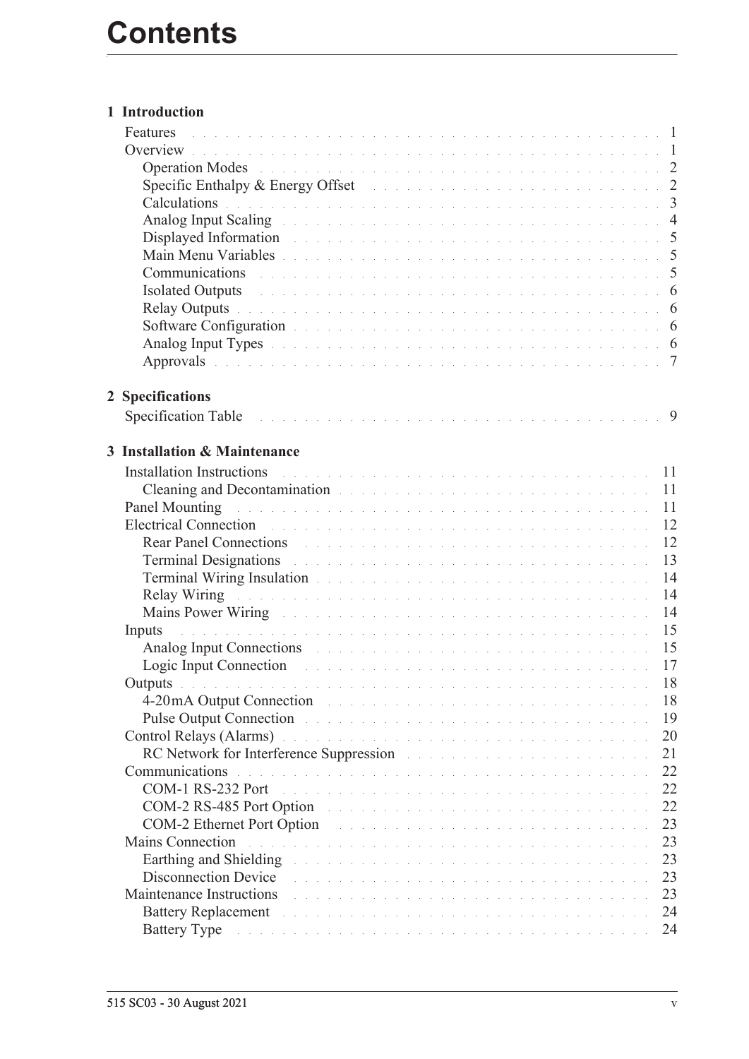# Contents

## 1 Introduction

- Features 1
- Overview 1
  - Operation Modes 2
  - Specific Enthalpy & Energy Offset 2
  - Calculations 3
  - Analog Input Scaling 4
  - Displayed Information 5
  - Main Menu Variables 5
  - Communications 5
  - Isolated Outputs 6
  - Relay Outputs 6
  - Software Configuration 6
  - Analog Input Types 6
  - Approvals 7

## 2 Specifications

- Specification Table 9

## 3 Installation & Maintenance

- Installation Instructions 11
  - Cleaning and Decontamination 11
- Panel Mounting 11
- Electrical Connection 12
  - Rear Panel Connections 12
  - Terminal Designations 13
  - Terminal Wiring Insulation 14
  - Relay Wiring 14
  - Mains Power Wiring 14
- Inputs 15
  - Analog Input Connections 15
  - Logic Input Connection 17
- Outputs 18
  - 4-20mA Output Connection 18
  - Pulse Output Connection 19
- Control Relays (Alarms) 20
  - RC Network for Interference Suppression 21
- Communications 22
  - COM-1 RS-232 Port 22
  - COM-2 RS-485 Port Option 22
  - COM-2 Ethernet Port Option 23
- Mains Connection 23
  - Earthing and Shielding 23
  - Disconnection Device 23
- Maintenance Instructions 23
  - Battery Replacement 24
  - Battery Type 24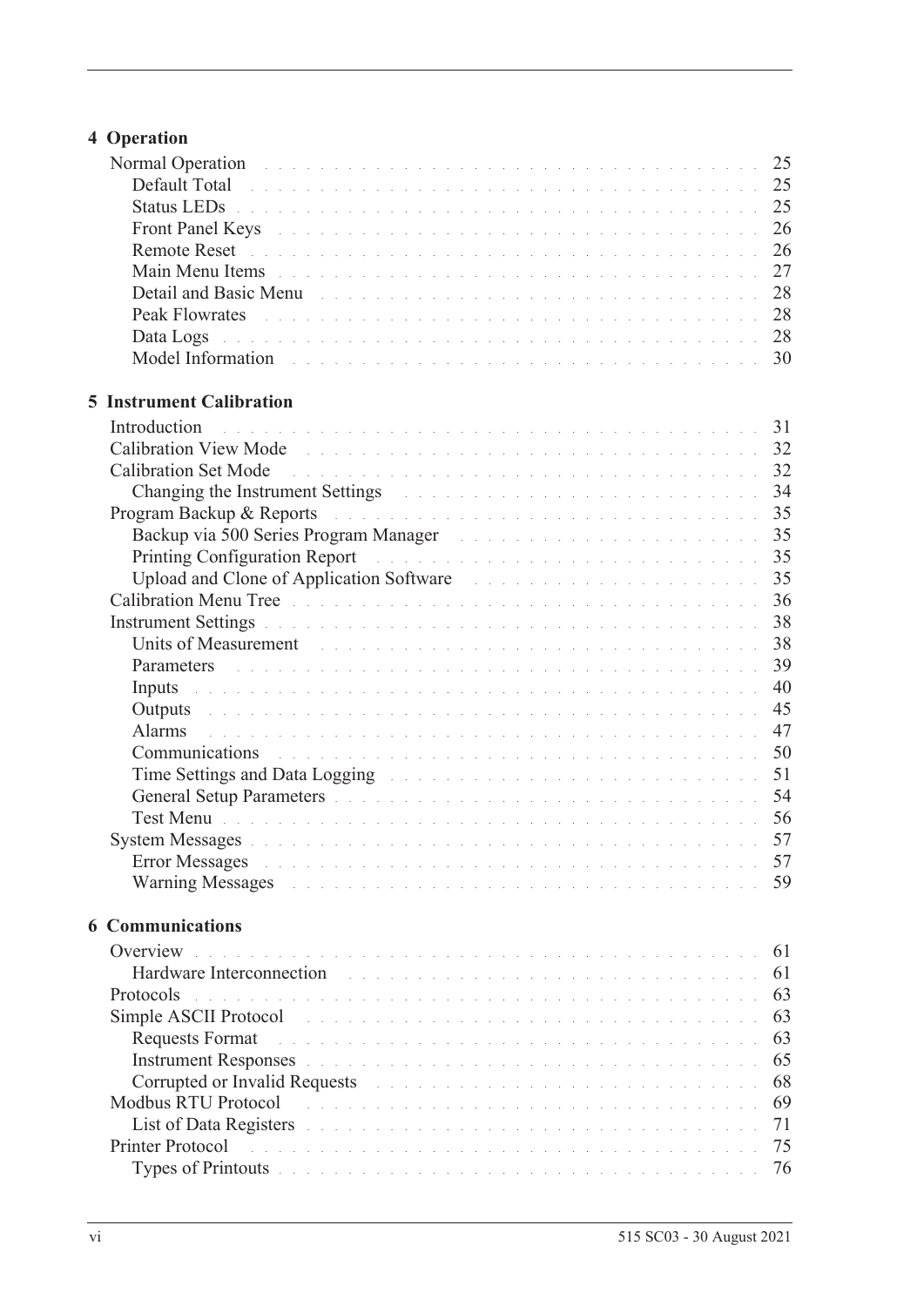## 4 Operation

- Normal Operation . . . . . 25
  - Default Total . . . . . 25
  - Status LEDs . . . . . 25
  - Front Panel Keys . . . . . 26
  - Remote Reset . . . . . 26
  - Main Menu Items . . . . . 27
  - Detail and Basic Menu . . . . . 28
  - Peak Flowrates . . . . . 28
  - Data Logs . . . . . 28
  - Model Information . . . . . 30

## 5 Instrument Calibration

- Introduction . . . . . 31
- Calibration View Mode . . . . . 32
- Calibration Set Mode . . . . . 32
  - Changing the Instrument Settings . . . . . 34
- Program Backup & Reports . . . . . 35
  - Backup via 500 Series Program Manager . . . . . 35
  - Printing Configuration Report . . . . . 35
  - Upload and Clone of Application Software . . . . . 35
- Calibration Menu Tree . . . . . 36
- Instrument Settings . . . . . 38
  - Units of Measurement . . . . . 38
  - Parameters . . . . . 39
  - Inputs . . . . . 40
  - Outputs . . . . . 45
  - Alarms . . . . . 47
  - Communications . . . . . 50
  - Time Settings and Data Logging . . . . . 51
  - General Setup Parameters . . . . . 54
  - Test Menu . . . . . 56
- System Messages . . . . . 57
  - Error Messages . . . . . 57
  - Warning Messages . . . . . 59

## 6 Communications

- Overview . . . . . 61
  - Hardware Interconnection . . . . . 61
- Protocols . . . . . 63
- Simple ASCII Protocol . . . . . 63
  - Requests Format . . . . . 63
  - Instrument Responses . . . . . 65
  - Corrupted or Invalid Requests . . . . . 68
- Modbus RTU Protocol . . . . . 69
  - List of Data Registers . . . . . 71
- Printer Protocol . . . . . 75
  - Types of Printouts . . . . . 76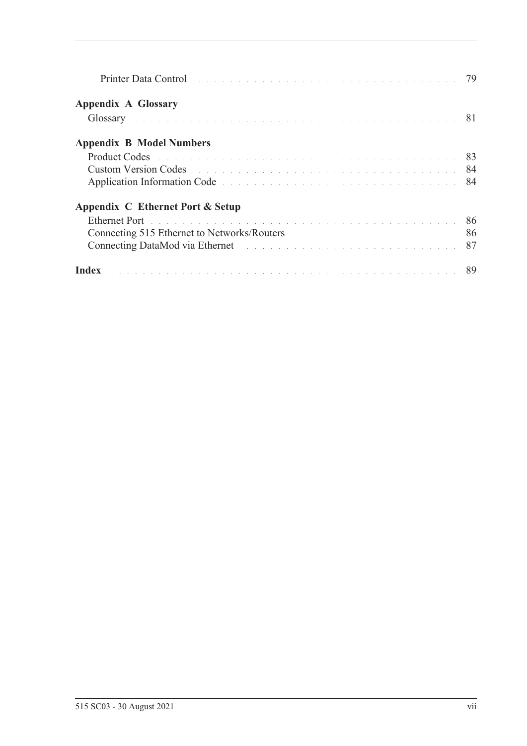Printer Data Control . . . . . . . . . . . . . . . . . . . . . . . . . . . . . . . . . 79

**Appendix A Glossary**

Glossary . . . . . . . . . . . . . . . . . . . . . . . . . . . . . . . . . . . . . . . 81

**Appendix B Model Numbers**

Product Codes . . . . . . . . . . . . . . . . . . . . . . . . . . . . . . . . . . . 83
Custom Version Codes . . . . . . . . . . . . . . . . . . . . . . . . . . . . . . . 84
Application Information Code . . . . . . . . . . . . . . . . . . . . . . . . . . . 84

**Appendix C Ethernet Port & Setup**

Ethernet Port . . . . . . . . . . . . . . . . . . . . . . . . . . . . . . . . . . . . 86
Connecting 515 Ethernet to Networks/Routers . . . . . . . . . . . . . . . . . . 86
Connecting DataMod via Ethernet . . . . . . . . . . . . . . . . . . . . . . . . . 87

**Index** . . . . . . . . . . . . . . . . . . . . . . . . . . . . . . . . . . . . . . . . 89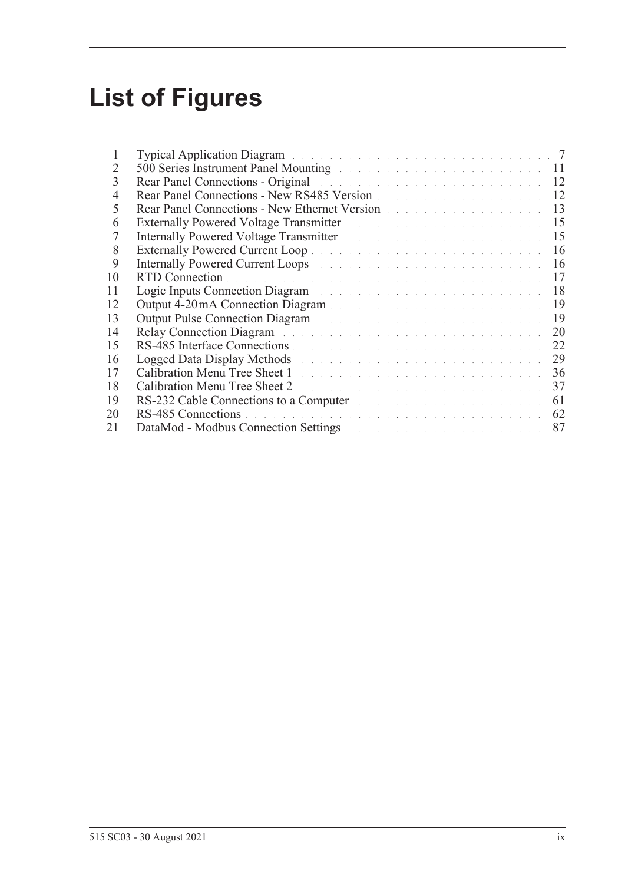# List of Figures

| | | |
|---|---|---|
| 1 | Typical Application Diagram | 7 |
| 2 | 500 Series Instrument Panel Mounting | 11 |
| 3 | Rear Panel Connections - Original | 12 |
| 4 | Rear Panel Connections - New RS485 Version | 12 |
| 5 | Rear Panel Connections - New Ethernet Version | 13 |
| 6 | Externally Powered Voltage Transmitter | 15 |
| 7 | Internally Powered Voltage Transmitter | 15 |
| 8 | Externally Powered Current Loop | 16 |
| 9 | Internally Powered Current Loops | 16 |
| 10 | RTD Connection | 17 |
| 11 | Logic Inputs Connection Diagram | 18 |
| 12 | Output 4-20 mA Connection Diagram | 19 |
| 13 | Output Pulse Connection Diagram | 19 |
| 14 | Relay Connection Diagram | 20 |
| 15 | RS-485 Interface Connections | 22 |
| 16 | Logged Data Display Methods | 29 |
| 17 | Calibration Menu Tree Sheet 1 | 36 |
| 18 | Calibration Menu Tree Sheet 2 | 37 |
| 19 | RS-232 Cable Connections to a Computer | 61 |
| 20 | RS-485 Connections | 62 |
| 21 | DataMod - Modbus Connection Settings | 87 |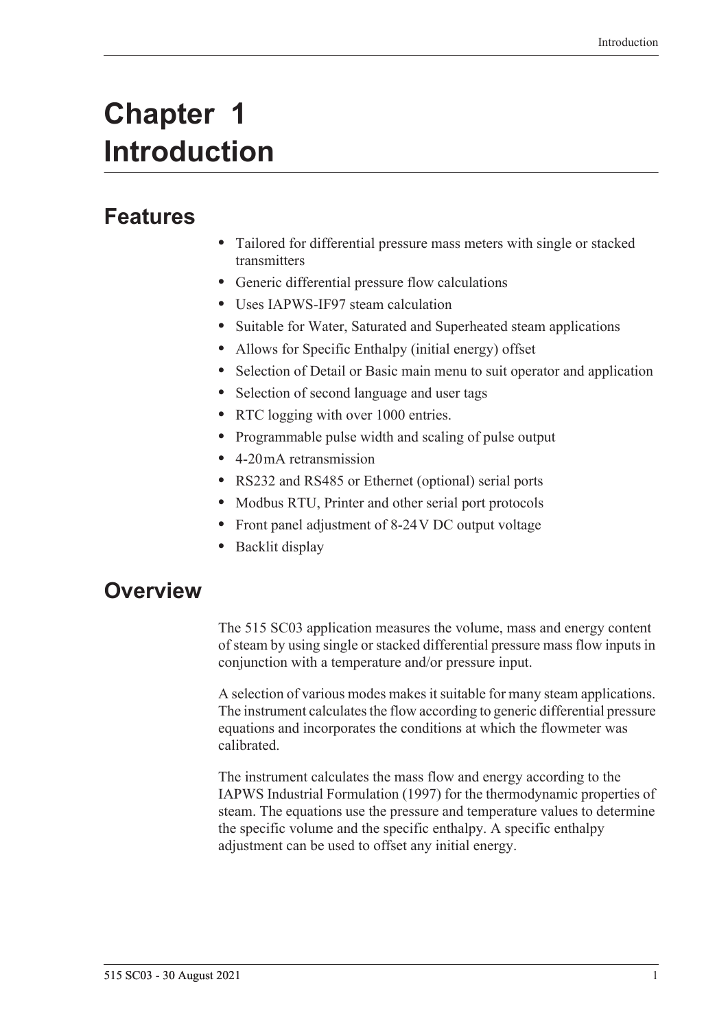# Chapter 1 Introduction

## Features

- Tailored for differential pressure mass meters with single or stacked transmitters
- Generic differential pressure flow calculations
- Uses IAPWS-IF97 steam calculation
- Suitable for Water, Saturated and Superheated steam applications
- Allows for Specific Enthalpy (initial energy) offset
- Selection of Detail or Basic main menu to suit operator and application
- Selection of second language and user tags
- RTC logging with over 1000 entries.
- Programmable pulse width and scaling of pulse output
- 4-20 mA retransmission
- RS232 and RS485 or Ethernet (optional) serial ports
- Modbus RTU, Printer and other serial port protocols
- Front panel adjustment of 8-24 V DC output voltage
- Backlit display

## Overview

The 515 SC03 application measures the volume, mass and energy content of steam by using single or stacked differential pressure mass flow inputs in conjunction with a temperature and/or pressure input.

A selection of various modes makes it suitable for many steam applications. The instrument calculates the flow according to generic differential pressure equations and incorporates the conditions at which the flowmeter was calibrated.

The instrument calculates the mass flow and energy according to the IAPWS Industrial Formulation (1997) for the thermodynamic properties of steam. The equations use the pressure and temperature values to determine the specific volume and the specific enthalpy. A specific enthalpy adjustment can be used to offset any initial energy.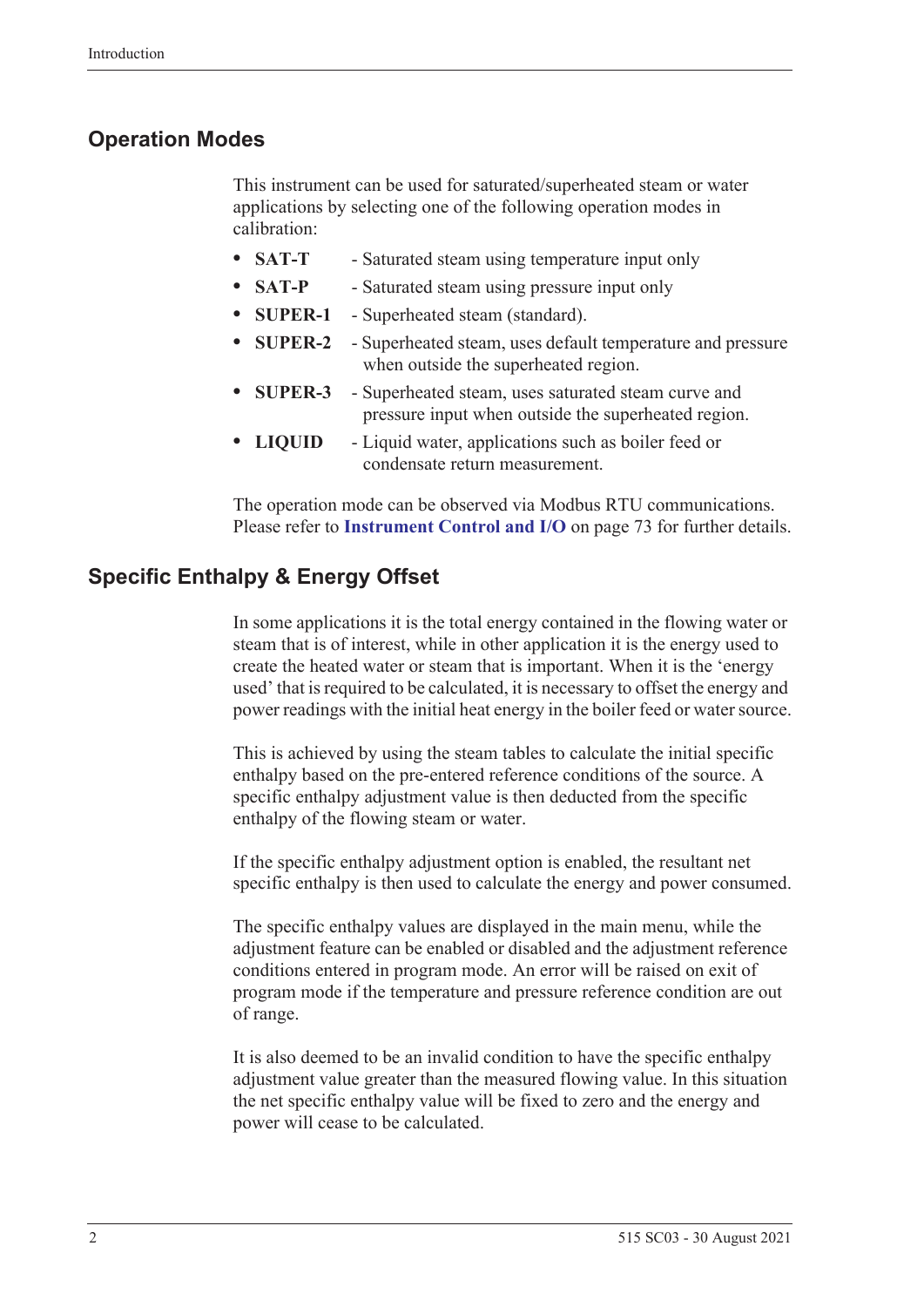## Operation Modes

This instrument can be used for saturated/superheated steam or water applications by selecting one of the following operation modes in calibration:

- **SAT-T** - Saturated steam using temperature input only
- **SAT-P** - Saturated steam using pressure input only
- **SUPER-1** - Superheated steam (standard).
- **SUPER-2** - Superheated steam, uses default temperature and pressure when outside the superheated region.
- **SUPER-3** - Superheated steam, uses saturated steam curve and pressure input when outside the superheated region.
- **LIQUID** - Liquid water, applications such as boiler feed or condensate return measurement.

The operation mode can be observed via Modbus RTU communications. Please refer to **Instrument Control and I/O** on page 73 for further details.

## Specific Enthalpy & Energy Offset

In some applications it is the total energy contained in the flowing water or steam that is of interest, while in other application it is the energy used to create the heated water or steam that is important. When it is the 'energy used' that is required to be calculated, it is necessary to offset the energy and power readings with the initial heat energy in the boiler feed or water source.

This is achieved by using the steam tables to calculate the initial specific enthalpy based on the pre-entered reference conditions of the source. A specific enthalpy adjustment value is then deducted from the specific enthalpy of the flowing steam or water.

If the specific enthalpy adjustment option is enabled, the resultant net specific enthalpy is then used to calculate the energy and power consumed.

The specific enthalpy values are displayed in the main menu, while the adjustment feature can be enabled or disabled and the adjustment reference conditions entered in program mode. An error will be raised on exit of program mode if the temperature and pressure reference condition are out of range.

It is also deemed to be an invalid condition to have the specific enthalpy adjustment value greater than the measured flowing value. In this situation the net specific enthalpy value will be fixed to zero and the energy and power will cease to be calculated.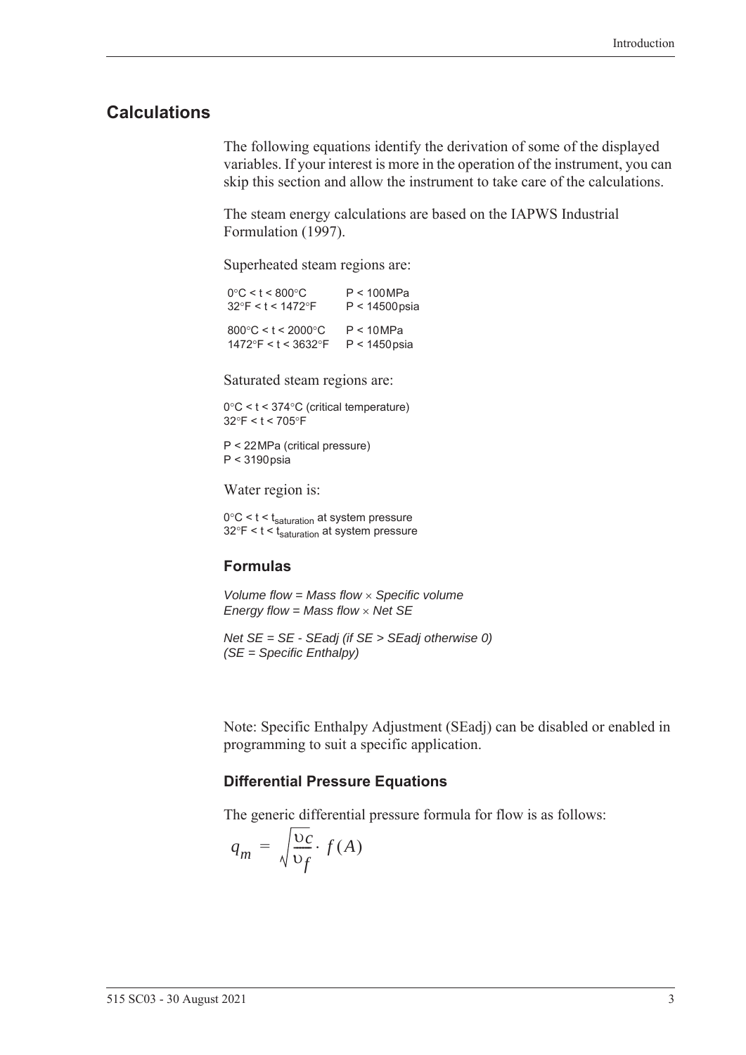## Calculations

The following equations identify the derivation of some of the displayed variables. If your interest is more in the operation of the instrument, you can skip this section and allow the instrument to take care of the calculations.

The steam energy calculations are based on the IAPWS Industrial Formulation (1997).

Superheated steam regions are:

| | |
|---|---|
| 0°C < t < 800°C<br>32°F < t < 1472°F | P < 100 MPa<br>P < 14500 psia |
| 800°C < t < 2000°C<br>1472°F < t < 3632°F | P < 10 MPa<br>P < 1450 psia |

Saturated steam regions are:

0°C < t < 374°C (critical temperature)
32°F < t < 705°F

P < 22 MPa (critical pressure)
P < 3190 psia

Water region is:

0°C < t < $t_{saturation}$ at system pressure
32°F < t < $t_{saturation}$ at system pressure

### Formulas

*Volume flow = Mass flow × Specific volume*
*Energy flow = Mass flow × Net SE*

*Net SE = SE - SEadj (if SE > SEadj otherwise 0)*
*(SE = Specific Enthalpy)*

Note: Specific Enthalpy Adjustment (SEadj) can be disabled or enabled in programming to suit a specific application.

### Differential Pressure Equations

The generic differential pressure formula for flow is as follows:

$$q_m = \sqrt{\frac{\upsilon_c}{\upsilon_f}} \cdot f(A)$$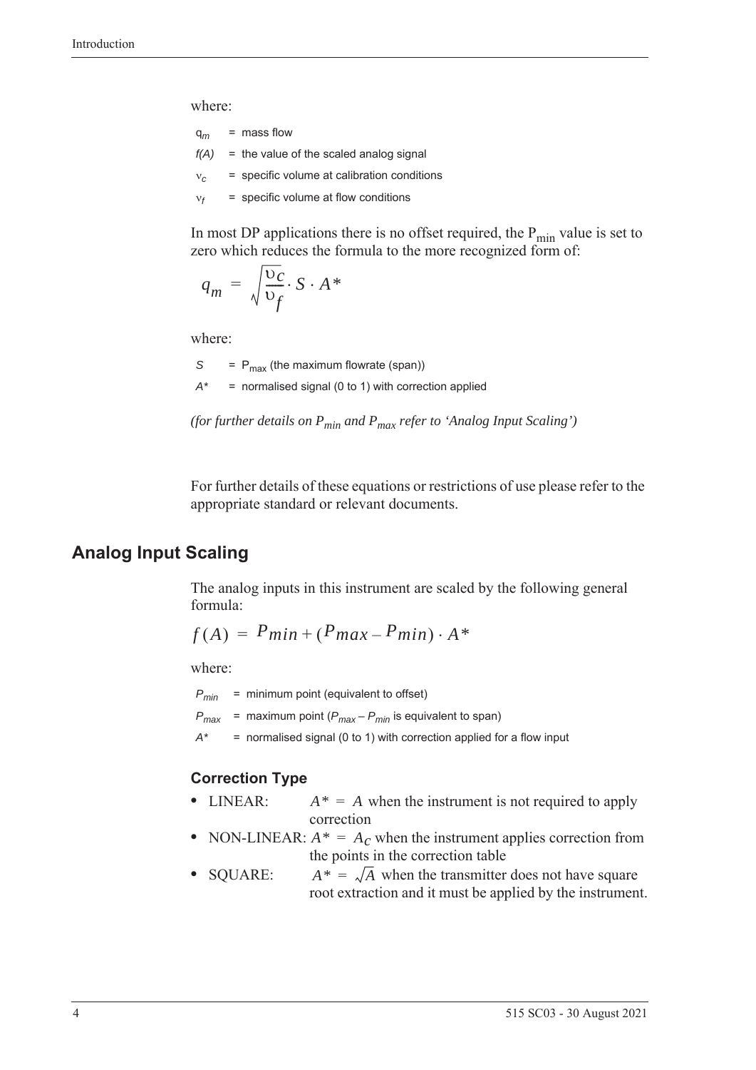where:

$q_m$ = mass flow

$f(A)$ = the value of the scaled analog signal

$\nu_c$ = specific volume at calibration conditions

$\nu_f$ = specific volume at flow conditions

In most DP applications there is no offset required, the $P_{min}$ value is set to zero which reduces the formula to the more recognized form of:

$$q_m = \sqrt{\frac{\upsilon_c}{\upsilon_f}} \cdot S \cdot A^*$$

where:

$S$ = $P_{max}$ (the maximum flowrate (span))

$A^*$ = normalised signal (0 to 1) with correction applied

*(for further details on $P_{min}$ and $P_{max}$ refer to 'Analog Input Scaling')*

For further details of these equations or restrictions of use please refer to the appropriate standard or relevant documents.

## Analog Input Scaling

The analog inputs in this instrument are scaled by the following general formula:

$$f(A) = P_{min} + (P_{max} - P_{min}) \cdot A^*$$

where:

$P_{min}$ = minimum point (equivalent to offset)

$P_{max}$ = maximum point ($P_{max} - P_{min}$ is equivalent to span)

$A^*$ = normalised signal (0 to 1) with correction applied for a flow input

### Correction Type

- LINEAR: $A^* = A$ when the instrument is not required to apply correction
- NON-LINEAR: $A^* = A_C$ when the instrument applies correction from the points in the correction table
- SQUARE: $A^* = \sqrt{A}$ when the transmitter does not have square root extraction and it must be applied by the instrument.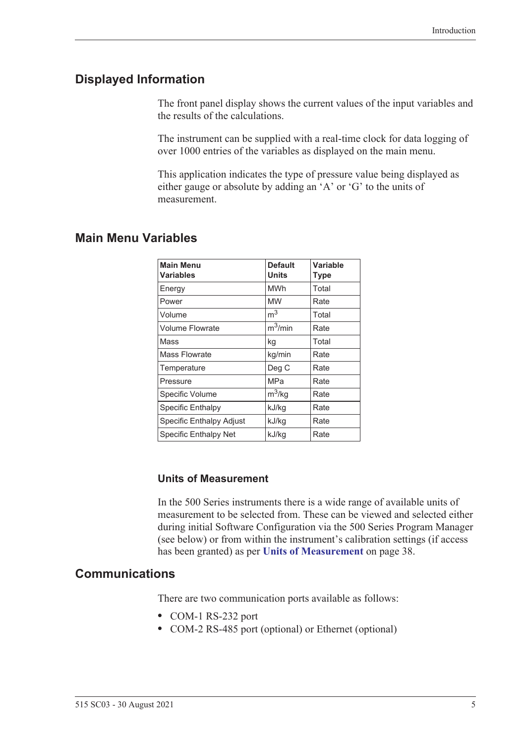## Displayed Information

The front panel display shows the current values of the input variables and the results of the calculations.

The instrument can be supplied with a real-time clock for data logging of over 1000 entries of the variables as displayed on the main menu.

This application indicates the type of pressure value being displayed as either gauge or absolute by adding an 'A' or 'G' to the units of measurement.

## Main Menu Variables

| Main Menu Variables | Default Units | Variable Type |
|---|---|---|
| Energy | MWh | Total |
| Power | MW | Rate |
| Volume | $m^3$ | Total |
| Volume Flowrate | $m^3$/min | Rate |
| Mass | kg | Total |
| Mass Flowrate | kg/min | Rate |
| Temperature | Deg C | Rate |
| Pressure | MPa | Rate |
| Specific Volume | $m^3$/kg | Rate |
| Specific Enthalpy | kJ/kg | Rate |
| Specific Enthalpy Adjust | kJ/kg | Rate |
| Specific Enthalpy Net | kJ/kg | Rate |

### Units of Measurement

In the 500 Series instruments there is a wide range of available units of measurement to be selected from. These can be viewed and selected either during initial Software Configuration via the 500 Series Program Manager (see below) or from within the instrument's calibration settings (if access has been granted) as per **Units of Measurement** on page 38.

## Communications

There are two communication ports available as follows:

- COM-1 RS-232 port
- COM-2 RS-485 port (optional) or Ethernet (optional)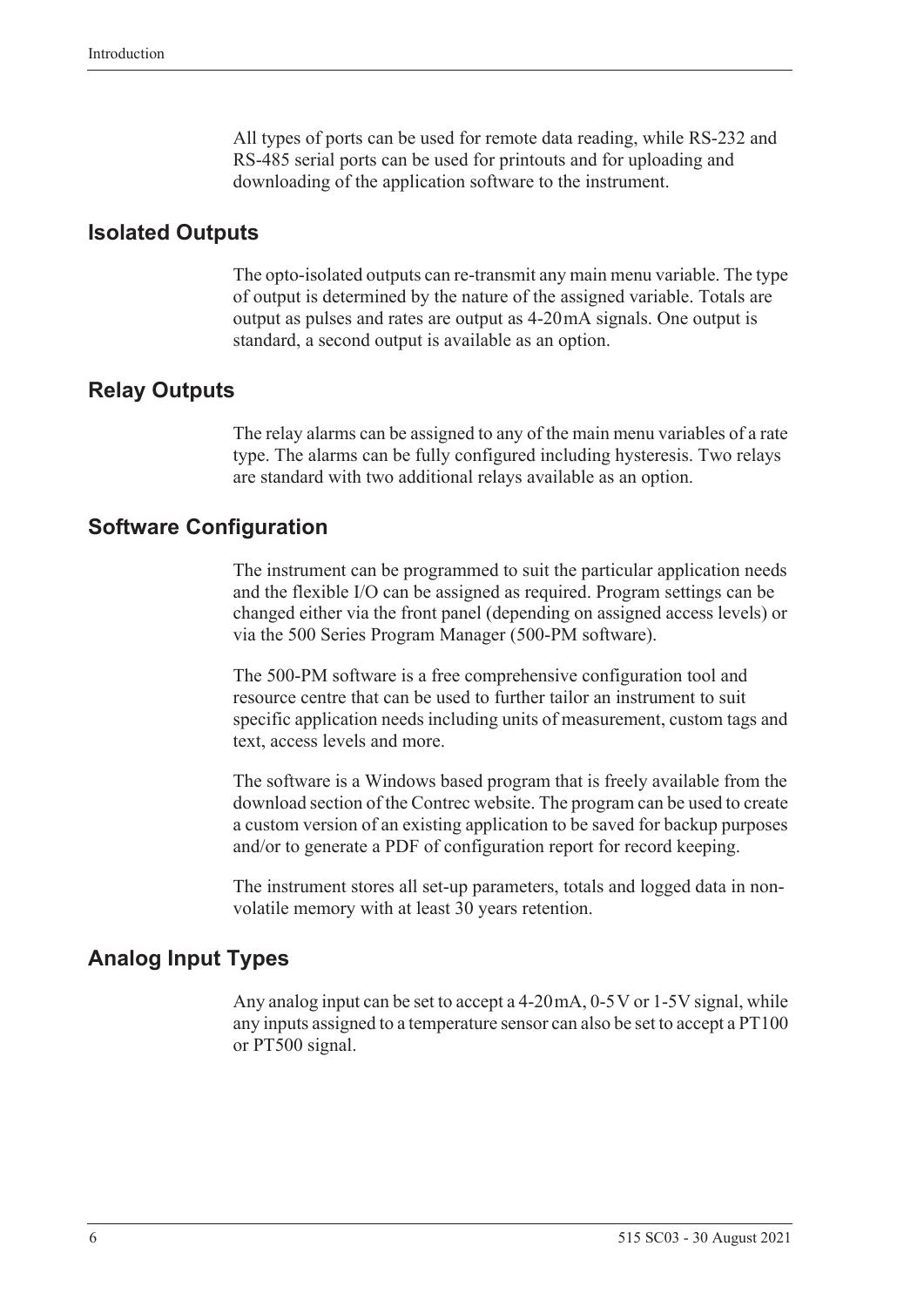All types of ports can be used for remote data reading, while RS-232 and RS-485 serial ports can be used for printouts and for uploading and downloading of the application software to the instrument.

## Isolated Outputs

The opto-isolated outputs can re-transmit any main menu variable. The type of output is determined by the nature of the assigned variable. Totals are output as pulses and rates are output as 4-20 mA signals. One output is standard, a second output is available as an option.

## Relay Outputs

The relay alarms can be assigned to any of the main menu variables of a rate type. The alarms can be fully configured including hysteresis. Two relays are standard with two additional relays available as an option.

## Software Configuration

The instrument can be programmed to suit the particular application needs and the flexible I/O can be assigned as required. Program settings can be changed either via the front panel (depending on assigned access levels) or via the 500 Series Program Manager (500-PM software).

The 500-PM software is a free comprehensive configuration tool and resource centre that can be used to further tailor an instrument to suit specific application needs including units of measurement, custom tags and text, access levels and more.

The software is a Windows based program that is freely available from the download section of the Contrec website. The program can be used to create a custom version of an existing application to be saved for backup purposes and/or to generate a PDF of configuration report for record keeping.

The instrument stores all set-up parameters, totals and logged data in non-volatile memory with at least 30 years retention.

## Analog Input Types

Any analog input can be set to accept a 4-20 mA, 0-5 V or 1-5 V signal, while any inputs assigned to a temperature sensor can also be set to accept a PT100 or PT500 signal.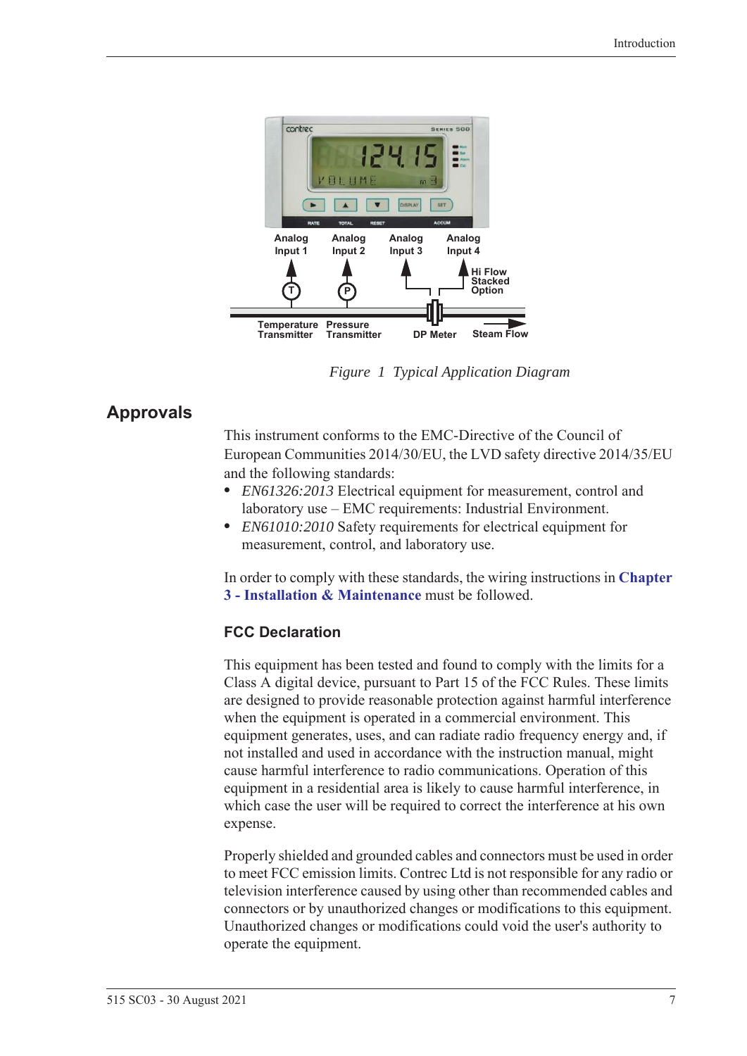Figure 1 Typical Application Diagram

## Approvals

This instrument conforms to the EMC-Directive of the Council of European Communities 2014/30/EU, the LVD safety directive 2014/35/EU and the following standards:

- *EN61326:2013* Electrical equipment for measurement, control and laboratory use – EMC requirements: Industrial Environment.
- *EN61010:2010* Safety requirements for electrical equipment for measurement, control, and laboratory use.

In order to comply with these standards, the wiring instructions in **Chapter 3 - Installation & Maintenance** must be followed.

### FCC Declaration

This equipment has been tested and found to comply with the limits for a Class A digital device, pursuant to Part 15 of the FCC Rules. These limits are designed to provide reasonable protection against harmful interference when the equipment is operated in a commercial environment. This equipment generates, uses, and can radiate radio frequency energy and, if not installed and used in accordance with the instruction manual, might cause harmful interference to radio communications. Operation of this equipment in a residential area is likely to cause harmful interference, in which case the user will be required to correct the interference at his own expense.

Properly shielded and grounded cables and connectors must be used in order to meet FCC emission limits. Contrec Ltd is not responsible for any radio or television interference caused by using other than recommended cables and connectors or by unauthorized changes or modifications to this equipment. Unauthorized changes or modifications could void the user's authority to operate the equipment.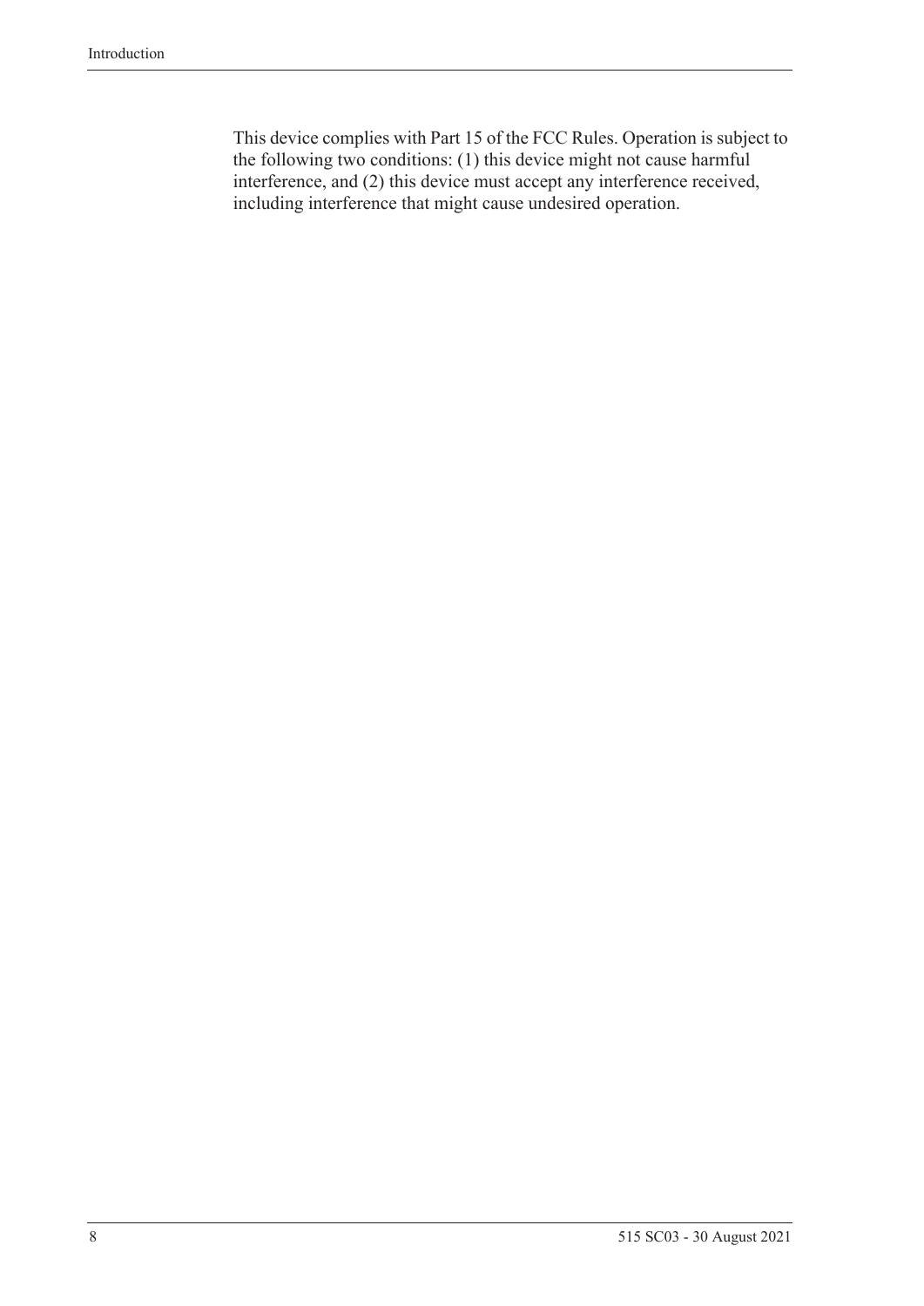This device complies with Part 15 of the FCC Rules. Operation is subject to the following two conditions: (1) this device might not cause harmful interference, and (2) this device must accept any interference received, including interference that might cause undesired operation.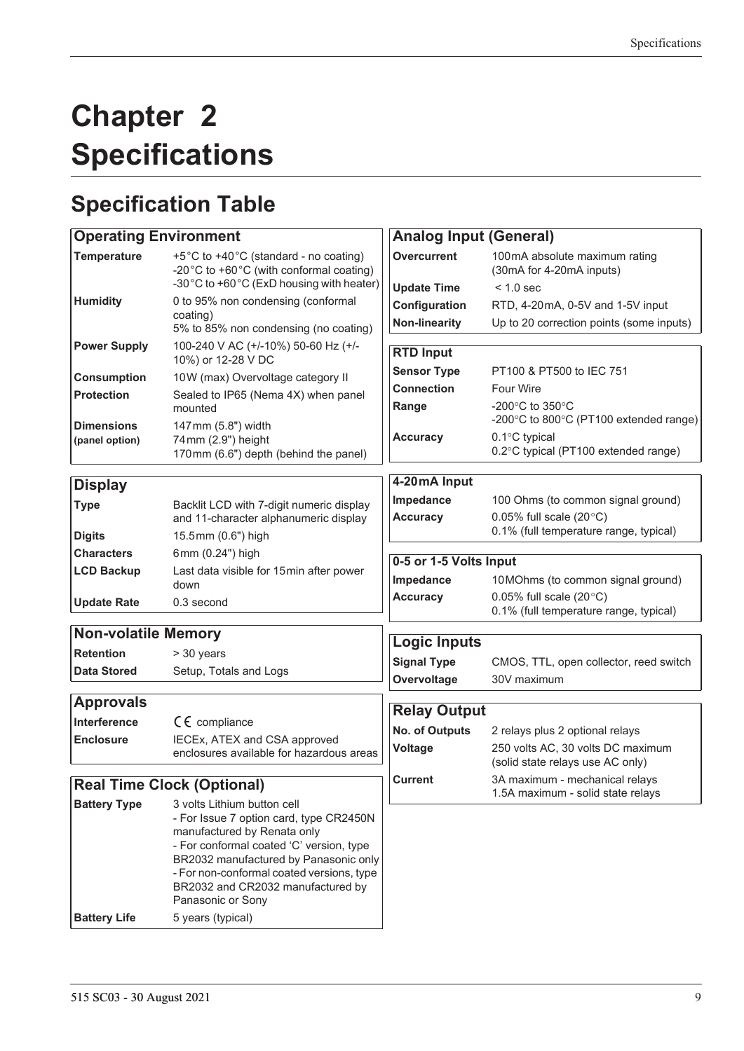# Chapter 2 Specifications

## Specification Table

| Operating Environment | |
|---|---|
| **Temperature** | +5°C to +40°C (standard - no coating)<br>-20°C to +60°C (with conformal coating)<br>-30°C to +60°C (ExD housing with heater) |
| **Humidity** | 0 to 95% non condensing (conformal coating)<br>5% to 85% non condensing (no coating) |
| **Power Supply** | 100-240 V AC (+/-10%) 50-60 Hz (+/-10%) or 12-28 V DC |
| **Consumption** | 10W (max) Overvoltage category II |
| **Protection** | Sealed to IP65 (Nema 4X) when panel mounted |
| **Dimensions (panel option)** | 147mm (5.8") width<br>74mm (2.9") height<br>170mm (6.6") depth (behind the panel) |

| Display | |
|---|---|
| **Type** | Backlit LCD with 7-digit numeric display and 11-character alphanumeric display |
| **Digits** | 15.5mm (0.6") high |
| **Characters** | 6mm (0.24") high |
| **LCD Backup** | Last data visible for 15min after power down |
| **Update Rate** | 0.3 second |

| Non-volatile Memory | |
|---|---|
| **Retention** | > 30 years |
| **Data Stored** | Setup, Totals and Logs |

| Approvals | |
|---|---|
| **Interference** | CE compliance |
| **Enclosure** | IECEx, ATEX and CSA approved enclosures available for hazardous areas |

| Real Time Clock (Optional) | |
|---|---|
| **Battery Type** | 3 volts Lithium button cell<br>- For Issue 7 option card, type CR2450N manufactured by Renata only<br>- For conformal coated 'C' version, type BR2032 manufactured by Panasonic only<br>- For non-conformal coated versions, type BR2032 and CR2032 manufactured by Panasonic or Sony |
| **Battery Life** | 5 years (typical) |

| Analog Input (General) | |
|---|---|
| **Overcurrent** | 100mA absolute maximum rating (30mA for 4-20mA inputs) |
| **Update Time** | < 1.0 sec |
| **Configuration** | RTD, 4-20mA, 0-5V and 1-5V input |
| **Non-linearity** | Up to 20 correction points (some inputs) |

| RTD Input | |
|---|---|
| **Sensor Type** | PT100 & PT500 to IEC 751 |
| **Connection** | Four Wire |
| **Range** | -200°C to 350°C<br>-200°C to 800°C (PT100 extended range) |
| **Accuracy** | 0.1°C typical<br>0.2°C typical (PT100 extended range) |

| 4-20mA Input | |
|---|---|
| **Impedance** | 100 Ohms (to common signal ground) |
| **Accuracy** | 0.05% full scale (20°C)<br>0.1% (full temperature range, typical) |

| 0-5 or 1-5 Volts Input | |
|---|---|
| **Impedance** | 10MOhms (to common signal ground) |
| **Accuracy** | 0.05% full scale (20°C)<br>0.1% (full temperature range, typical) |

| Logic Inputs | |
|---|---|
| **Signal Type** | CMOS, TTL, open collector, reed switch |
| **Overvoltage** | 30V maximum |

| Relay Output | |
|---|---|
| **No. of Outputs** | 2 relays plus 2 optional relays |
| **Voltage** | 250 volts AC, 30 volts DC maximum (solid state relays use AC only) |
| **Current** | 3A maximum - mechanical relays<br>1.5A maximum - solid state relays |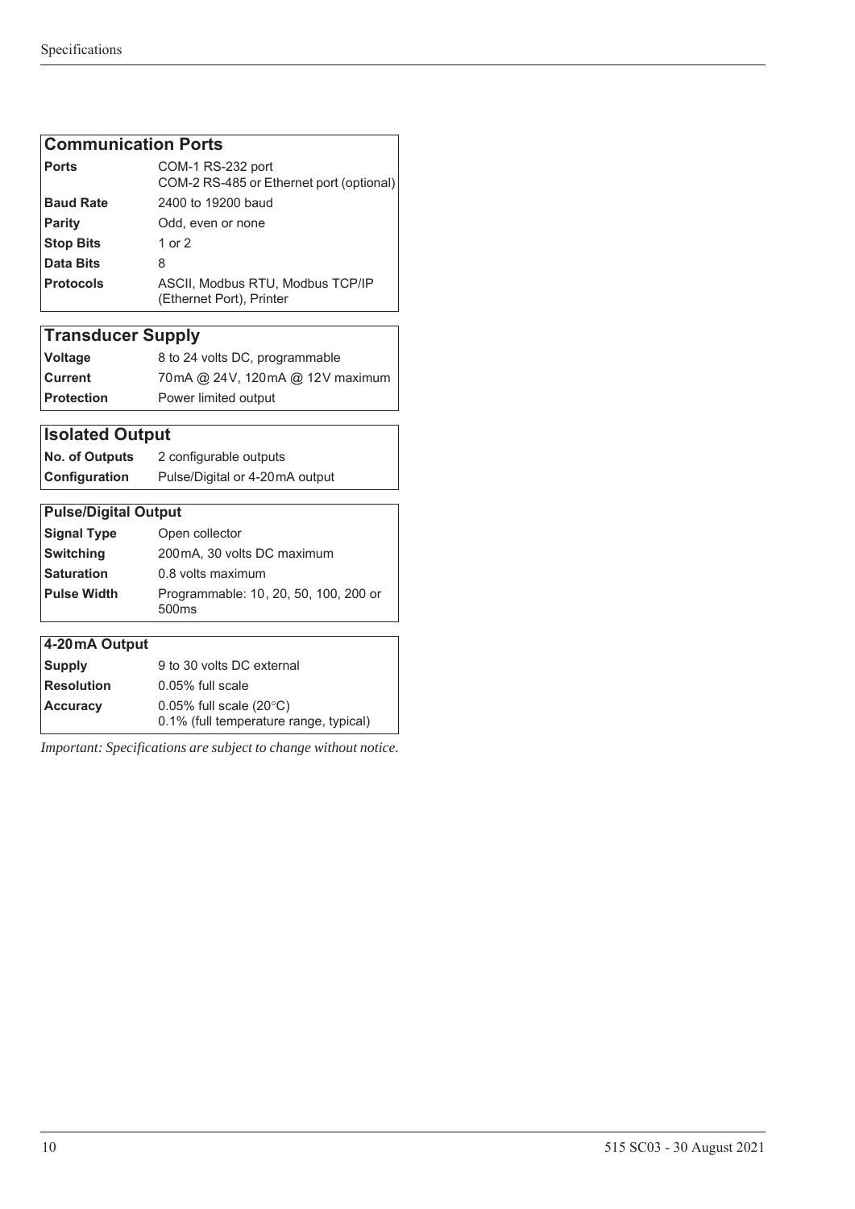| Communication Ports | |
|---|---|
| **Ports** | COM-1 RS-232 port<br>COM-2 RS-485 or Ethernet port (optional) |
| **Baud Rate** | 2400 to 19200 baud |
| **Parity** | Odd, even or none |
| **Stop Bits** | 1 or 2 |
| **Data Bits** | 8 |
| **Protocols** | ASCII, Modbus RTU, Modbus TCP/IP (Ethernet Port), Printer |

| Transducer Supply | |
|---|---|
| **Voltage** | 8 to 24 volts DC, programmable |
| **Current** | 70 mA @ 24 V, 120 mA @ 12 V maximum |
| **Protection** | Power limited output |

| Isolated Output | |
|---|---|
| **No. of Outputs** | 2 configurable outputs |
| **Configuration** | Pulse/Digital or 4-20 mA output |

| Pulse/Digital Output | |
|---|---|
| **Signal Type** | Open collector |
| **Switching** | 200 mA, 30 volts DC maximum |
| **Saturation** | 0.8 volts maximum |
| **Pulse Width** | Programmable: 10, 20, 50, 100, 200 or 500ms |

| 4-20 mA Output | |
|---|---|
| **Supply** | 9 to 30 volts DC external |
| **Resolution** | 0.05% full scale |
| **Accuracy** | 0.05% full scale (20°C)<br>0.1% (full temperature range, typical) |

*Important: Specifications are subject to change without notice.*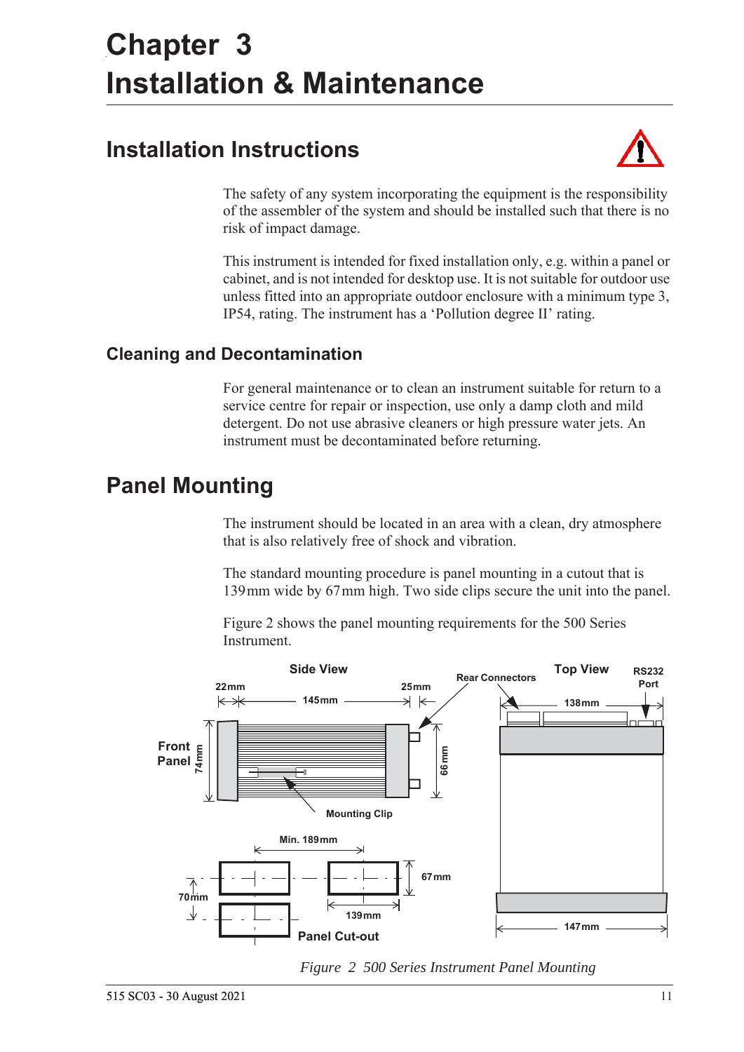# Chapter 3
# Installation & Maintenance

## Installation Instructions

The safety of any system incorporating the equipment is the responsibility of the assembler of the system and should be installed such that there is no risk of impact damage.

This instrument is intended for fixed installation only, e.g. within a panel or cabinet, and is not intended for desktop use. It is not suitable for outdoor use unless fitted into an appropriate outdoor enclosure with a minimum type 3, IP54, rating. The instrument has a 'Pollution degree II' rating.

### Cleaning and Decontamination

For general maintenance or to clean an instrument suitable for return to a service centre for repair or inspection, use only a damp cloth and mild detergent. Do not use abrasive cleaners or high pressure water jets. An instrument must be decontaminated before returning.

## Panel Mounting

The instrument should be located in an area with a clean, dry atmosphere that is also relatively free of shock and vibration.

The standard mounting procedure is panel mounting in a cutout that is 139 mm wide by 67 mm high. Two side clips secure the unit into the panel.

Figure 2 shows the panel mounting requirements for the 500 Series Instrument.

*Figure 2 500 Series Instrument Panel Mounting*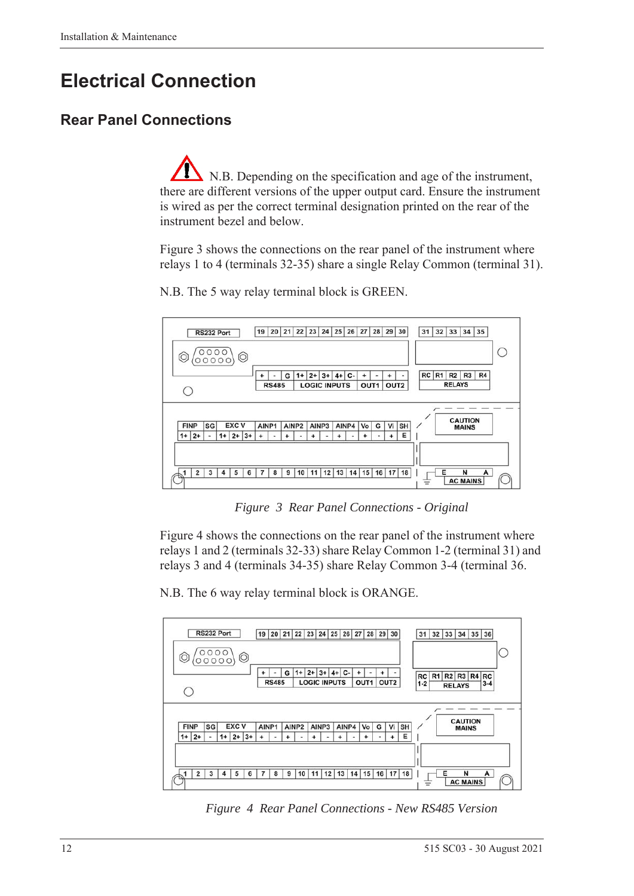# Electrical Connection

## Rear Panel Connections

N.B. Depending on the specification and age of the instrument, there are different versions of the upper output card. Ensure the instrument is wired as per the correct terminal designation printed on the rear of the instrument bezel and below.

Figure 3 shows the connections on the rear panel of the instrument where relays 1 to 4 (terminals 32-35) share a single Relay Common (terminal 31).

N.B. The 5 way relay terminal block is GREEN.

*Figure 3 Rear Panel Connections - Original*

Figure 4 shows the connections on the rear panel of the instrument where relays 1 and 2 (terminals 32-33) share Relay Common 1-2 (terminal 31) and relays 3 and 4 (terminals 34-35) share Relay Common 3-4 (terminal 36.

N.B. The 6 way relay terminal block is ORANGE.

*Figure 4 Rear Panel Connections - New RS485 Version*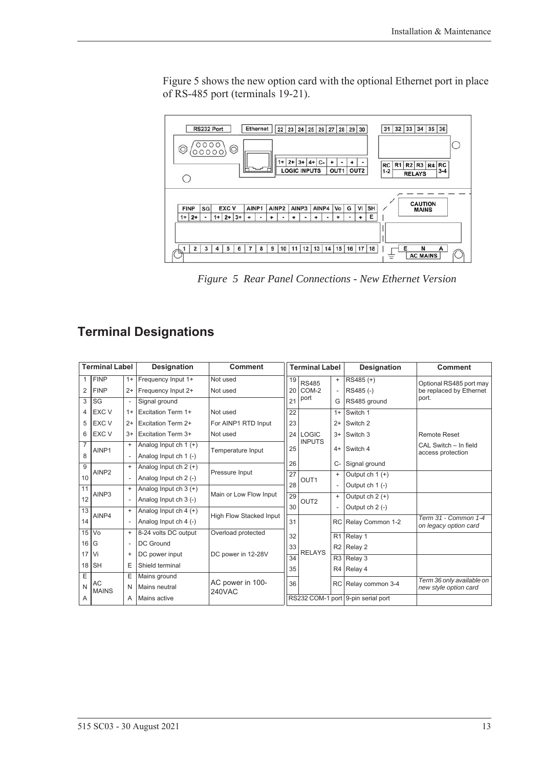Figure 5 shows the new option card with the optional Ethernet port in place of RS-485 port (terminals 19-21).

*Figure 5 Rear Panel Connections - New Ethernet Version*

## Terminal Designations

| Terminal Label | | | Designation | Comment | Terminal Label | | | Designation | Comment |
|---|---|---|---|---|---|---|---|---|---|
| 1 | FINP | 1+ | Frequency Input 1+ | Not used | 19 | RS485 COM-2 port | + | RS485 (+) | Optional RS485 port may be replaced by Ethernet port. |
| 2 | FINP | 2+ | Frequency Input 2+ | Not used | 20 | | - | RS485 (-) | |
| 3 | SG | - | Signal ground | | 21 | | G | RS485 ground | |
| 4 | EXC V | 1+ | Excitation Term 1+ | Not used | 22 | LOGIC INPUTS | 1+ | Switch 1 | |
| 5 | EXC V | 2+ | Excitation Term 2+ | For AINP1 RTD Input | 23 | | 2+ | Switch 2 | |
| 6 | EXC V | 3+ | Excitation Term 3+ | Not used | 24 | | 3+ | Switch 3 | Remote Reset |
| 7 | AINP1 | + | Analog Input ch 1 (+) | Temperature Input | 25 | | 4+ | Switch 4 | CAL Switch – In field access protection |
| 8 | | - | Analog Input ch 1 (-) | | 26 | | C- | Signal ground | |
| 9 | AINP2 | + | Analog Input ch 2 (+) | Pressure Input | 27 | OUT1 | + | Output ch 1 (+) | |
| 10 | | - | Analog Input ch 2 (-) | | 28 | | - | Output ch 1 (-) | |
| 11 | AINP3 | + | Analog Input ch 3 (+) | Main or Low Flow Input | 29 | OUT2 | + | Output ch 2 (+) | |
| 12 | | - | Analog Input ch 3 (-) | | 30 | | - | Output ch 2 (-) | |
| 13 | AINP4 | + | Analog Input ch 4 (+) | High Flow Stacked Input | 31 | RELAYS | RC | Relay Common 1-2 | *Term 31 - Common 1-4 on legacy option card* |
| 14 | | - | Analog Input ch 4 (-) | | 32 | | R1 | Relay 1 | |
| 15 | Vo | + | 8-24 volts DC output | Overload protected | 33 | | R2 | Relay 2 | |
| 16 | G | - | DC Ground | DC power in 12-28V | 34 | | R3 | Relay 3 | |
| 17 | Vi | + | DC power input | | 35 | | R4 | Relay 4 | |
| 18 | SH | E | Shield terminal | | 36 | | RC | Relay common 3-4 | *Term 36 only available on new style option card* |
| E | AC MAINS | E | Mains ground | AC power in 100-240VAC | | | | | |
| N | | N | Mains neutral | | | | | | |
| A | | A | Mains active | | RS232 COM-1 port | | | 9-pin serial port | |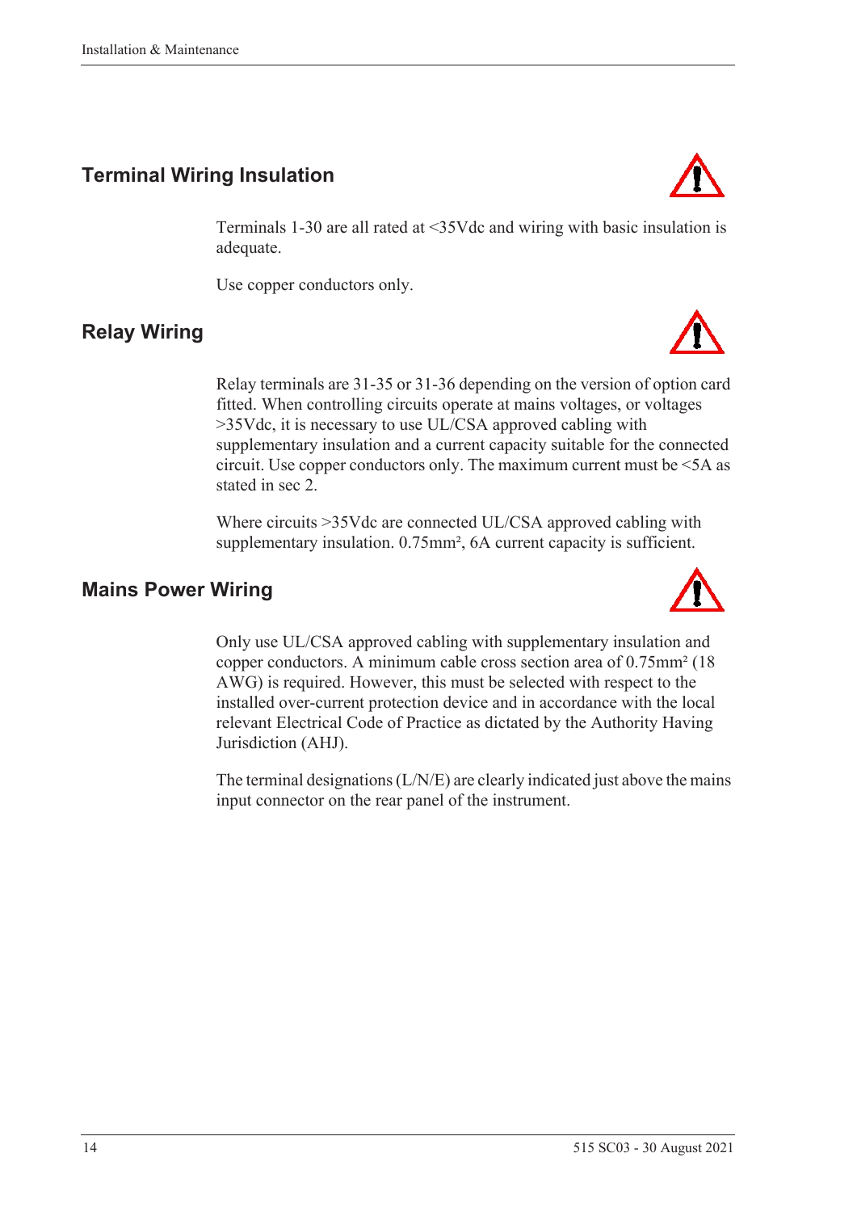## Terminal Wiring Insulation

Terminals 1-30 are all rated at <35Vdc and wiring with basic insulation is adequate.

Use copper conductors only.

## Relay Wiring

Relay terminals are 31-35 or 31-36 depending on the version of option card fitted. When controlling circuits operate at mains voltages, or voltages >35Vdc, it is necessary to use UL/CSA approved cabling with supplementary insulation and a current capacity suitable for the connected circuit. Use copper conductors only. The maximum current must be <5A as stated in sec 2.

Where circuits >35Vdc are connected UL/CSA approved cabling with supplementary insulation. 0.75mm², 6A current capacity is sufficient.

## Mains Power Wiring

Only use UL/CSA approved cabling with supplementary insulation and copper conductors. A minimum cable cross section area of 0.75mm² (18 AWG) is required. However, this must be selected with respect to the installed over-current protection device and in accordance with the local relevant Electrical Code of Practice as dictated by the Authority Having Jurisdiction (AHJ).

The terminal designations (L/N/E) are clearly indicated just above the mains input connector on the rear panel of the instrument.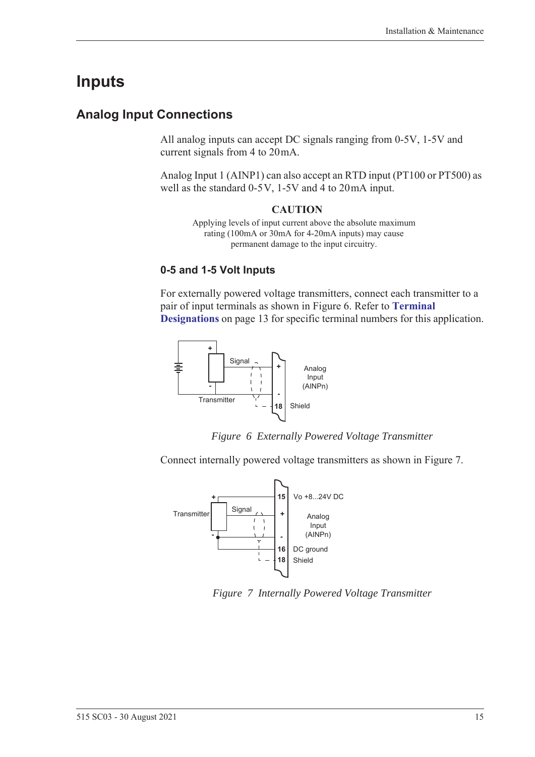# Inputs

## Analog Input Connections

All analog inputs can accept DC signals ranging from 0-5V, 1-5V and current signals from 4 to 20mA.

Analog Input 1 (AINP1) can also accept an RTD input (PT100 or PT500) as well as the standard 0-5V, 1-5V and 4 to 20mA input.

**CAUTION**

Applying levels of input current above the absolute maximum rating (100mA or 30mA for 4-20mA inputs) may cause permanent damage to the input circuitry.

### 0-5 and 1-5 Volt Inputs

For externally powered voltage transmitters, connect each transmitter to a pair of input terminals as shown in Figure 6. Refer to **Terminal Designations** on page 13 for specific terminal numbers for this application.

*Figure 6 Externally Powered Voltage Transmitter*

Connect internally powered voltage transmitters as shown in Figure 7.

*Figure 7 Internally Powered Voltage Transmitter*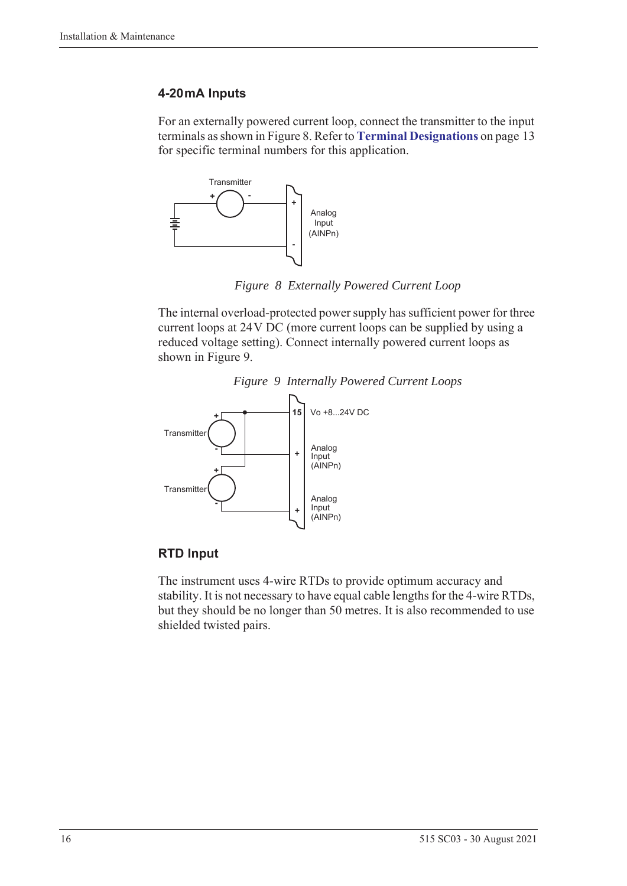## 4-20 mA Inputs

For an externally powered current loop, connect the transmitter to the input terminals as shown in Figure 8. Refer to **Terminal Designations** on page 13 for specific terminal numbers for this application.

*Figure 8 Externally Powered Current Loop*

The internal overload-protected power supply has sufficient power for three current loops at 24 V DC (more current loops can be supplied by using a reduced voltage setting). Connect internally powered current loops as shown in Figure 9.

*Figure 9 Internally Powered Current Loops*

## RTD Input

The instrument uses 4-wire RTDs to provide optimum accuracy and stability. It is not necessary to have equal cable lengths for the 4-wire RTDs, but they should be no longer than 50 metres. It is also recommended to use shielded twisted pairs.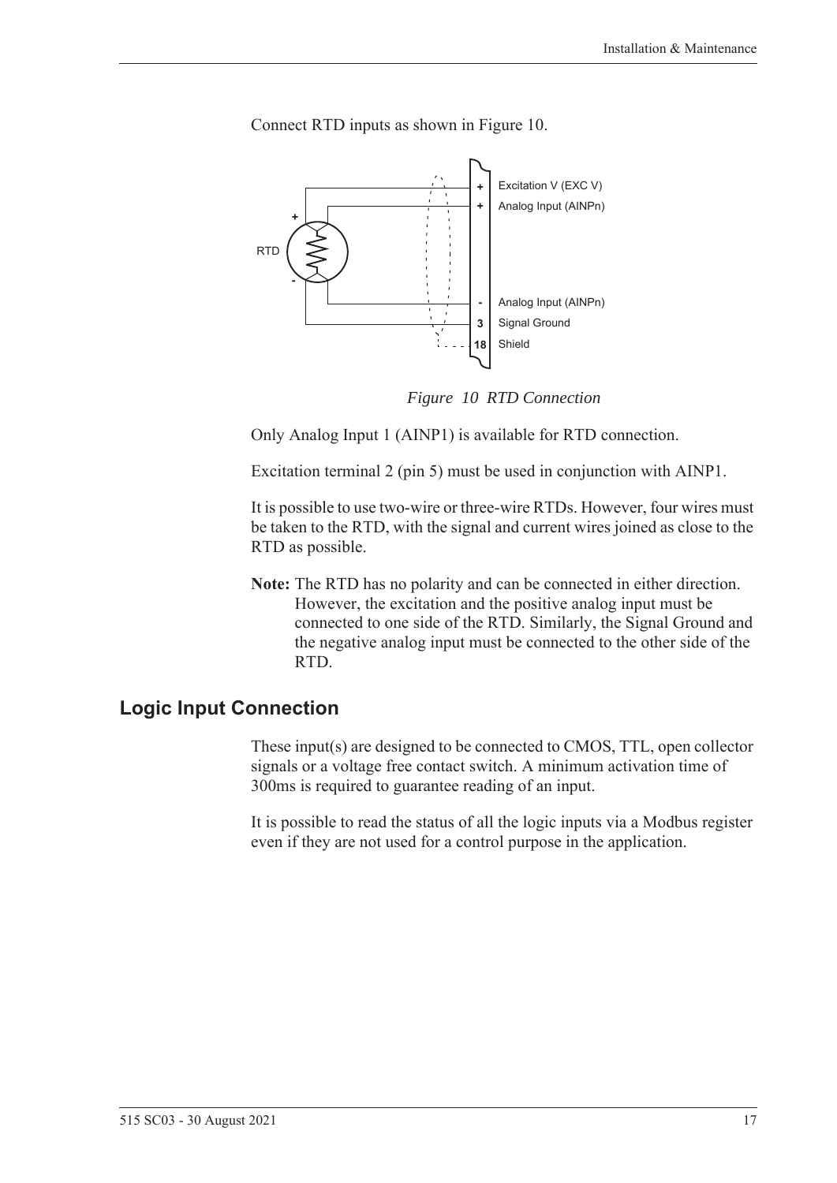Connect RTD inputs as shown in Figure 10.

*Figure 10 RTD Connection*

Only Analog Input 1 (AINP1) is available for RTD connection.

Excitation terminal 2 (pin 5) must be used in conjunction with AINP1.

It is possible to use two-wire or three-wire RTDs. However, four wires must be taken to the RTD, with the signal and current wires joined as close to the RTD as possible.

**Note:** The RTD has no polarity and can be connected in either direction. However, the excitation and the positive analog input must be connected to one side of the RTD. Similarly, the Signal Ground and the negative analog input must be connected to the other side of the RTD.

## Logic Input Connection

These input(s) are designed to be connected to CMOS, TTL, open collector signals or a voltage free contact switch. A minimum activation time of 300ms is required to guarantee reading of an input.

It is possible to read the status of all the logic inputs via a Modbus register even if they are not used for a control purpose in the application.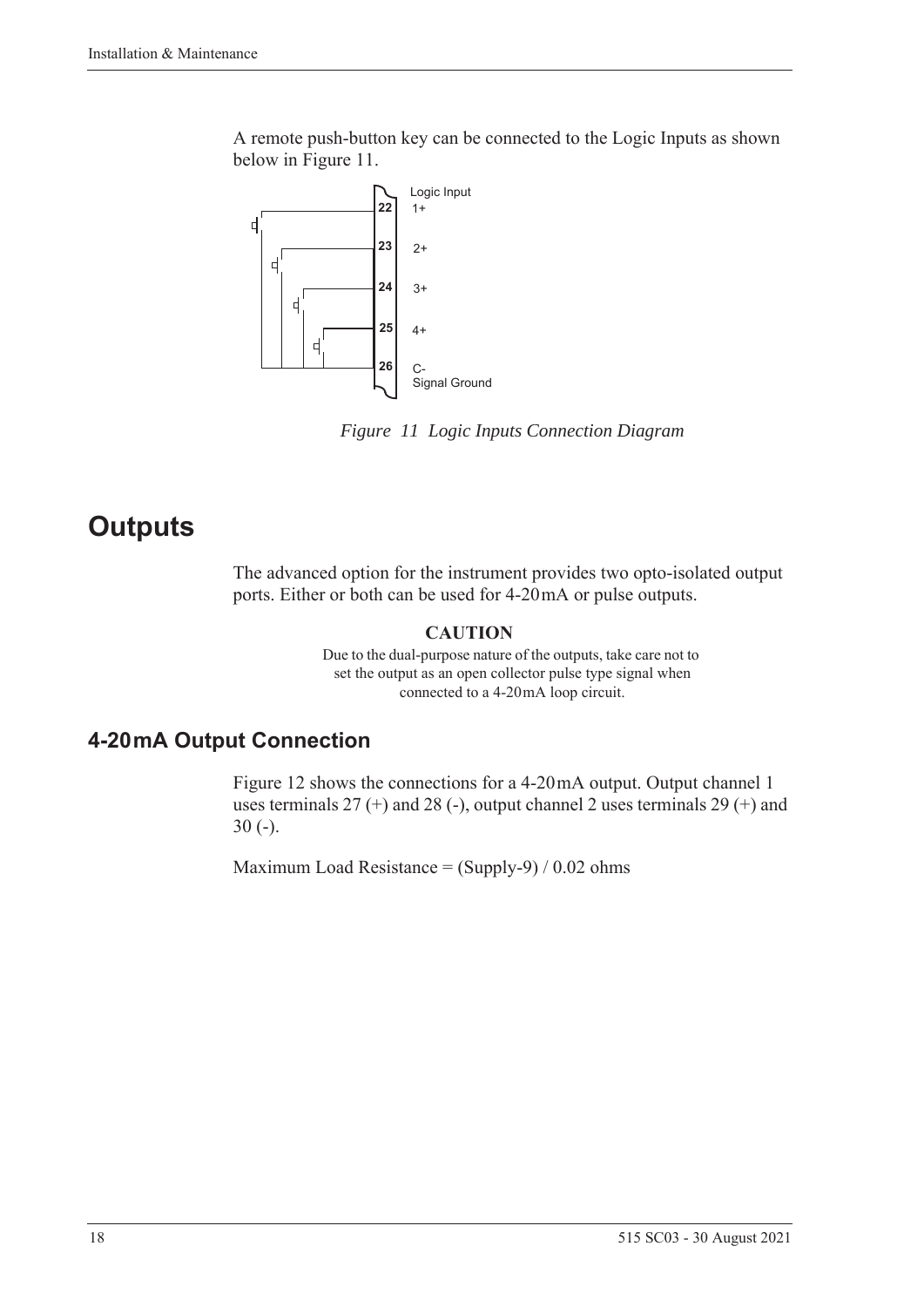A remote push-button key can be connected to the Logic Inputs as shown below in Figure 11.

*Figure 11 Logic Inputs Connection Diagram*

# Outputs

The advanced option for the instrument provides two opto-isolated output ports. Either or both can be used for 4-20 mA or pulse outputs.

**CAUTION**

Due to the dual-purpose nature of the outputs, take care not to set the output as an open collector pulse type signal when connected to a 4-20 mA loop circuit.

## 4-20 mA Output Connection

Figure 12 shows the connections for a 4-20 mA output. Output channel 1 uses terminals 27 (+) and 28 (-), output channel 2 uses terminals 29 (+) and 30 (-).

Maximum Load Resistance = (Supply-9) / 0.02 ohms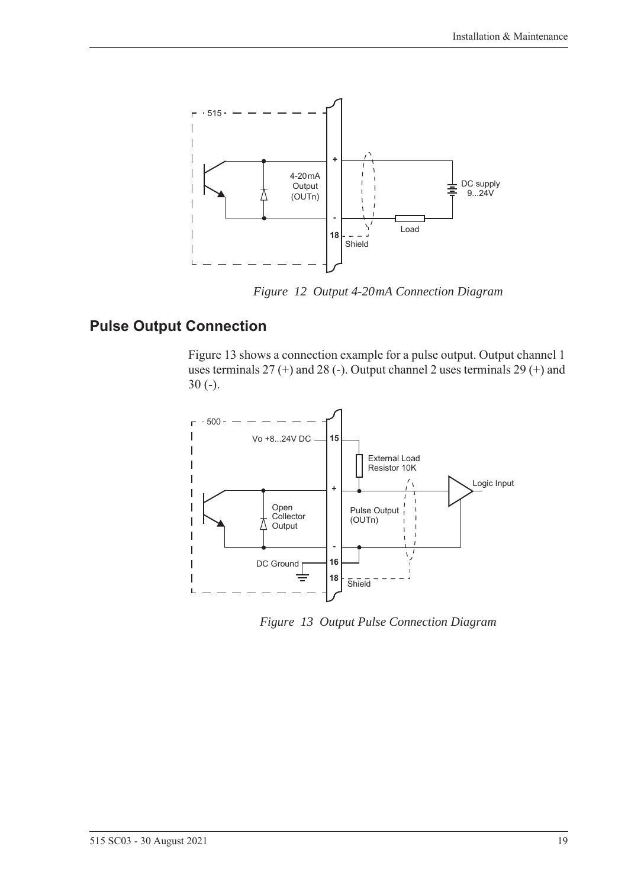*Figure 12 Output 4-20mA Connection Diagram*

## Pulse Output Connection

Figure 13 shows a connection example for a pulse output. Output channel 1 uses terminals 27 (+) and 28 (-). Output channel 2 uses terminals 29 (+) and 30 (-).

*Figure 13 Output Pulse Connection Diagram*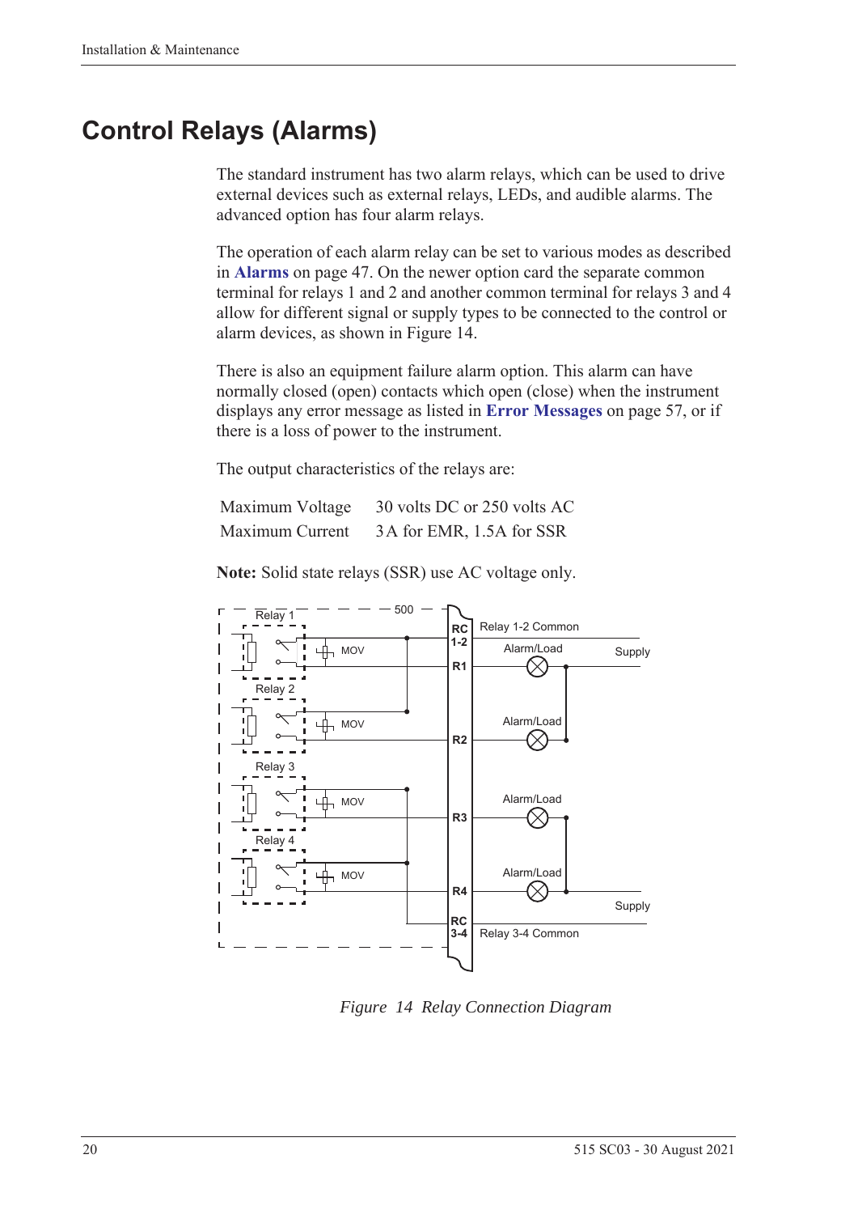# Control Relays (Alarms)

The standard instrument has two alarm relays, which can be used to drive external devices such as external relays, LEDs, and audible alarms. The advanced option has four alarm relays.

The operation of each alarm relay can be set to various modes as described in **Alarms** on page 47. On the newer option card the separate common terminal for relays 1 and 2 and another common terminal for relays 3 and 4 allow for different signal or supply types to be connected to the control or alarm devices, as shown in Figure 14.

There is also an equipment failure alarm option. This alarm can have normally closed (open) contacts which open (close) when the instrument displays any error message as listed in **Error Messages** on page 57, or if there is a loss of power to the instrument.

The output characteristics of the relays are:

| | |
|---|---|
| Maximum Voltage | 30 volts DC or 250 volts AC |
| Maximum Current | 3 A for EMR, 1.5A for SSR |

**Note:** Solid state relays (SSR) use AC voltage only.

*Figure 14 Relay Connection Diagram*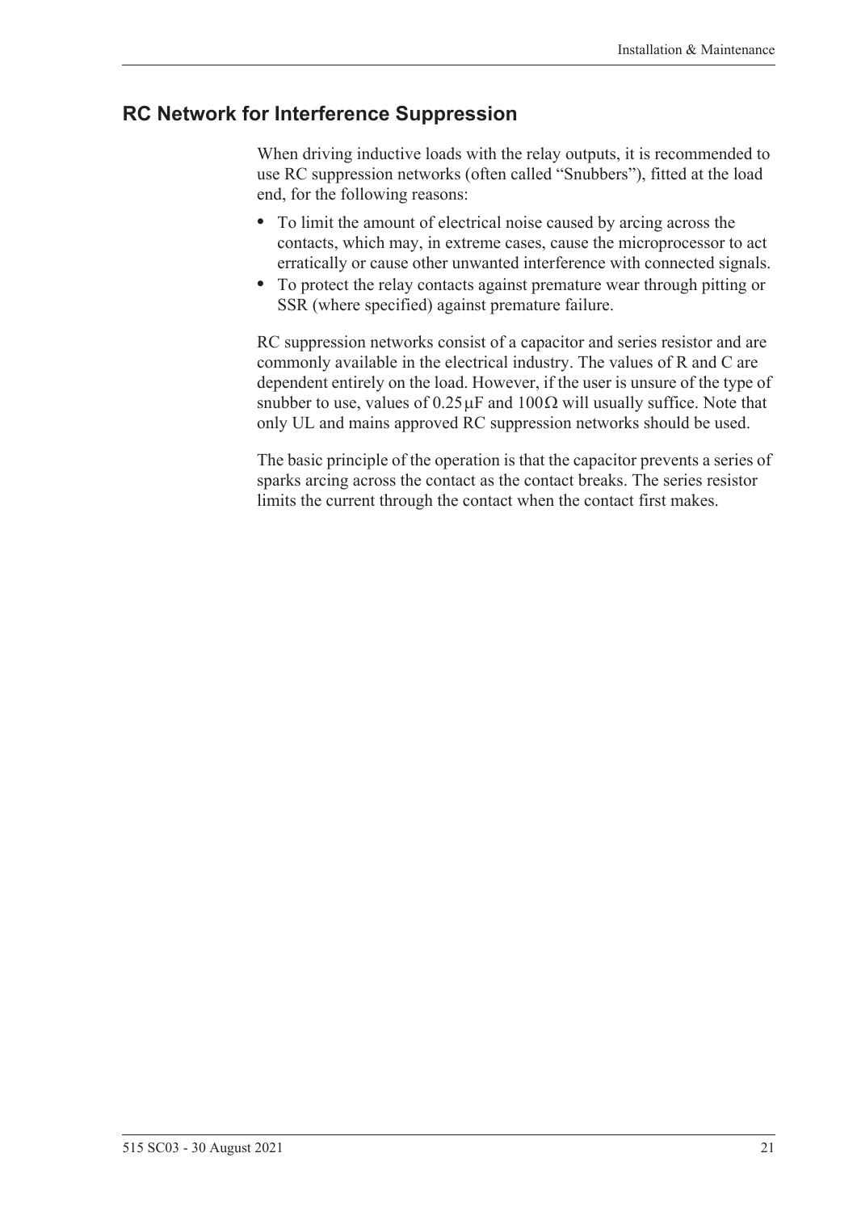## RC Network for Interference Suppression

When driving inductive loads with the relay outputs, it is recommended to use RC suppression networks (often called “Snubbers”), fitted at the load end, for the following reasons:

- To limit the amount of electrical noise caused by arcing across the contacts, which may, in extreme cases, cause the microprocessor to act erratically or cause other unwanted interference with connected signals.
- To protect the relay contacts against premature wear through pitting or SSR (where specified) against premature failure.

RC suppression networks consist of a capacitor and series resistor and are commonly available in the electrical industry. The values of R and C are dependent entirely on the load. However, if the user is unsure of the type of snubber to use, values of $0.25\,\mu F$ and $100\,\Omega$ will usually suffice. Note that only UL and mains approved RC suppression networks should be used.

The basic principle of the operation is that the capacitor prevents a series of sparks arcing across the contact as the contact breaks. The series resistor limits the current through the contact when the contact first makes.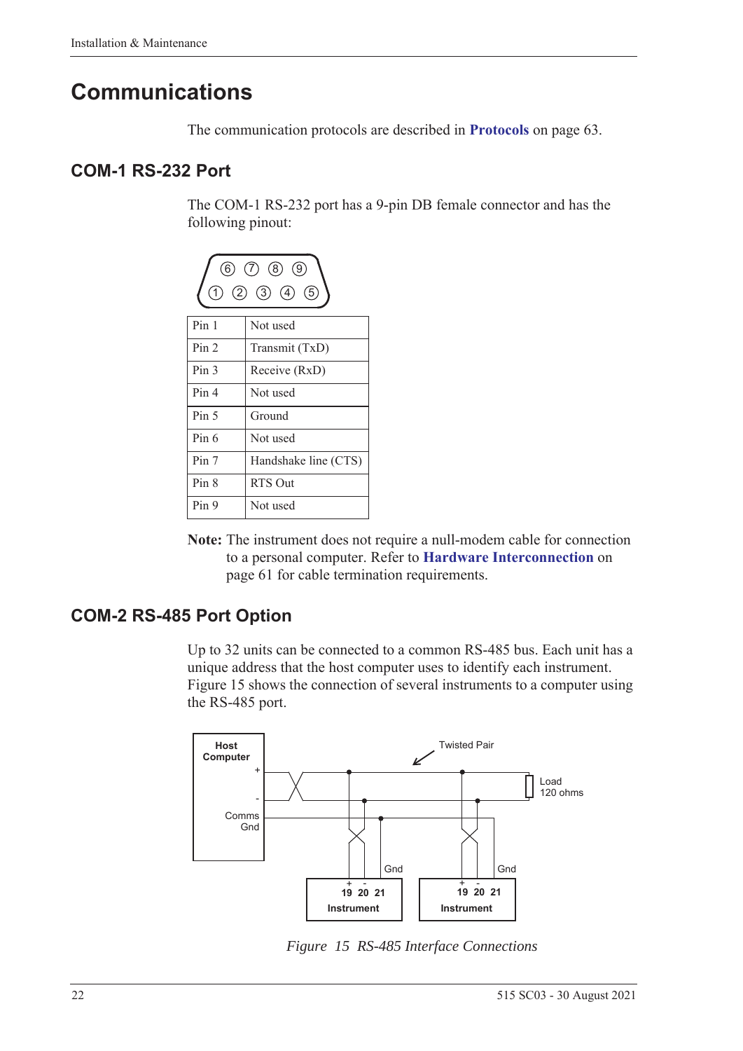# Communications

The communication protocols are described in **Protocols** on page 63.

## COM-1 RS-232 Port

The COM-1 RS-232 port has a 9-pin DB female connector and has the following pinout:

| Pin | Function |
|---|---|
| Pin 1 | Not used |
| Pin 2 | Transmit (TxD) |
| Pin 3 | Receive (RxD) |
| Pin 4 | Not used |
| Pin 5 | Ground |
| Pin 6 | Not used |
| Pin 7 | Handshake line (CTS) |
| Pin 8 | RTS Out |
| Pin 9 | Not used |

**Note:** The instrument does not require a null-modem cable for connection to a personal computer. Refer to **Hardware Interconnection** on page 61 for cable termination requirements.

## COM-2 RS-485 Port Option

Up to 32 units can be connected to a common RS-485 bus. Each unit has a unique address that the host computer uses to identify each instrument. Figure 15 shows the connection of several instruments to a computer using the RS-485 port.

*Figure 15 RS-485 Interface Connections*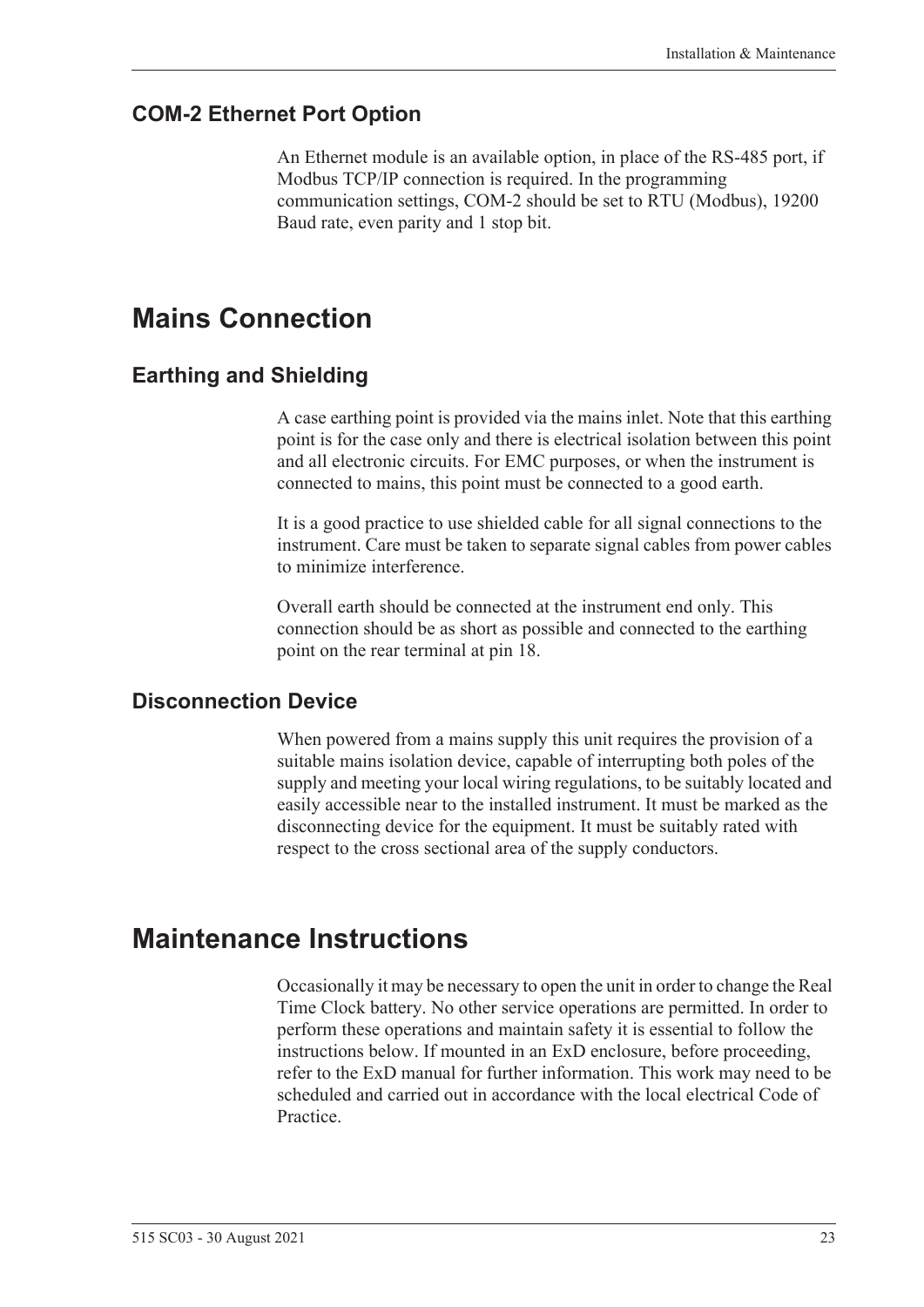### COM-2 Ethernet Port Option

An Ethernet module is an available option, in place of the RS-485 port, if Modbus TCP/IP connection is required. In the programming communication settings, COM-2 should be set to RTU (Modbus), 19200 Baud rate, even parity and 1 stop bit.

## Mains Connection

### Earthing and Shielding

A case earthing point is provided via the mains inlet. Note that this earthing point is for the case only and there is electrical isolation between this point and all electronic circuits. For EMC purposes, or when the instrument is connected to mains, this point must be connected to a good earth.

It is a good practice to use shielded cable for all signal connections to the instrument. Care must be taken to separate signal cables from power cables to minimize interference.

Overall earth should be connected at the instrument end only. This connection should be as short as possible and connected to the earthing point on the rear terminal at pin 18.

### Disconnection Device

When powered from a mains supply this unit requires the provision of a suitable mains isolation device, capable of interrupting both poles of the supply and meeting your local wiring regulations, to be suitably located and easily accessible near to the installed instrument. It must be marked as the disconnecting device for the equipment. It must be suitably rated with respect to the cross sectional area of the supply conductors.

## Maintenance Instructions

Occasionally it may be necessary to open the unit in order to change the Real Time Clock battery. No other service operations are permitted. In order to perform these operations and maintain safety it is essential to follow the instructions below. If mounted in an ExD enclosure, before proceeding, refer to the ExD manual for further information. This work may need to be scheduled and carried out in accordance with the local electrical Code of Practice.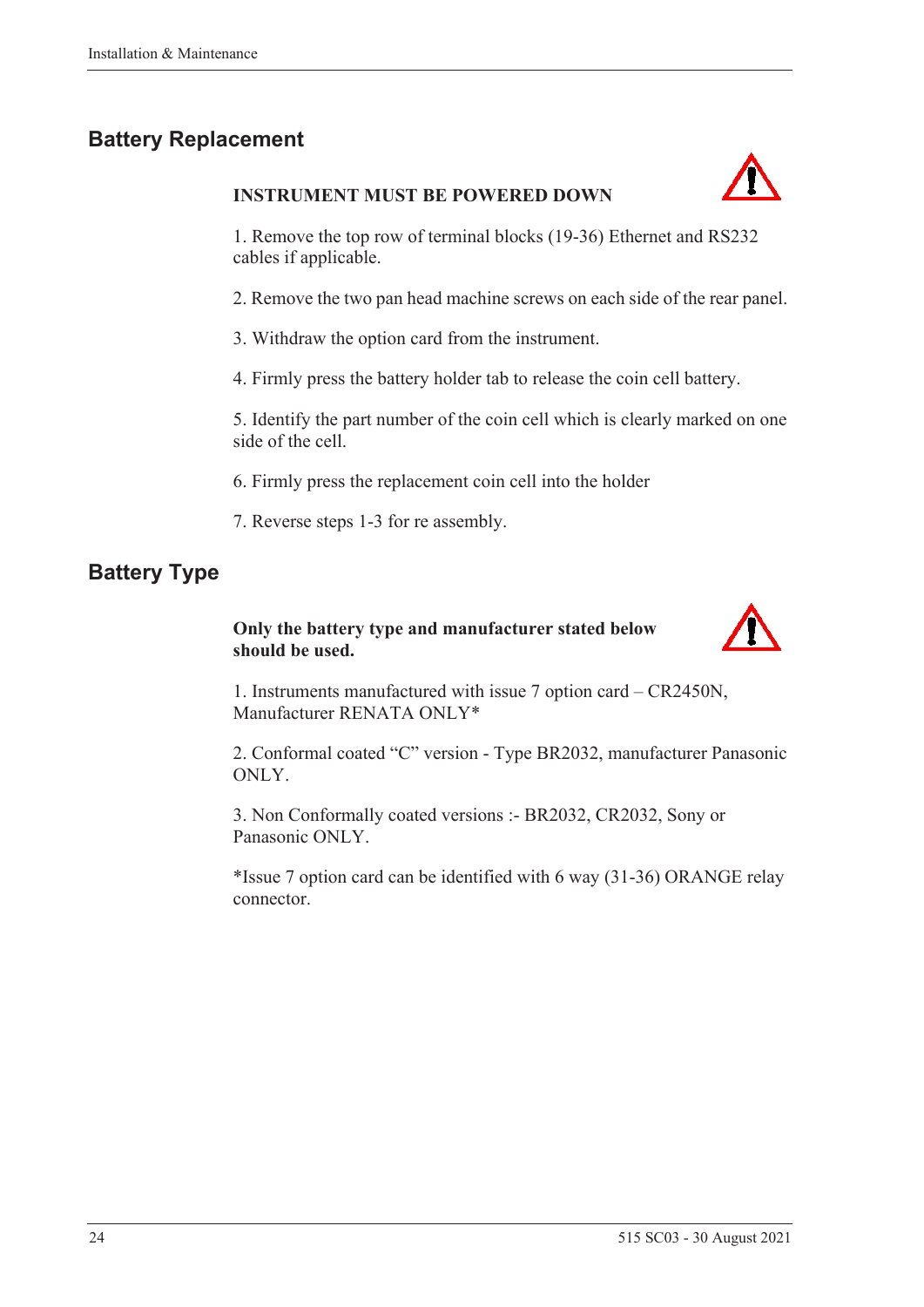## Battery Replacement

**INSTRUMENT MUST BE POWERED DOWN**

1. Remove the top row of terminal blocks (19-36) Ethernet and RS232 cables if applicable.

2. Remove the two pan head machine screws on each side of the rear panel.

3. Withdraw the option card from the instrument.

4. Firmly press the battery holder tab to release the coin cell battery.

5. Identify the part number of the coin cell which is clearly marked on one side of the cell.

6. Firmly press the replacement coin cell into the holder

7. Reverse steps 1-3 for re assembly.

## Battery Type

**Only the battery type and manufacturer stated below should be used.**

1. Instruments manufactured with issue 7 option card – CR2450N, Manufacturer RENATA ONLY*

2. Conformal coated “C” version - Type BR2032, manufacturer Panasonic ONLY.

3. Non Conformally coated versions :- BR2032, CR2032, Sony or Panasonic ONLY.

*Issue 7 option card can be identified with 6 way (31-36) ORANGE relay connector.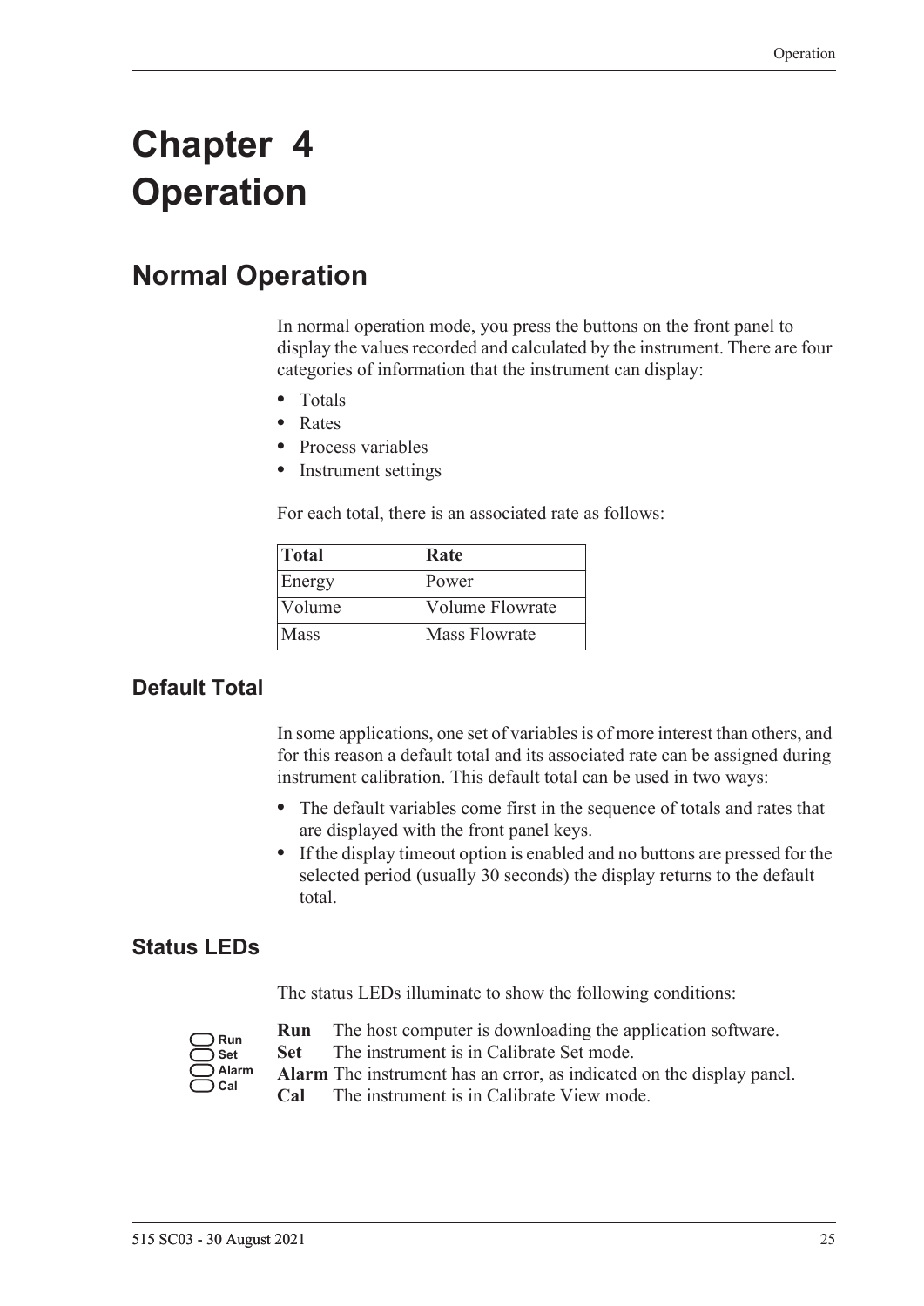# Chapter 4 Operation

## Normal Operation

In normal operation mode, you press the buttons on the front panel to display the values recorded and calculated by the instrument. There are four categories of information that the instrument can display:

- Totals
- Rates
- Process variables
- Instrument settings

For each total, there is an associated rate as follows:

| Total | Rate |
|---|---|
| Energy | Power |
| Volume | Volume Flowrate |
| Mass | Mass Flowrate |

### Default Total

In some applications, one set of variables is of more interest than others, and for this reason a default total and its associated rate can be assigned during instrument calibration. This default total can be used in two ways:

- The default variables come first in the sequence of totals and rates that are displayed with the front panel keys.
- If the display timeout option is enabled and no buttons are pressed for the selected period (usually 30 seconds) the display returns to the default total.

### Status LEDs

The status LEDs illuminate to show the following conditions:

**Run** The host computer is downloading the application software.
**Set** The instrument is in Calibrate Set mode.
**Alarm** The instrument has an error, as indicated on the display panel.
**Cal** The instrument is in Calibrate View mode.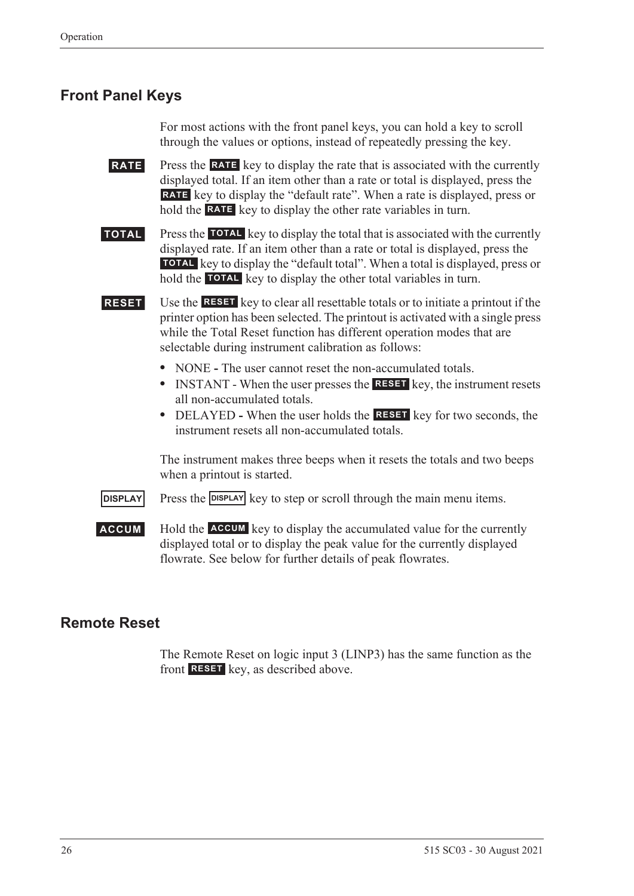## Front Panel Keys

For most actions with the front panel keys, you can hold a key to scroll through the values or options, instead of repeatedly pressing the key.

**RATE** Press the **RATE** key to display the rate that is associated with the currently displayed total. If an item other than a rate or total is displayed, press the **RATE** key to display the "default rate". When a rate is displayed, press or hold the **RATE** key to display the other rate variables in turn.

**TOTAL** Press the **TOTAL** key to display the total that is associated with the currently displayed rate. If an item other than a rate or total is displayed, press the **TOTAL** key to display the "default total". When a total is displayed, press or hold the **TOTAL** key to display the other total variables in turn.

**RESET** Use the **RESET** key to clear all resettable totals or to initiate a printout if the printer option has been selected. The printout is activated with a single press while the Total Reset function has different operation modes that are selectable during instrument calibration as follows:

- NONE **-** The user cannot reset the non-accumulated totals.
- INSTANT - When the user presses the **RESET** key, the instrument resets all non-accumulated totals.
- DELAYED **-** When the user holds the **RESET** key for two seconds, the instrument resets all non-accumulated totals.

The instrument makes three beeps when it resets the totals and two beeps when a printout is started.

**DISPLAY** Press the **DISPLAY** key to step or scroll through the main menu items.

**ACCUM** Hold the **ACCUM** key to display the accumulated value for the currently displayed total or to display the peak value for the currently displayed flowrate. See below for further details of peak flowrates.

## Remote Reset

The Remote Reset on logic input 3 (LINP3) has the same function as the front **RESET** key, as described above.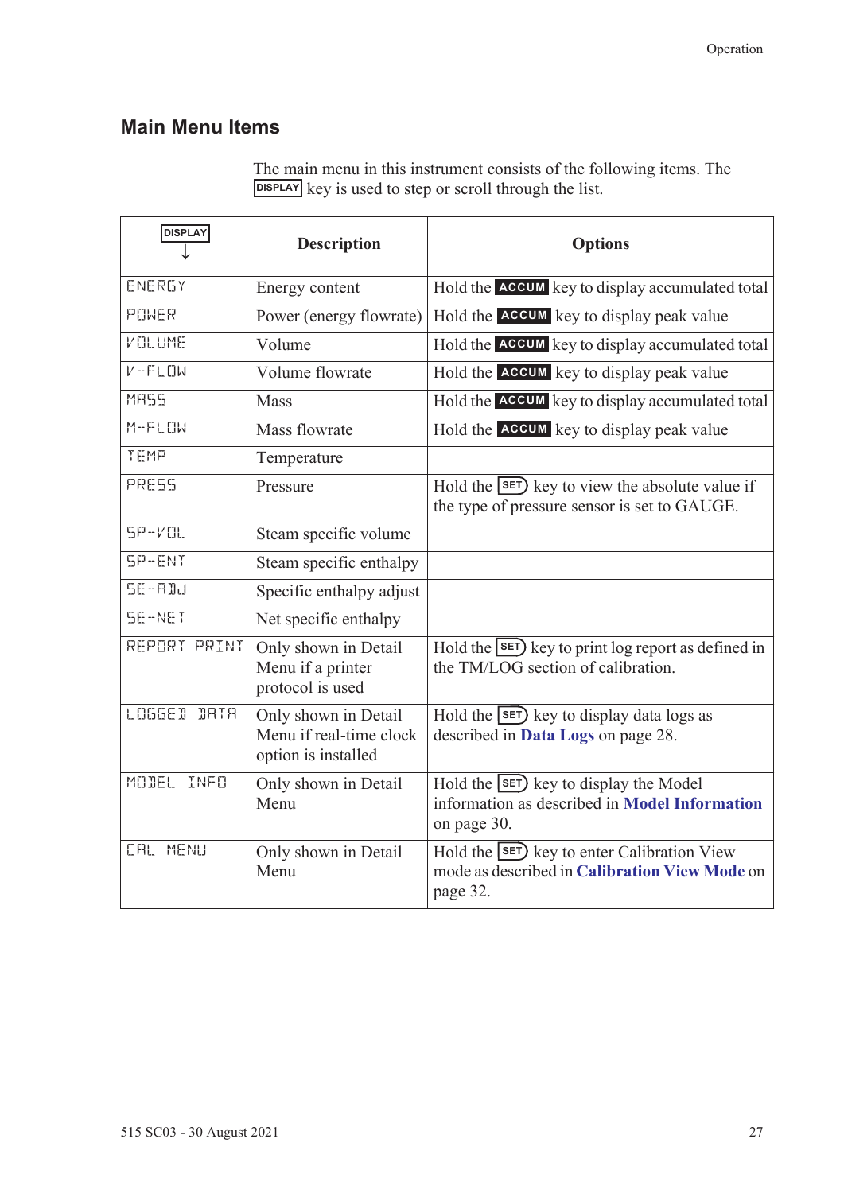## Main Menu Items

The main menu in this instrument consists of the following items. The DISPLAY key is used to step or scroll through the list.

| DISPLAY ↓ | Description | Options |
|---|---|---|
| ENERGY | Energy content | Hold the ACCUM key to display accumulated total |
| POWER | Power (energy flowrate) | Hold the ACCUM key to display peak value |
| VOLUME | Volume | Hold the ACCUM key to display accumulated total |
| V-FLOW | Volume flowrate | Hold the ACCUM key to display peak value |
| MASS | Mass | Hold the ACCUM key to display accumulated total |
| M-FLOW | Mass flowrate | Hold the ACCUM key to display peak value |
| TEMP | Temperature | |
| PRESS | Pressure | Hold the SET key to view the absolute value if the type of pressure sensor is set to GAUGE. |
| SP-VOL | Steam specific volume | |
| SP-ENT | Steam specific enthalpy | |
| SE-ADJ | Specific enthalpy adjust | |
| SE-NET | Net specific enthalpy | |
| REPORT PRINT | Only shown in Detail Menu if a printer protocol is used | Hold the SET key to print log report as defined in the TM/LOG section of calibration. |
| LOGGED DATA | Only shown in Detail Menu if real-time clock option is installed | Hold the SET key to display data logs as described in **Data Logs** on page 28. |
| MODEL INFO | Only shown in Detail Menu | Hold the SET key to display the Model information as described in **Model Information** on page 30. |
| CAL MENU | Only shown in Detail Menu | Hold the SET key to enter Calibration View mode as described in **Calibration View Mode** on page 32. |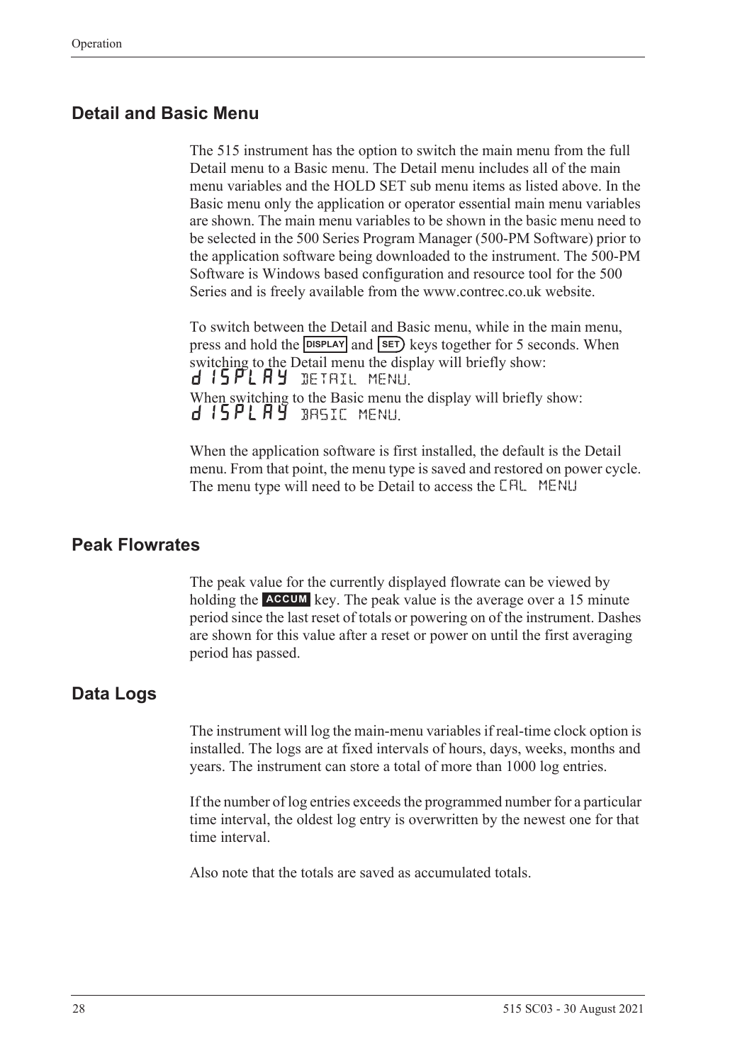## Detail and Basic Menu

The 515 instrument has the option to switch the main menu from the full Detail menu to a Basic menu. The Detail menu includes all of the main menu variables and the HOLD SET sub menu items as listed above. In the Basic menu only the application or operator essential main menu variables are shown. The main menu variables to be shown in the basic menu need to be selected in the 500 Series Program Manager (500-PM Software) prior to the application software being downloaded to the instrument. The 500-PM Software is Windows based configuration and resource tool for the 500 Series and is freely available from the www.contrec.co.uk website.

To switch between the Detail and Basic menu, while in the main menu, press and hold the **DISPLAY** and **SET** keys together for 5 seconds. When switching to the Detail menu the display will briefly show:
dISPLAY DETAIL MENU.
When switching to the Basic menu the display will briefly show:
dISPLAY BASIC MENU.

When the application software is first installed, the default is the Detail menu. From that point, the menu type is saved and restored on power cycle. The menu type will need to be Detail to access the CAL MENU

## Peak Flowrates

The peak value for the currently displayed flowrate can be viewed by holding the **ACCUM** key. The peak value is the average over a 15 minute period since the last reset of totals or powering on of the instrument. Dashes are shown for this value after a reset or power on until the first averaging period has passed.

## Data Logs

The instrument will log the main-menu variables if real-time clock option is installed. The logs are at fixed intervals of hours, days, weeks, months and years. The instrument can store a total of more than 1000 log entries.

If the number of log entries exceeds the programmed number for a particular time interval, the oldest log entry is overwritten by the newest one for that time interval.

Also note that the totals are saved as accumulated totals.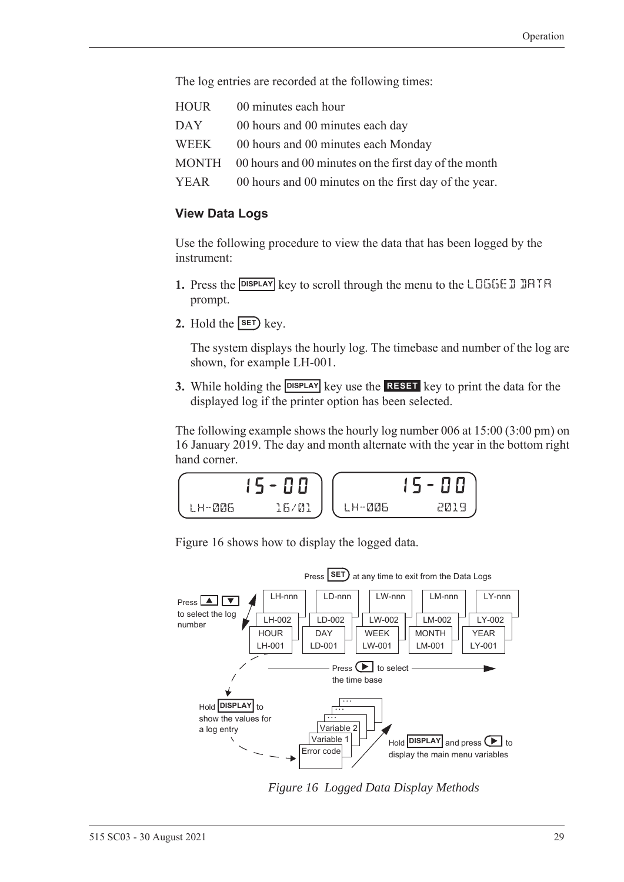The log entries are recorded at the following times:

| | |
|---|---|
| HOUR | 00 minutes each hour |
| DAY | 00 hours and 00 minutes each day |
| WEEK | 00 hours and 00 minutes each Monday |
| MONTH | 00 hours and 00 minutes on the first day of the month |
| YEAR | 00 hours and 00 minutes on the first day of the year. |

### View Data Logs

Use the following procedure to view the data that has been logged by the instrument:

1. Press the **DISPLAY** key to scroll through the menu to the LOGGED DATA prompt.
2. Hold the **SET** key.

   The system displays the hourly log. The timebase and number of the log are shown, for example LH-001.

3. While holding the **DISPLAY** key use the **RESET** key to print the data for the displayed log if the printer option has been selected.

The following example shows the hourly log number 006 at 15:00 (3:00 pm) on 16 January 2019. The day and month alternate with the year in the bottom right hand corner.

```
      15-00            15-00
LH-006    16/01   LH-006     2019
```

Figure 16 shows how to display the logged data.

Press **SET** at any time to exit from the Data Logs

Press ▲ ▼ to select the log number

| HOUR | DAY | WEEK | MONTH | YEAR |
|---|---|---|---|---|
| LH-001 | LD-001 | LW-001 | LM-001 | LY-001 |
| LH-002 | LD-002 | LW-002 | LM-002 | LY-002 |
| LH-nnn | LD-nnn | LW-nnn | LM-nnn | LY-nnn |

Press ▶ to select the time base

Hold **DISPLAY** to show the values for a log entry: Error code, Variable 1, Variable 2, ...

Hold **DISPLAY** and press ▶ to display the main menu variables

*Figure 16 Logged Data Display Methods*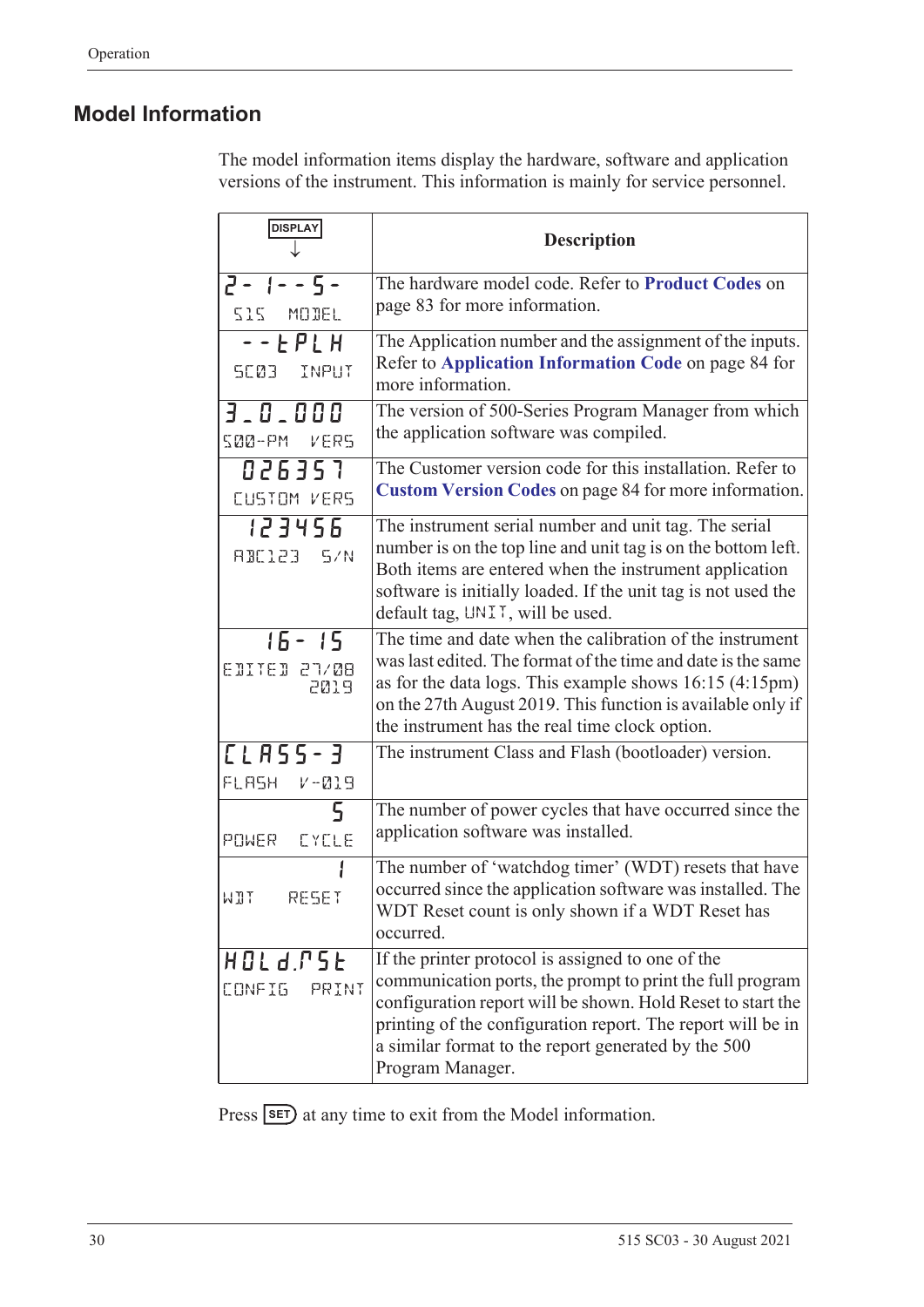## Model Information

The model information items display the hardware, software and application versions of the instrument. This information is mainly for service personnel.

| DISPLAY ↓ | Description |
|---|---|
| 2- 1- - 5- <br> 515 MODEL | The hardware model code. Refer to **Product Codes** on page 83 for more information. |
| - - E P L H <br> SC03 INPUT | The Application number and the assignment of the inputs. Refer to **Application Information Code** on page 84 for more information. |
| 3_0_000 <br> 500-PM VERS | The version of 500-Series Program Manager from which the application software was compiled. |
| 026357 <br> CUSTOM VERS | The Customer version code for this installation. Refer to **Custom Version Codes** on page 84 for more information. |
| 123456 <br> ABC123 S/N | The instrument serial number and unit tag. The serial number is on the top line and unit tag is on the bottom left. Both items are entered when the instrument application software is initially loaded. If the unit tag is not used the default tag, UNIT, will be used. |
| 16- 15 <br> EDITED 27/08 2019 | The time and date when the calibration of the instrument was last edited. The format of the time and date is the same as for the data logs. This example shows 16:15 (4:15pm) on the 27th August 2019. This function is available only if the instrument has the real time clock option. |
| CLASS-3 <br> FLASH V-019 | The instrument Class and Flash (bootloader) version. |
| 5 <br> POWER CYCLE | The number of power cycles that have occurred since the application software was installed. |
| 1 <br> WDT RESET | The number of 'watchdog timer' (WDT) resets that have occurred since the application software was installed. The WDT Reset count is only shown if a WDT Reset has occurred. |
| HOLd.RSt <br> CONFIG PRINT | If the printer protocol is assigned to one of the communication ports, the prompt to print the full program configuration report will be shown. Hold Reset to start the printing of the configuration report. The report will be in a similar format to the report generated by the 500 Program Manager. |

Press SET at any time to exit from the Model information.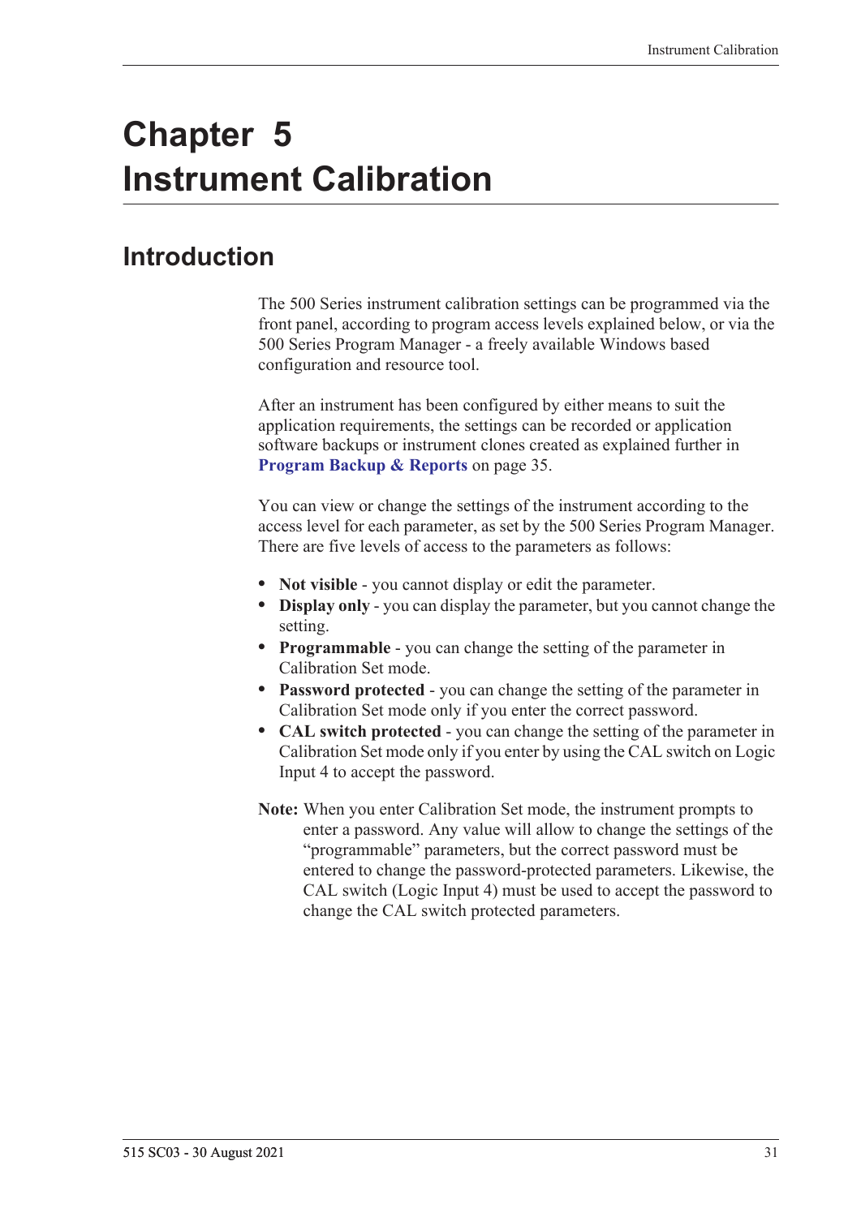# Chapter 5 Instrument Calibration

## Introduction

The 500 Series instrument calibration settings can be programmed via the front panel, according to program access levels explained below, or via the 500 Series Program Manager - a freely available Windows based configuration and resource tool.

After an instrument has been configured by either means to suit the application requirements, the settings can be recorded or application software backups or instrument clones created as explained further in **Program Backup & Reports** on page 35.

You can view or change the settings of the instrument according to the access level for each parameter, as set by the 500 Series Program Manager. There are five levels of access to the parameters as follows:

- **Not visible** - you cannot display or edit the parameter.
- **Display only** - you can display the parameter, but you cannot change the setting.
- **Programmable** - you can change the setting of the parameter in Calibration Set mode.
- **Password protected** - you can change the setting of the parameter in Calibration Set mode only if you enter the correct password.
- **CAL switch protected** - you can change the setting of the parameter in Calibration Set mode only if you enter by using the CAL switch on Logic Input 4 to accept the password.

**Note:** When you enter Calibration Set mode, the instrument prompts to enter a password. Any value will allow to change the settings of the "programmable" parameters, but the correct password must be entered to change the password-protected parameters. Likewise, the CAL switch (Logic Input 4) must be used to accept the password to change the CAL switch protected parameters.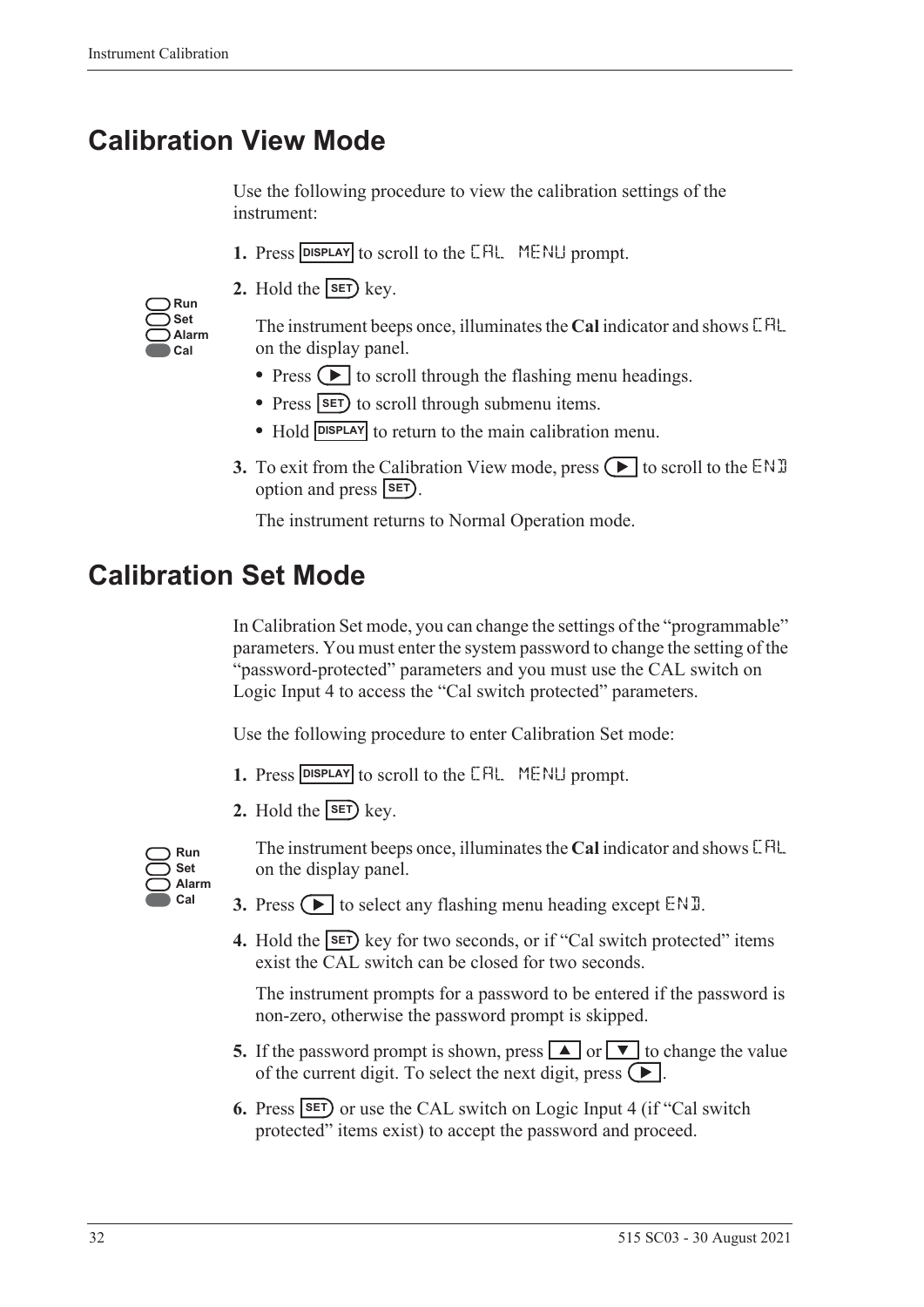## Calibration View Mode

Use the following procedure to view the calibration settings of the instrument:

1. Press **DISPLAY** to scroll to the CAL MENU prompt.
2. Hold the **SET** key.

   Run
   Set
   Alarm
   Cal

   The instrument beeps once, illuminates the **Cal** indicator and shows CAL on the display panel.

   - Press ▶ to scroll through the flashing menu headings.
   - Press **SET** to scroll through submenu items.
   - Hold **DISPLAY** to return to the main calibration menu.

3. To exit from the Calibration View mode, press ▶ to scroll to the END option and press **SET**.

   The instrument returns to Normal Operation mode.

## Calibration Set Mode

In Calibration Set mode, you can change the settings of the "programmable" parameters. You must enter the system password to change the setting of the "password-protected" parameters and you must use the CAL switch on Logic Input 4 to access the "Cal switch protected" parameters.

Use the following procedure to enter Calibration Set mode:

1. Press **DISPLAY** to scroll to the CAL MENU prompt.
2. Hold the **SET** key.

   Run
   Set
   Alarm
   Cal

   The instrument beeps once, illuminates the **Cal** indicator and shows CAL on the display panel.

3. Press ▶ to select any flashing menu heading except END.
4. Hold the **SET** key for two seconds, or if "Cal switch protected" items exist the CAL switch can be closed for two seconds.

   The instrument prompts for a password to be entered if the password is non-zero, otherwise the password prompt is skipped.

5. If the password prompt is shown, press ▲ or ▼ to change the value of the current digit. To select the next digit, press ▶.
6. Press **SET** or use the CAL switch on Logic Input 4 (if "Cal switch protected" items exist) to accept the password and proceed.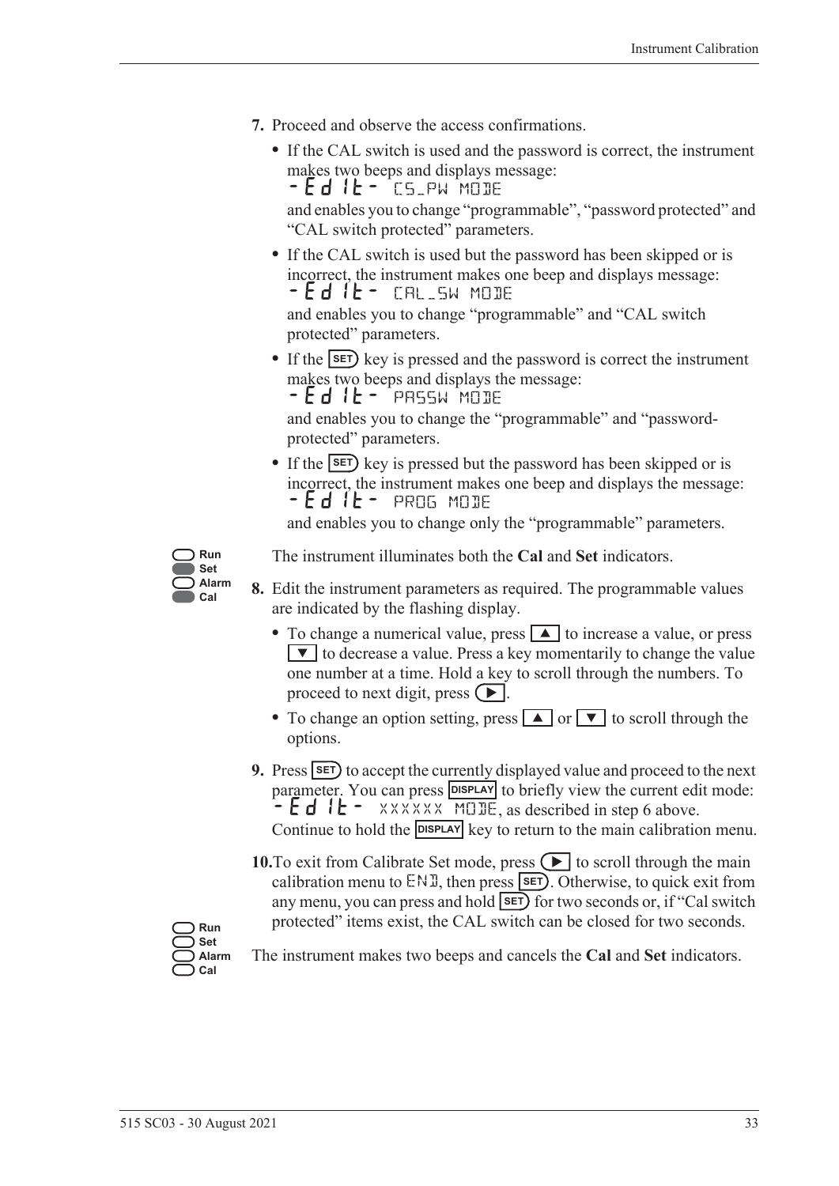7. Proceed and observe the access confirmations.

   - If the CAL switch is used and the password is correct, the instrument makes two beeps and displays message:
     -Edit- CS_PW MODE
     and enables you to change "programmable", "password protected" and "CAL switch protected" parameters.
   - If the CAL switch is used but the password has been skipped or is incorrect, the instrument makes one beep and displays message:
     -Edit- CAL_SW MODE
     and enables you to change "programmable" and "CAL switch protected" parameters.
   - If the SET key is pressed and the password is correct the instrument makes two beeps and displays the message:
     -Edit- PASSW MODE
     and enables you to change the "programmable" and "password-protected" parameters.
   - If the SET key is pressed but the password has been skipped or is incorrect, the instrument makes one beep and displays the message:
     -Edit- PROG MODE
     and enables you to change only the "programmable" parameters.

Run
Set
Alarm
Cal

The instrument illuminates both the **Cal** and **Set** indicators.

8. Edit the instrument parameters as required. The programmable values are indicated by the flashing display.

   - To change a numerical value, press ▲ to increase a value, or press ▼ to decrease a value. Press a key momentarily to change the value one number at a time. Hold a key to scroll through the numbers. To proceed to next digit, press ▶.
   - To change an option setting, press ▲ or ▼ to scroll through the options.

9. Press SET to accept the currently displayed value and proceed to the next parameter. You can press DISPLAY to briefly view the current edit mode: -Edit- XXXXXX MODE, as described in step 6 above.
   Continue to hold the DISPLAY key to return to the main calibration menu.

10. To exit from Calibrate Set mode, press ▶ to scroll through the main calibration menu to END, then press SET. Otherwise, to quick exit from any menu, you can press and hold SET for two seconds or, if "Cal switch protected" items exist, the CAL switch can be closed for two seconds.

Run
Set
Alarm
Cal

The instrument makes two beeps and cancels the **Cal** and **Set** indicators.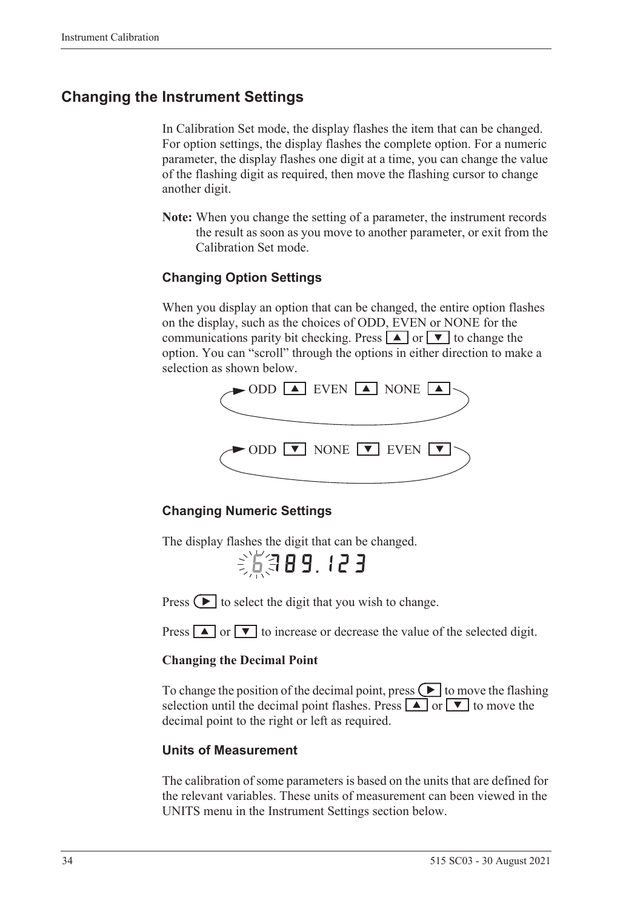## Changing the Instrument Settings

In Calibration Set mode, the display flashes the item that can be changed. For option settings, the display flashes the complete option. For a numeric parameter, the display flashes one digit at a time, you can change the value of the flashing digit as required, then move the flashing cursor to change another digit.

**Note:** When you change the setting of a parameter, the instrument records the result as soon as you move to another parameter, or exit from the Calibration Set mode.

### Changing Option Settings

When you display an option that can be changed, the entire option flashes on the display, such as the choices of ODD, EVEN or NONE for the communications parity bit checking. Press ▲ or ▼ to change the option. You can "scroll" through the options in either direction to make a selection as shown below.

ODD ▲ EVEN ▲ NONE ▲

ODD ▼ NONE ▼ EVEN ▼

### Changing Numeric Settings

The display flashes the digit that can be changed.

6789.123

Press ▶ to select the digit that you wish to change.

Press ▲ or ▼ to increase or decrease the value of the selected digit.

**Changing the Decimal Point**

To change the position of the decimal point, press ▶ to move the flashing selection until the decimal point flashes. Press ▲ or ▼ to move the decimal point to the right or left as required.

### Units of Measurement

The calibration of some parameters is based on the units that are defined for the relevant variables. These units of measurement can been viewed in the UNITS menu in the Instrument Settings section below.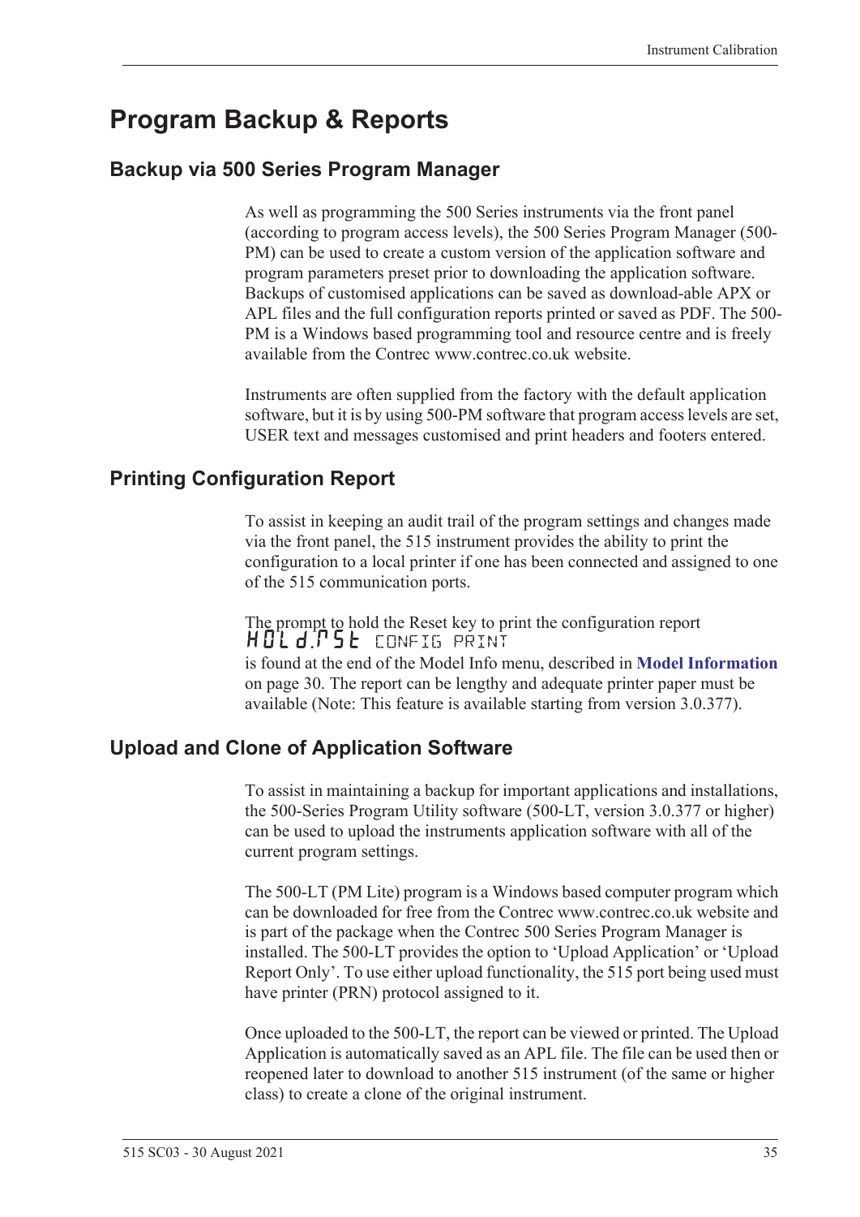# Program Backup & Reports

## Backup via 500 Series Program Manager

As well as programming the 500 Series instruments via the front panel (according to program access levels), the 500 Series Program Manager (500-PM) can be used to create a custom version of the application software and program parameters preset prior to downloading the application software. Backups of customised applications can be saved as download-able APX or APL files and the full configuration reports printed or saved as PDF. The 500-PM is a Windows based programming tool and resource centre and is freely available from the Contrec www.contrec.co.uk website.

Instruments are often supplied from the factory with the default application software, but it is by using 500-PM software that program access levels are set, USER text and messages customised and print headers and footers entered.

## Printing Configuration Report

To assist in keeping an audit trail of the program settings and changes made via the front panel, the 515 instrument provides the ability to print the configuration to a local printer if one has been connected and assigned to one of the 515 communication ports.

The prompt to hold the Reset key to print the configuration report

HOLd.RST CONFIG PRINT

is found at the end of the Model Info menu, described in **Model Information** on page 30. The report can be lengthy and adequate printer paper must be available (Note: This feature is available starting from version 3.0.377).

## Upload and Clone of Application Software

To assist in maintaining a backup for important applications and installations, the 500-Series Program Utility software (500-LT, version 3.0.377 or higher) can be used to upload the instruments application software with all of the current program settings.

The 500-LT (PM Lite) program is a Windows based computer program which can be downloaded for free from the Contrec www.contrec.co.uk website and is part of the package when the Contrec 500 Series Program Manager is installed. The 500-LT provides the option to 'Upload Application' or 'Upload Report Only'. To use either upload functionality, the 515 port being used must have printer (PRN) protocol assigned to it.

Once uploaded to the 500-LT, the report can be viewed or printed. The Upload Application is automatically saved as an APL file. The file can be used then or reopened later to download to another 515 instrument (of the same or higher class) to create a clone of the original instrument.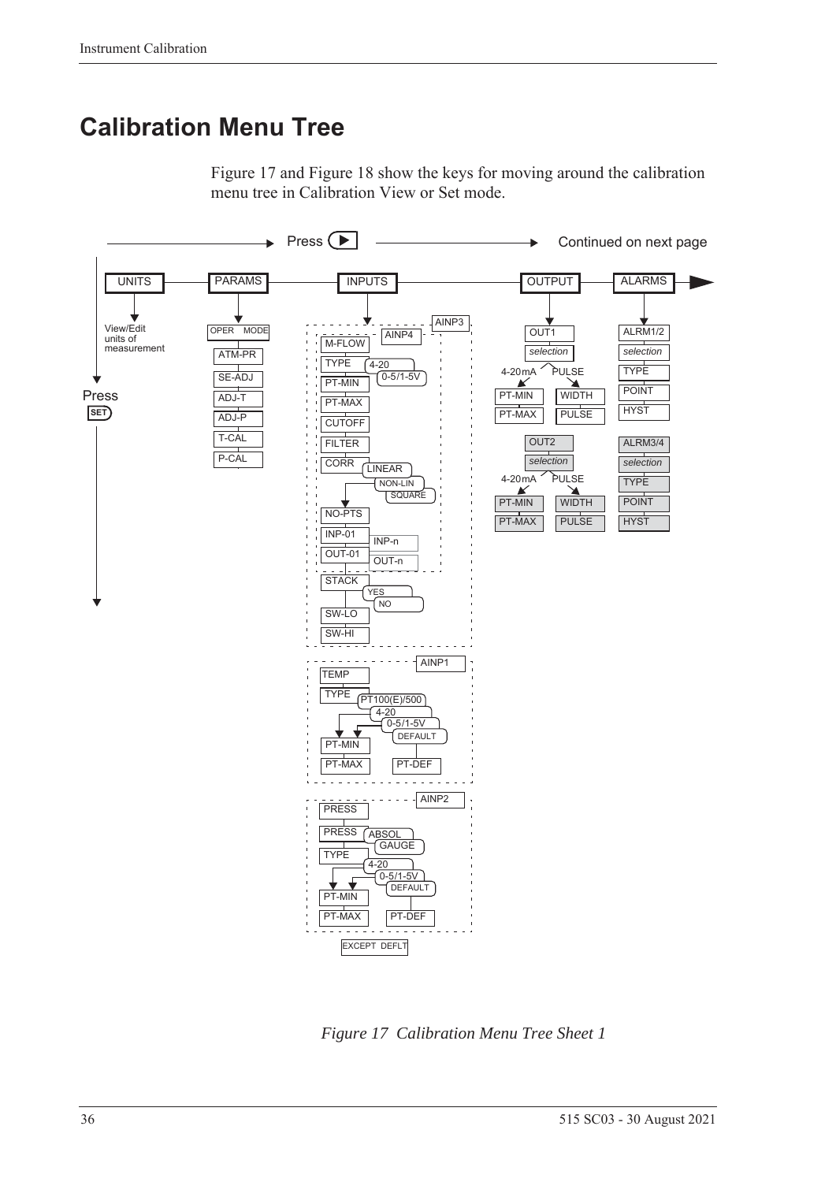# Calibration Menu Tree

Figure 17 and Figure 18 show the keys for moving around the calibration menu tree in Calibration View or Set mode.

Press ▶ → Continued on next page

UNITS — View/Edit units of measurement

PARAMS — OPER MODE, ATM-PR, SE-ADJ, ADJ-T, ADJ-P, T-CAL, P-CAL

INPUTS — AINP3 / AINP4: M-FLOW, TYPE (4-20, 0-5/1-5V), PT-MIN, PT-MAX, CUTOFF, FILTER, CORR (LINEAR, NON-LIN, SQUARE), NO-PTS, INP-01 (INP-n), OUT-01 (OUT-n), STACK (YES, NO), SW-LO, SW-HI

AINP1: TEMP, TYPE (PT100(E)/500, 4-20, 0-5/1-5V, DEFAULT), PT-MIN, PT-MAX, PT-DEF

AINP2: PRESS, PRESS (ABSOL, GAUGE), TYPE (4-20, 0-5/1-5V, DEFAULT), PT-MIN, PT-MAX, PT-DEF

EXCEPT DEFLT

OUTPUT — OUT1: selection (4-20mA: PT-MIN, PT-MAX; PULSE: WIDTH, PULSE); OUT2: selection (4-20mA: PT-MIN, PT-MAX; PULSE: WIDTH, PULSE)

ALARMS — ALRM1/2: selection, TYPE, POINT, HYST; ALRM3/4: selection, TYPE, POINT, HYST

Press SET ↓

*Figure 17 Calibration Menu Tree Sheet 1*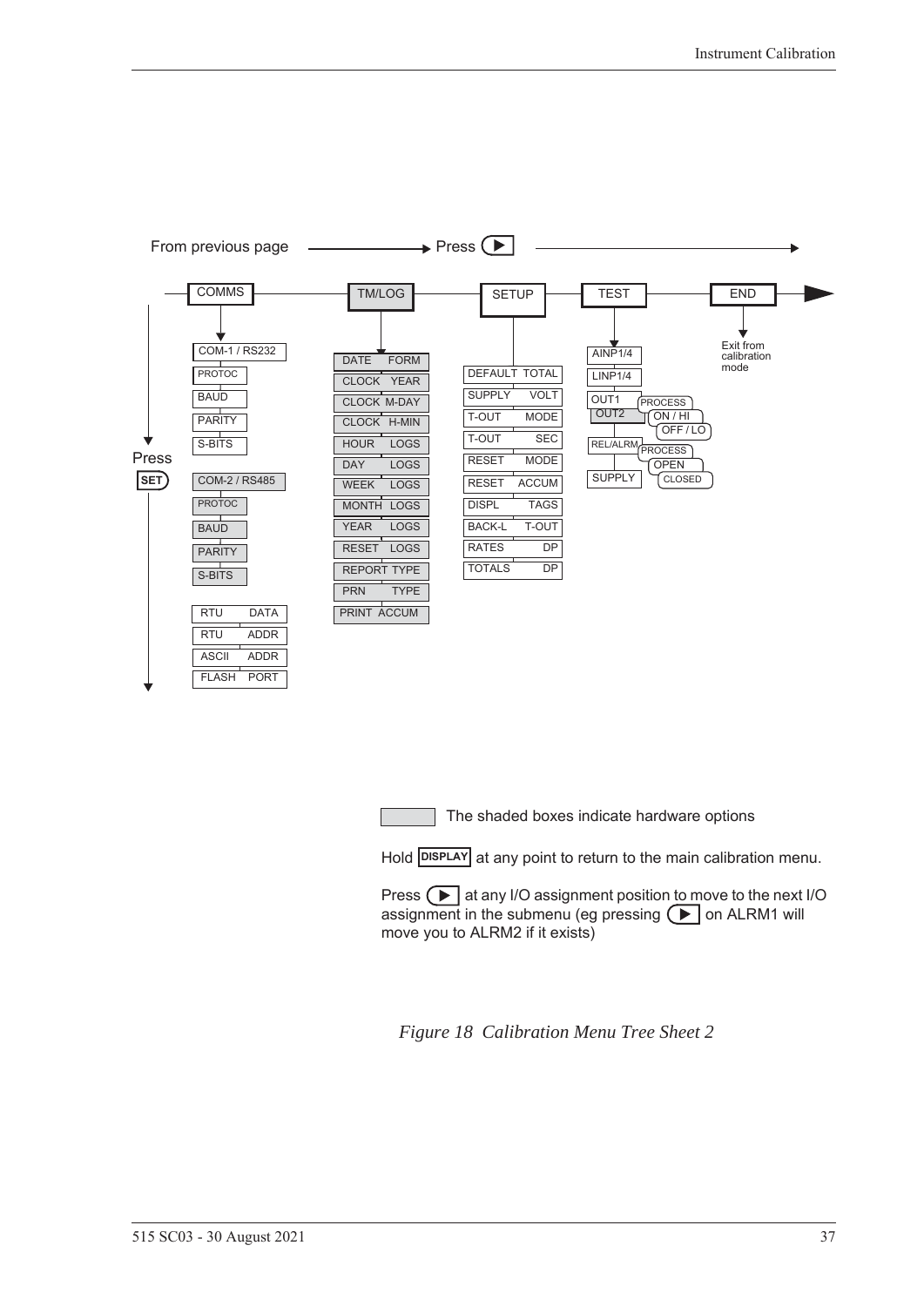From previous page → Press ▶

COMMS — TM/LOG — SETUP — TEST — END

**COMMS** (Press SET):
- COM-1 / RS232
  - PROTOC
  - BAUD
  - PARITY
  - S-BITS
- COM-2 / RS485
  - PROTOC
  - BAUD
  - PARITY
  - S-BITS
- RTU DATA
- RTU ADDR
- ASCII ADDR
- FLASH PORT

**TM/LOG**:
- DATE FORM
- CLOCK YEAR
- CLOCK M-DAY
- CLOCK H-MIN
- HOUR LOGS
- DAY LOGS
- WEEK LOGS
- MONTH LOGS
- YEAR LOGS
- RESET LOGS
- REPORT TYPE
- PRN TYPE
- PRINT ACCUM

**SETUP**:
- DEFAULT TOTAL
- SUPPLY VOLT
- T-OUT MODE
- T-OUT SEC
- RESET MODE
- RESET ACCUM
- DISPL TAGS
- BACK-L T-OUT
- RATES DP
- TOTALS DP

**TEST**:
- AINP1/4
- LINP1/4
- OUT1 / OUT2 — PROCESS, ON / HI, OFF / LO
- REL/ALRM — PROCESS, OPEN, CLOSED
- SUPPLY

**END**: Exit from calibration mode

The shaded boxes indicate hardware options

Hold DISPLAY at any point to return to the main calibration menu.

Press ▶ at any I/O assignment position to move to the next I/O assignment in the submenu (eg pressing ▶ on ALRM1 will move you to ALRM2 if it exists)

*Figure 18 Calibration Menu Tree Sheet 2*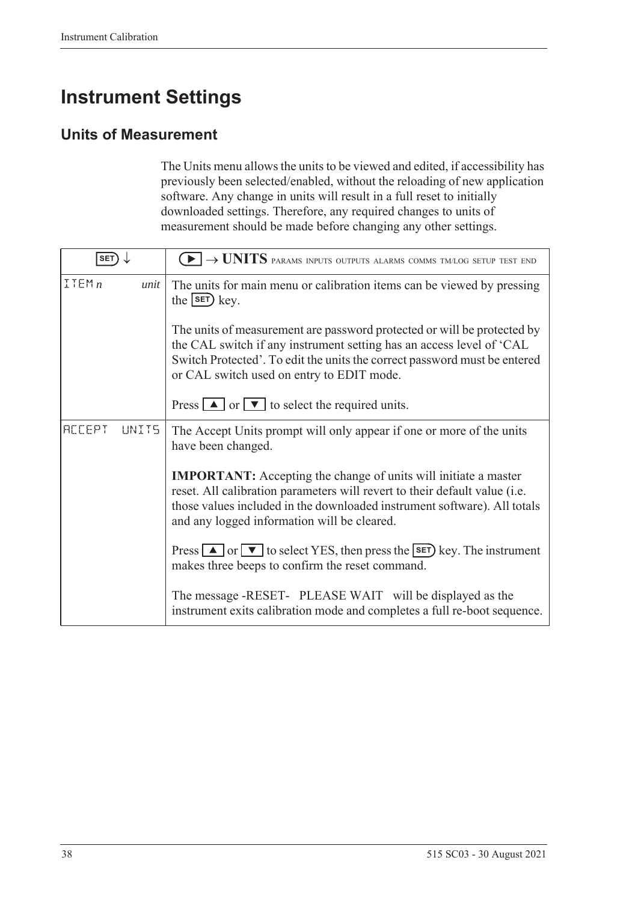# Instrument Settings

## Units of Measurement

The Units menu allows the units to be viewed and edited, if accessibility has previously been selected/enabled, without the reloading of new application software. Any change in units will result in a full reset to initially downloaded settings. Therefore, any required changes to units of measurement should be made before changing any other settings.

| SET ↓ | ▶ → **UNITS** PARAMS INPUTS OUTPUTS ALARMS COMMS TM/LOG SETUP TEST END |
|---|---|
| ITEM *n* *unit* | The units for main menu or calibration items can be viewed by pressing the SET key.<br><br>The units of measurement are password protected or will be protected by the CAL switch if any instrument setting has an access level of 'CAL Switch Protected'. To edit the units the correct password must be entered or CAL switch used on entry to EDIT mode.<br><br>Press ▲ or ▼ to select the required units. |
| ACCEPT UNITS | The Accept Units prompt will only appear if one or more of the units have been changed.<br><br>**IMPORTANT:** Accepting the change of units will initiate a master reset. All calibration parameters will revert to their default value (i.e. those values included in the downloaded instrument software). All totals and any logged information will be cleared.<br><br>Press ▲ or ▼ to select YES, then press the SET key. The instrument makes three beeps to confirm the reset command.<br><br>The message -RESET- PLEASE WAIT will be displayed as the instrument exits calibration mode and completes a full re-boot sequence. |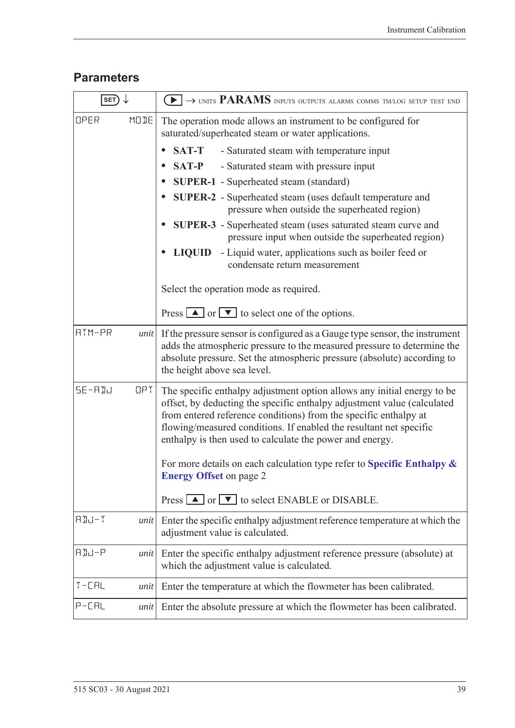## Parameters

| SET ↓ | ▶ → UNITS **PARAMS** INPUTS OUTPUTS ALARMS COMMS TM/LOG SETUP TEST END |
|---|---|
| OPER MODE | The operation mode allows an instrument to be configured for saturated/superheated steam or water applications.<br>• **SAT-T** - Saturated steam with temperature input<br>• **SAT-P** - Saturated steam with pressure input<br>• **SUPER-1** - Superheated steam (standard)<br>• **SUPER-2** - Superheated steam (uses default temperature and pressure when outside the superheated region)<br>• **SUPER-3** - Superheated steam (uses saturated steam curve and pressure input when outside the superheated region)<br>• **LIQUID** - Liquid water, applications such as boiler feed or condensate return measurement<br><br>Select the operation mode as required.<br><br>Press ▲ or ▼ to select one of the options. |
| ATM-PR *unit* | If the pressure sensor is configured as a Gauge type sensor, the instrument adds the atmospheric pressure to the measured pressure to determine the absolute pressure. Set the atmospheric pressure (absolute) according to the height above sea level. |
| SE-ADJ OPT | The specific enthalpy adjustment option allows any initial energy to be offset, by deducting the specific enthalpy adjustment value (calculated from entered reference conditions) from the specific enthalpy at flowing/measured conditions. If enabled the resultant net specific enthalpy is then used to calculate the power and energy.<br><br>For more details on each calculation type refer to **Specific Enthalpy & Energy Offset** on page 2<br><br>Press ▲ or ▼ to select ENABLE or DISABLE. |
| ADJ-T *unit* | Enter the specific enthalpy adjustment reference temperature at which the adjustment value is calculated. |
| ADJ-P *unit* | Enter the specific enthalpy adjustment reference pressure (absolute) at which the adjustment value is calculated. |
| T-CAL *unit* | Enter the temperature at which the flowmeter has been calibrated. |
| P-CAL *unit* | Enter the absolute pressure at which the flowmeter has been calibrated. |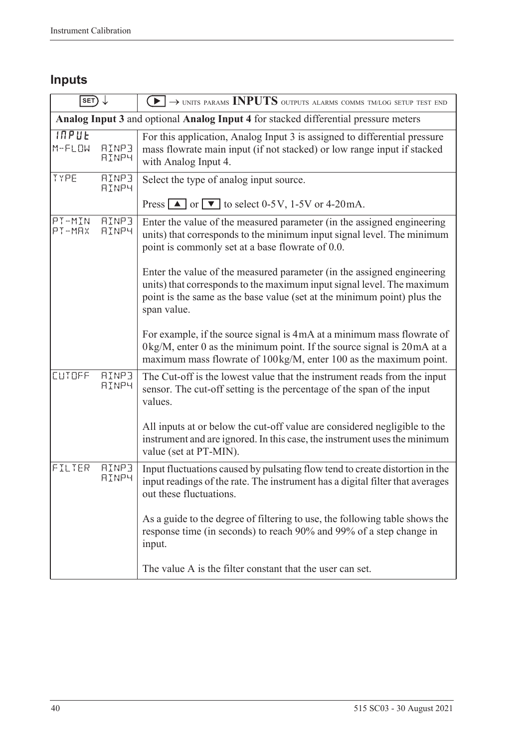## Inputs

| SET ↓ | ▶ → UNITS PARAMS **INPUTS** OUTPUTS ALARMS COMMS TM/LOG SETUP TEST END |
|---|---|
| **Analog Input 3** and optional **Analog Input 4** for stacked differential pressure meters | |
| INPUT<br>M-FLOW AINP3 AINP4 | For this application, Analog Input 3 is assigned to differential pressure mass flowrate main input (if not stacked) or low range input if stacked with Analog Input 4. |
| TYPE AINP3 AINP4 | Select the type of analog input source.<br><br>Press ▲ or ▼ to select 0-5V, 1-5V or 4-20mA. |
| PT-MIN AINP3<br>PT-MAX AINP4 | Enter the value of the measured parameter (in the assigned engineering units) that corresponds to the minimum input signal level. The minimum point is commonly set at a base flowrate of 0.0.<br><br>Enter the value of the measured parameter (in the assigned engineering units) that corresponds to the maximum input signal level. The maximum point is the same as the base value (set at the minimum point) plus the span value.<br><br>For example, if the source signal is 4mA at a minimum mass flowrate of 0kg/M, enter 0 as the minimum point. If the source signal is 20mA at a maximum mass flowrate of 100kg/M, enter 100 as the maximum point. |
| CUTOFF AINP3 AINP4 | The Cut-off is the lowest value that the instrument reads from the input sensor. The cut-off setting is the percentage of the span of the input values.<br><br>All inputs at or below the cut-off value are considered negligible to the instrument and are ignored. In this case, the instrument uses the minimum value (set at PT-MIN). |
| FILTER AINP3 AINP4 | Input fluctuations caused by pulsating flow tend to create distortion in the input readings of the rate. The instrument has a digital filter that averages out these fluctuations.<br><br>As a guide to the degree of filtering to use, the following table shows the response time (in seconds) to reach 90% and 99% of a step change in input.<br><br>The value A is the filter constant that the user can set. |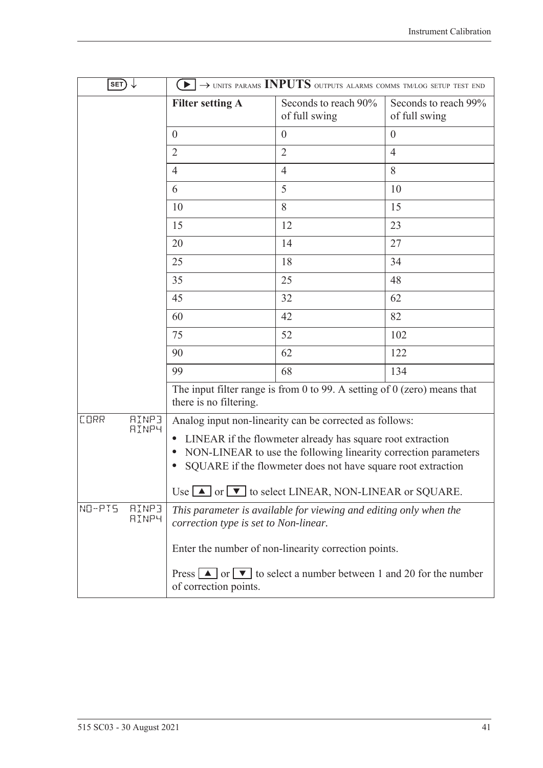| SET ↓ | ▶ → UNITS PARAMS **INPUTS** OUTPUTS ALARMS COMMS TM/LOG SETUP TEST END | | |
|---|---|---|---|
| | **Filter setting A** | Seconds to reach 90% of full swing | Seconds to reach 99% of full swing |
| | 0 | 0 | 0 |
| | 2 | 2 | 4 |
| | 4 | 4 | 8 |
| | 6 | 5 | 10 |
| | 10 | 8 | 15 |
| | 15 | 12 | 23 |
| | 20 | 14 | 27 |
| | 25 | 18 | 34 |
| | 35 | 25 | 48 |
| | 45 | 32 | 62 |
| | 60 | 42 | 82 |
| | 75 | 52 | 102 |
| | 90 | 62 | 122 |
| | 99 | 68 | 134 |
| | The input filter range is from 0 to 99. A setting of 0 (zero) means that there is no filtering. | | |
| CORR AINP3 AINP4 | Analog input non-linearity can be corrected as follows:<br>• LINEAR if the flowmeter already has square root extraction<br>• NON-LINEAR to use the following linearity correction parameters<br>• SQUARE if the flowmeter does not have square root extraction<br><br>Use ▲ or ▼ to select LINEAR, NON-LINEAR or SQUARE. | | |
| NO-PTS AINP3 AINP4 | *This parameter is available for viewing and editing only when the correction type is set to Non-linear.*<br><br>Enter the number of non-linearity correction points.<br><br>Press ▲ or ▼ to select a number between 1 and 20 for the number of correction points. | | |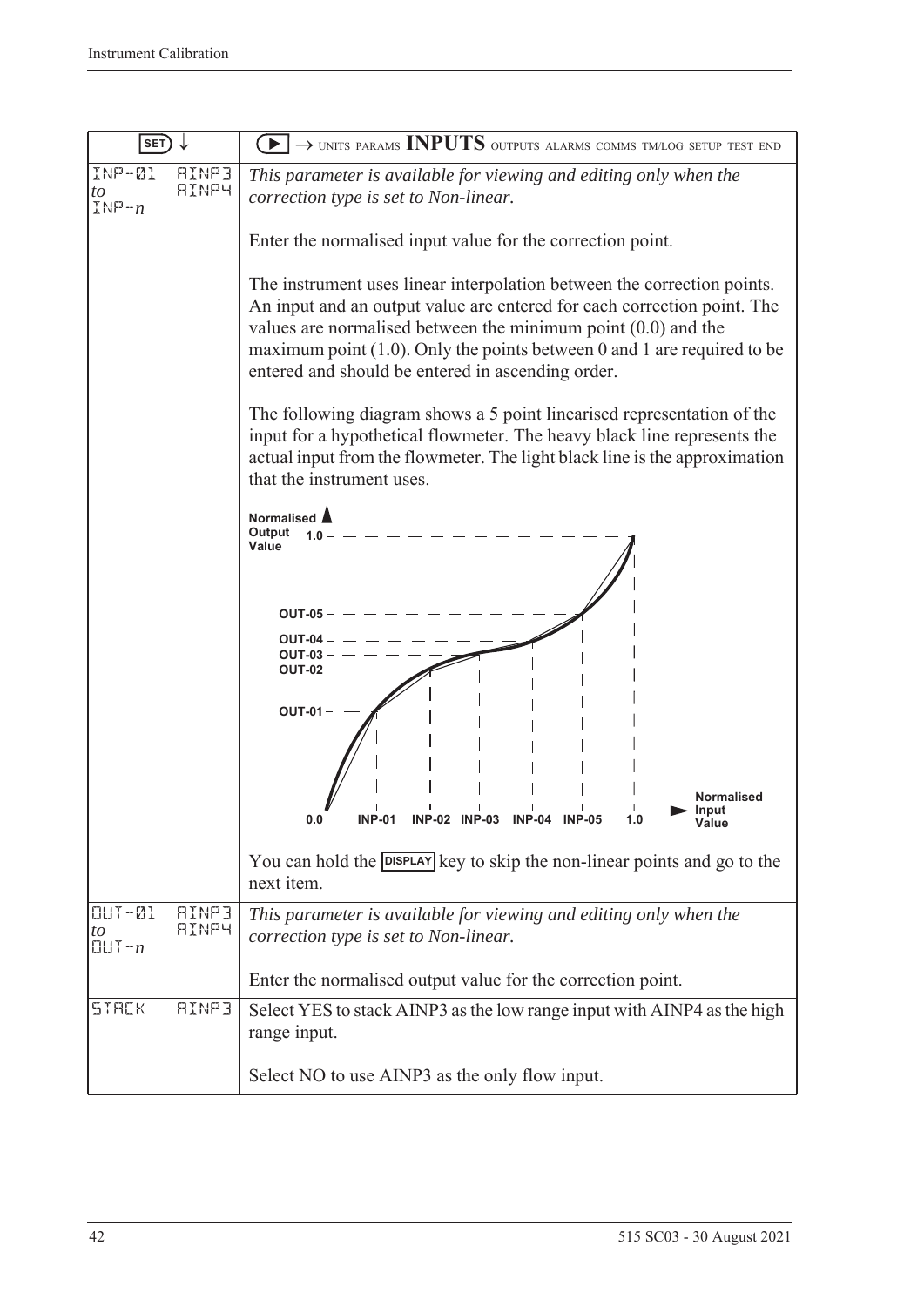| SET ↓ | ▶ → UNITS PARAMS **INPUTS** OUTPUTS ALARMS COMMS TM/LOG SETUP TEST END |
|---|---|
| INP-01 *to* INP-*n* AINP3 AINP4 | *This parameter is available for viewing and editing only when the correction type is set to Non-linear.*<br><br>Enter the normalised input value for the correction point.<br><br>The instrument uses linear interpolation between the correction points. An input and an output value are entered for each correction point. The values are normalised between the minimum point (0.0) and the maximum point (1.0). Only the points between 0 and 1 are required to be entered and should be entered in ascending order.<br><br>The following diagram shows a 5 point linearised representation of the input for a hypothetical flowmeter. The heavy black line represents the actual input from the flowmeter. The light black line is the approximation that the instrument uses.<br><br>Normalised Output Value 1.0, OUT-05, OUT-04, OUT-03, OUT-02, OUT-01, 0.0, INP-01, INP-02, INP-03, INP-04, INP-05, 1.0, Normalised Input Value<br><br>You can hold the DISPLAY key to skip the non-linear points and go to the next item. |
| OUT-01 *to* OUT-*n* AINP3 AINP4 | *This parameter is available for viewing and editing only when the correction type is set to Non-linear.*<br><br>Enter the normalised output value for the correction point. |
| STACK AINP3 | Select YES to stack AINP3 as the low range input with AINP4 as the high range input.<br><br>Select NO to use AINP3 as the only flow input. |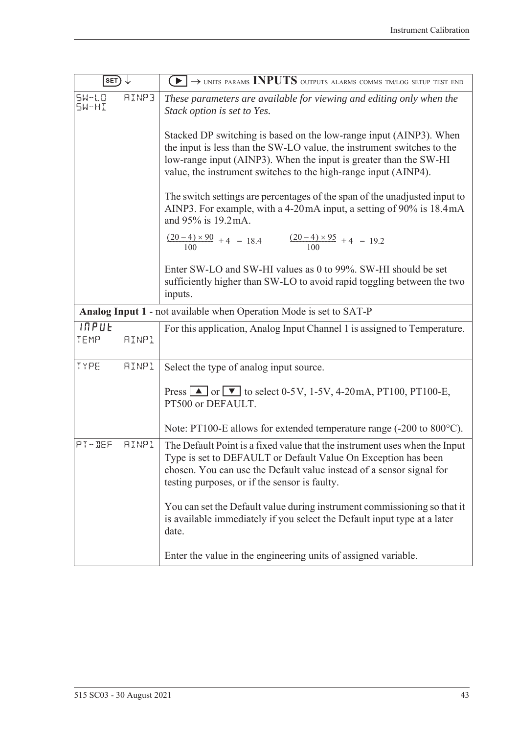| SET ↓ | ▶ → UNITS PARAMS **INPUTS** OUTPUTS ALARMS COMMS TM/LOG SETUP TEST END |
|---|---|
| SW-LO AINP3<br>SW-HI | *These parameters are available for viewing and editing only when the Stack option is set to Yes.*<br><br>Stacked DP switching is based on the low-range input (AINP3). When the input is less than the SW-LO value, the instrument switches to the low-range input (AINP3). When the input is greater than the SW-HI value, the instrument switches to the high-range input (AINP4).<br><br>The switch settings are percentages of the span of the unadjusted input to AINP3. For example, with a 4-20mA input, a setting of 90% is 18.4mA and 95% is 19.2mA.<br><br>$\frac{(20-4) \times 90}{100} + 4 = 18.4$ $\frac{(20-4) \times 95}{100} + 4 = 19.2$<br><br>Enter SW-LO and SW-HI values as 0 to 99%. SW-HI should be set sufficiently higher than SW-LO to avoid rapid toggling between the two inputs. |
| **Analog Input 1** - not available when Operation Mode is set to SAT-P | |
| INPUT<br>TEMP AINP1 | For this application, Analog Input Channel 1 is assigned to Temperature. |
| TYPE AINP1 | Select the type of analog input source.<br><br>Press ▲ or ▼ to select 0-5V, 1-5V, 4-20mA, PT100, PT100-E, PT500 or DEFAULT.<br><br>Note: PT100-E allows for extended temperature range (-200 to 800°C). |
| PT-DEF AINP1 | The Default Point is a fixed value that the instrument uses when the Input Type is set to DEFAULT or Default Value On Exception has been chosen. You can use the Default value instead of a sensor signal for testing purposes, or if the sensor is faulty.<br><br>You can set the Default value during instrument commissioning so that it is available immediately if you select the Default input type at a later date.<br><br>Enter the value in the engineering units of assigned variable. |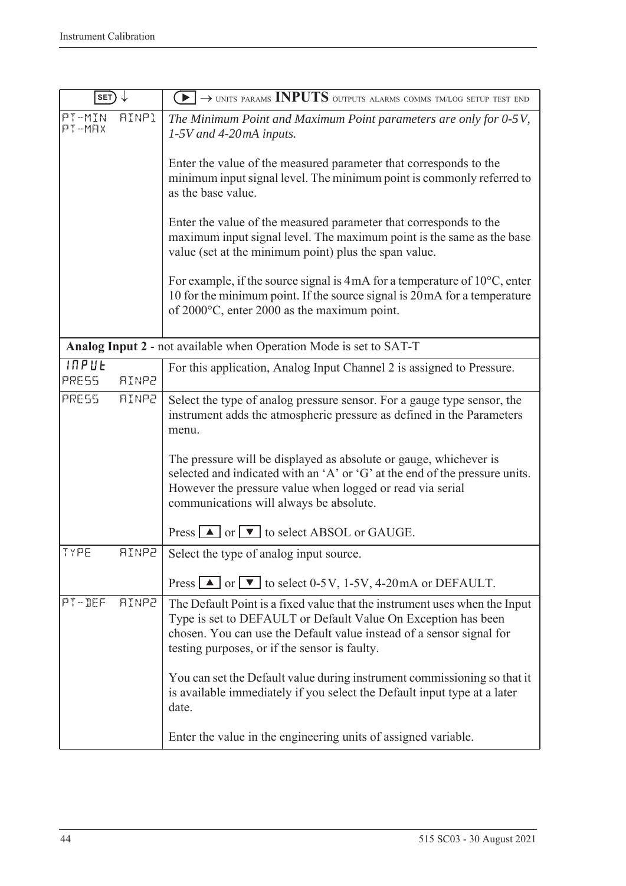| SET ↓ | ▶ → UNITS PARAMS **INPUTS** OUTPUTS ALARMS COMMS TM/LOG SETUP TEST END |
|---|---|
| PT-MIN AINP1<br>PT-MAX | *The Minimum Point and Maximum Point parameters are only for 0-5V, 1-5V and 4-20mA inputs.*<br><br>Enter the value of the measured parameter that corresponds to the minimum input signal level. The minimum point is commonly referred to as the base value.<br><br>Enter the value of the measured parameter that corresponds to the maximum input signal level. The maximum point is the same as the base value (set at the minimum point) plus the span value.<br><br>For example, if the source signal is 4mA for a temperature of 10°C, enter 10 for the minimum point. If the source signal is 20mA for a temperature of 2000°C, enter 2000 as the maximum point. |
| **Analog Input 2** - not available when Operation Mode is set to SAT-T | |
| INPUT<br>PRESS AINP2 | For this application, Analog Input Channel 2 is assigned to Pressure. |
| PRESS AINP2 | Select the type of analog pressure sensor. For a gauge type sensor, the instrument adds the atmospheric pressure as defined in the Parameters menu.<br><br>The pressure will be displayed as absolute or gauge, whichever is selected and indicated with an 'A' or 'G' at the end of the pressure units. However the pressure value when logged or read via serial communications will always be absolute.<br><br>Press ▲ or ▼ to select ABSOL or GAUGE. |
| TYPE AINP2 | Select the type of analog input source.<br><br>Press ▲ or ▼ to select 0-5V, 1-5V, 4-20mA or DEFAULT. |
| PT-DEF AINP2 | The Default Point is a fixed value that the instrument uses when the Input Type is set to DEFAULT or Default Value On Exception has been chosen. You can use the Default value instead of a sensor signal for testing purposes, or if the sensor is faulty.<br><br>You can set the Default value during instrument commissioning so that it is available immediately if you select the Default input type at a later date.<br><br>Enter the value in the engineering units of assigned variable. |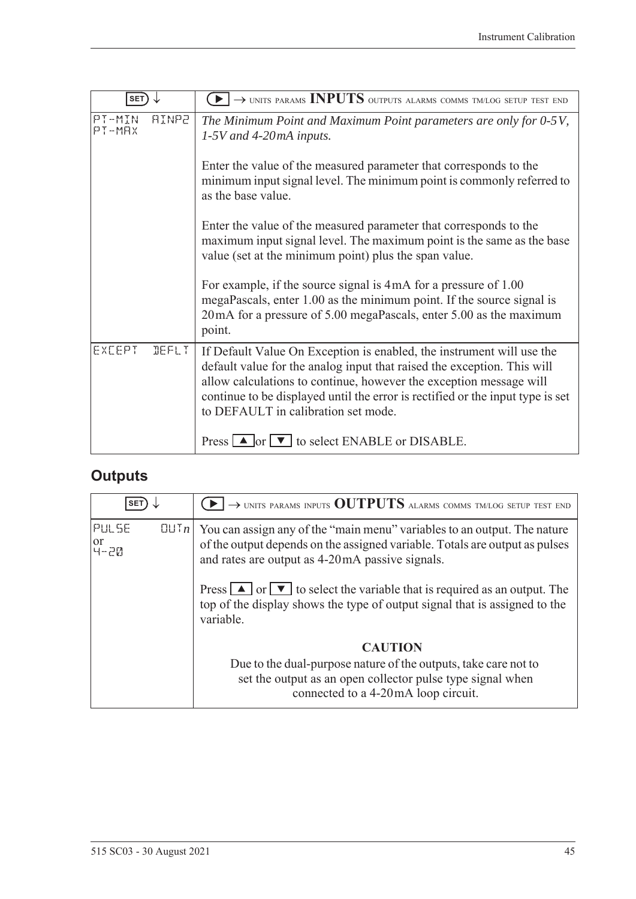| SET ↓ | ▶ → UNITS PARAMS **INPUTS** OUTPUTS ALARMS COMMS TM/LOG SETUP TEST END |
|---|---|
| PT-MIN AINP2 PT-MAX | *The Minimum Point and Maximum Point parameters are only for 0-5V, 1-5V and 4-20mA inputs.*<br><br>Enter the value of the measured parameter that corresponds to the minimum input signal level. The minimum point is commonly referred to as the base value.<br><br>Enter the value of the measured parameter that corresponds to the maximum input signal level. The maximum point is the same as the base value (set at the minimum point) plus the span value.<br><br>For example, if the source signal is 4mA for a pressure of 1.00 megaPascals, enter 1.00 as the minimum point. If the source signal is 20mA for a pressure of 5.00 megaPascals, enter 5.00 as the maximum point. |
| EXCEPT DEFLT | If Default Value On Exception is enabled, the instrument will use the default value for the analog input that raised the exception. This will allow calculations to continue, however the exception message will continue to be displayed until the error is rectified or the input type is set to DEFAULT in calibration set mode.<br><br>Press ▲ or ▼ to select ENABLE or DISABLE. |

## Outputs

| SET ↓ | ▶ → UNITS PARAMS INPUTS **OUTPUTS** ALARMS COMMS TM/LOG SETUP TEST END |
|---|---|
| PULSE OUT*n* or 4-20 | You can assign any of the "main menu" variables to an output. The nature of the output depends on the assigned variable. Totals are output as pulses and rates are output as 4-20mA passive signals.<br><br>Press ▲ or ▼ to select the variable that is required as an output. The top of the display shows the type of output signal that is assigned to the variable.<br><br>**CAUTION**<br>Due to the dual-purpose nature of the outputs, take care not to set the output as an open collector pulse type signal when connected to a 4-20mA loop circuit. |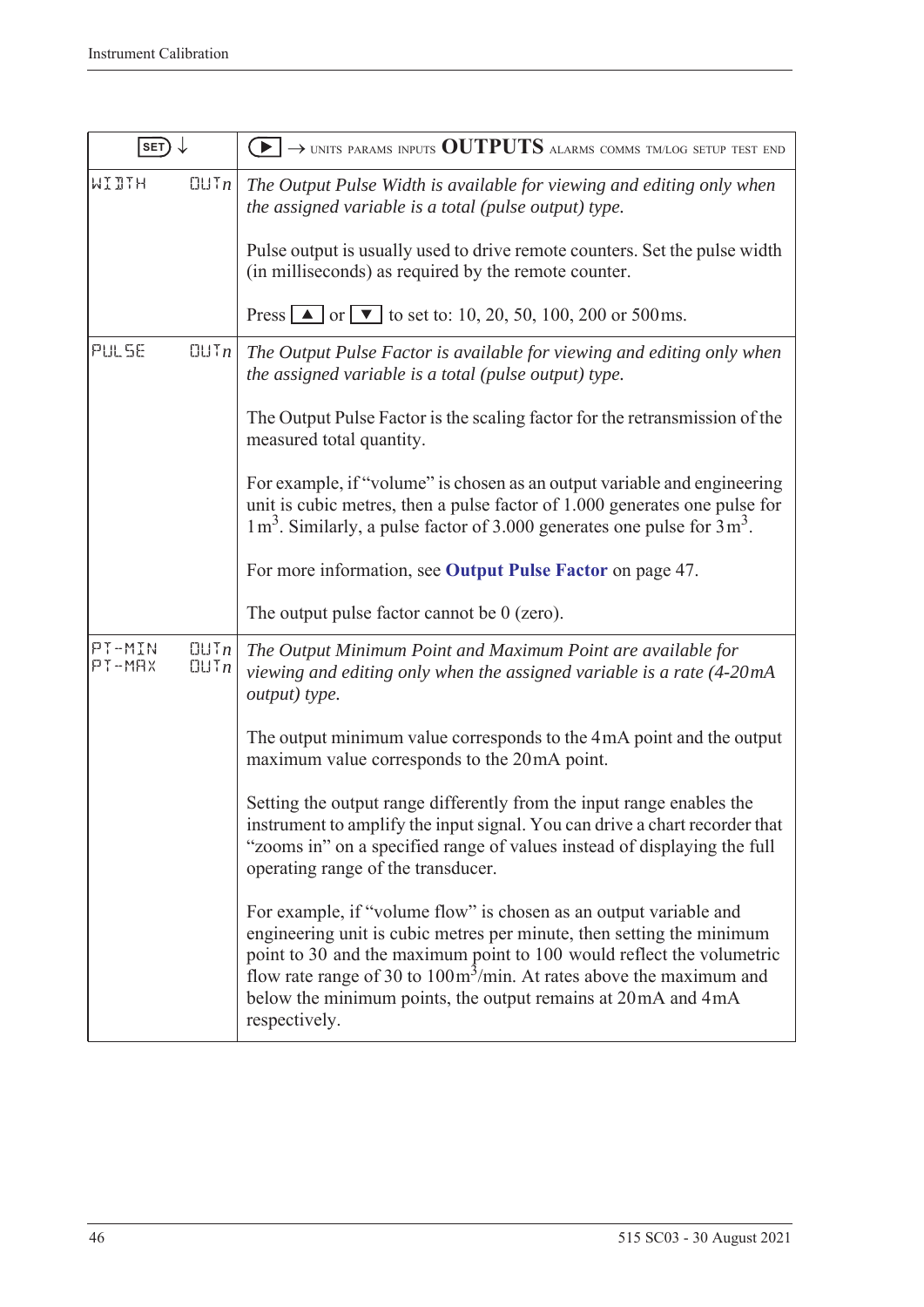| SET ↓ | ▶ → UNITS PARAMS INPUTS **OUTPUTS** ALARMS COMMS TM/LOG SETUP TEST END |
|---|---|
| WIDTH  OUT*n* | *The Output Pulse Width is available for viewing and editing only when the assigned variable is a total (pulse output) type.*<br><br>Pulse output is usually used to drive remote counters. Set the pulse width (in milliseconds) as required by the remote counter.<br><br>Press ▲ or ▼ to set to: 10, 20, 50, 100, 200 or 500ms. |
| PULSE  OUT*n* | *The Output Pulse Factor is available for viewing and editing only when the assigned variable is a total (pulse output) type.*<br><br>The Output Pulse Factor is the scaling factor for the retransmission of the measured total quantity.<br><br>For example, if "volume" is chosen as an output variable and engineering unit is cubic metres, then a pulse factor of 1.000 generates one pulse for $1\,m^3$. Similarly, a pulse factor of 3.000 generates one pulse for $3\,m^3$.<br><br>For more information, see **Output Pulse Factor** on page 47.<br><br>The output pulse factor cannot be 0 (zero). |
| PT-MIN  OUT*n*<br>PT-MAX  OUT*n* | *The Output Minimum Point and Maximum Point are available for viewing and editing only when the assigned variable is a rate (4-20mA output) type.*<br><br>The output minimum value corresponds to the 4mA point and the output maximum value corresponds to the 20mA point.<br><br>Setting the output range differently from the input range enables the instrument to amplify the input signal. You can drive a chart recorder that "zooms in" on a specified range of values instead of displaying the full operating range of the transducer.<br><br>For example, if "volume flow" is chosen as an output variable and engineering unit is cubic metres per minute, then setting the minimum point to 30 and the maximum point to 100 would reflect the volumetric flow rate range of 30 to $100\,m^3$/min. At rates above the maximum and below the minimum points, the output remains at 20mA and 4mA respectively. |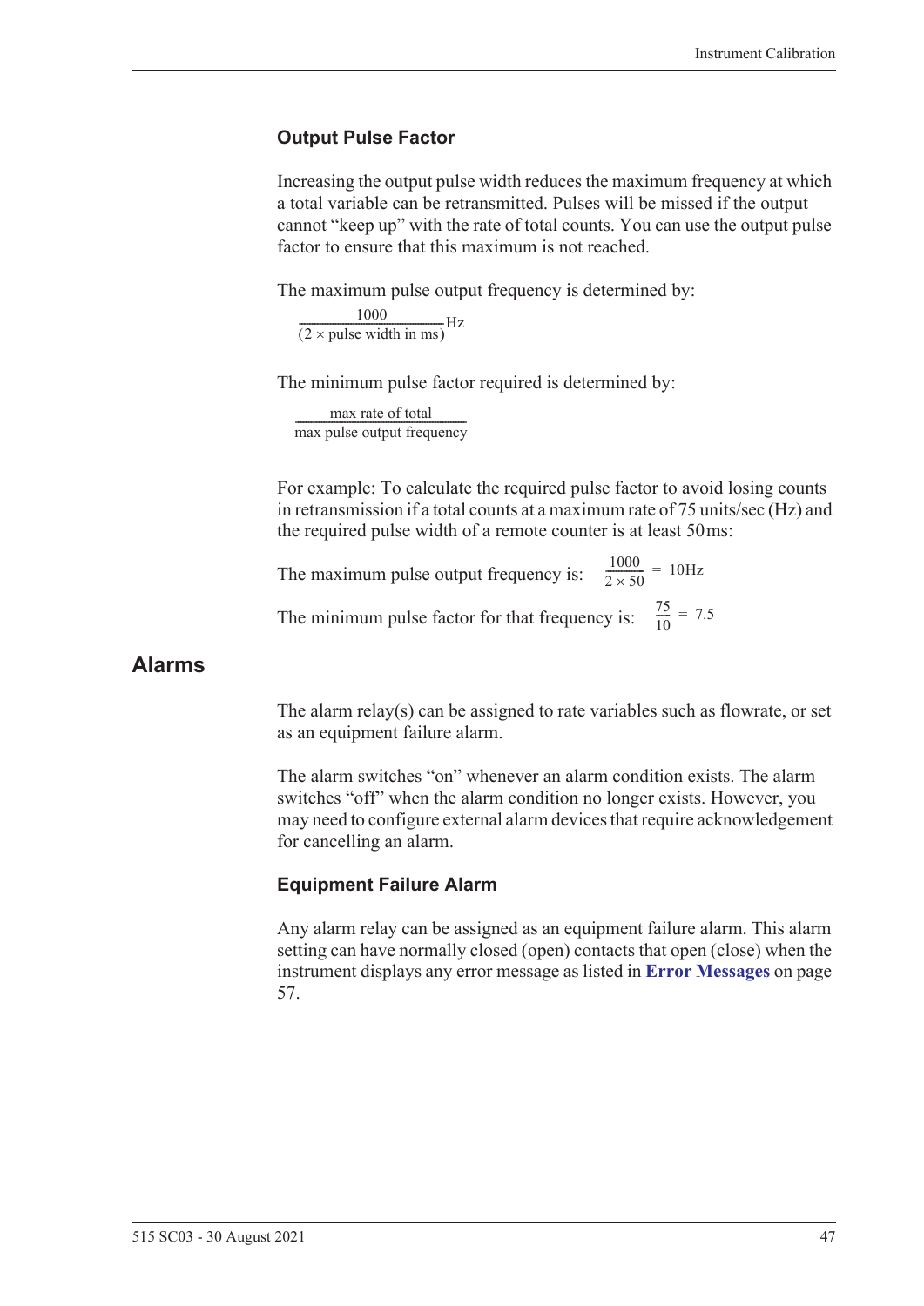### Output Pulse Factor

Increasing the output pulse width reduces the maximum frequency at which a total variable can be retransmitted. Pulses will be missed if the output cannot "keep up" with the rate of total counts. You can use the output pulse factor to ensure that this maximum is not reached.

The maximum pulse output frequency is determined by:

$$\frac{1000}{(2 \times \text{pulse width in ms})}\text{Hz}$$

The minimum pulse factor required is determined by:

$$\frac{\text{max rate of total}}{\text{max pulse output frequency}}$$

For example: To calculate the required pulse factor to avoid losing counts in retransmission if a total counts at a maximum rate of 75 units/sec (Hz) and the required pulse width of a remote counter is at least 50 ms:

The maximum pulse output frequency is: $\frac{1000}{2 \times 50} = 10\text{Hz}$

The minimum pulse factor for that frequency is: $\frac{75}{10} = 7.5$

## Alarms

The alarm relay(s) can be assigned to rate variables such as flowrate, or set as an equipment failure alarm.

The alarm switches "on" whenever an alarm condition exists. The alarm switches "off" when the alarm condition no longer exists. However, you may need to configure external alarm devices that require acknowledgement for cancelling an alarm.

### Equipment Failure Alarm

Any alarm relay can be assigned as an equipment failure alarm. This alarm setting can have normally closed (open) contacts that open (close) when the instrument displays any error message as listed in **Error Messages** on page 57.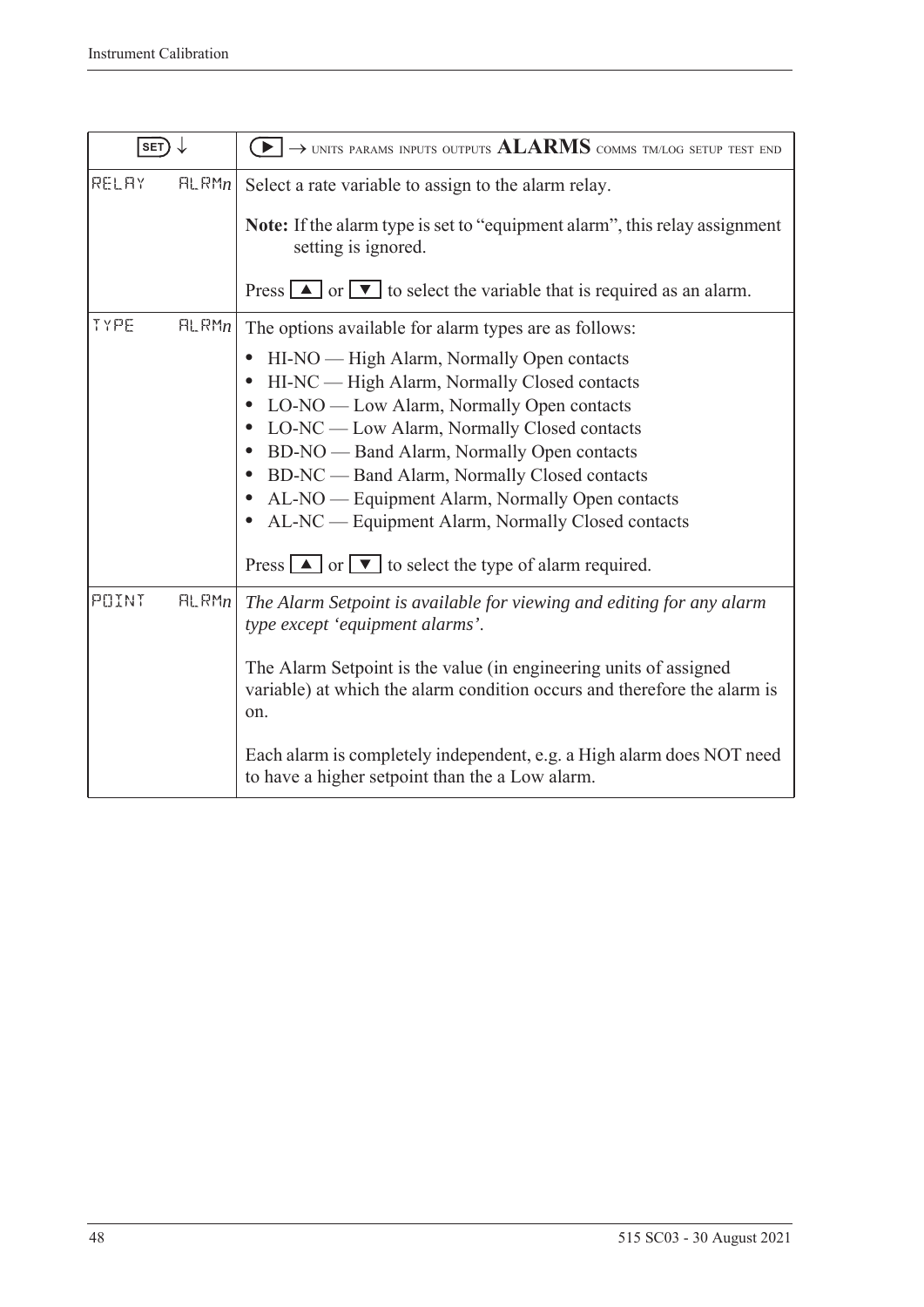| SET ↓ | ▶ → UNITS PARAMS INPUTS OUTPUTS **ALARMS** COMMS TM/LOG SETUP TEST END |
|---|---|
| RELAY ALRM*n* | Select a rate variable to assign to the alarm relay.<br><br>**Note:** If the alarm type is set to "equipment alarm", this relay assignment setting is ignored.<br><br>Press ▲ or ▼ to select the variable that is required as an alarm. |
| TYPE ALRM*n* | The options available for alarm types are as follows:<br>• HI-NO — High Alarm, Normally Open contacts<br>• HI-NC — High Alarm, Normally Closed contacts<br>• LO-NO — Low Alarm, Normally Open contacts<br>• LO-NC — Low Alarm, Normally Closed contacts<br>• BD-NO — Band Alarm, Normally Open contacts<br>• BD-NC — Band Alarm, Normally Closed contacts<br>• AL-NO — Equipment Alarm, Normally Open contacts<br>• AL-NC — Equipment Alarm, Normally Closed contacts<br><br>Press ▲ or ▼ to select the type of alarm required. |
| POINT ALRM*n* | *The Alarm Setpoint is available for viewing and editing for any alarm type except 'equipment alarms'.*<br><br>The Alarm Setpoint is the value (in engineering units of assigned variable) at which the alarm condition occurs and therefore the alarm is on.<br><br>Each alarm is completely independent, e.g. a High alarm does NOT need to have a higher setpoint than the a Low alarm. |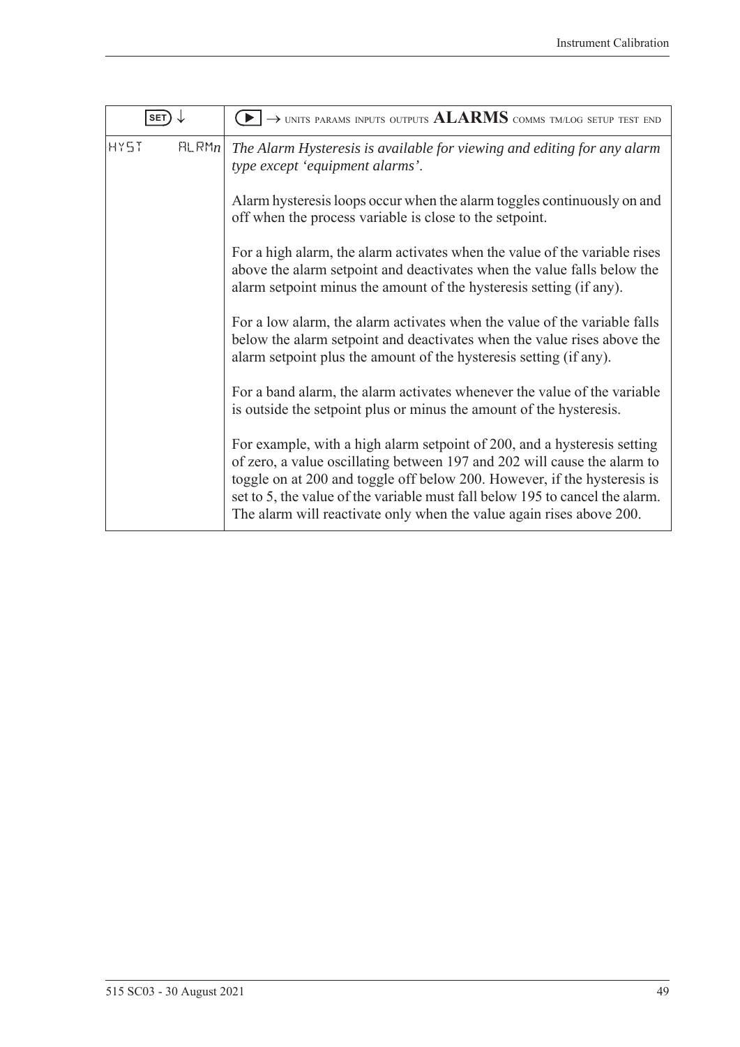| SET ↓ | ▶ → UNITS PARAMS INPUTS OUTPUTS **ALARMS** COMMS TM/LOG SETUP TEST END |
|---|---|
| HYST ALRM*n* | *The Alarm Hysteresis is available for viewing and editing for any alarm type except 'equipment alarms'.*<br><br>Alarm hysteresis loops occur when the alarm toggles continuously on and off when the process variable is close to the setpoint.<br><br>For a high alarm, the alarm activates when the value of the variable rises above the alarm setpoint and deactivates when the value falls below the alarm setpoint minus the amount of the hysteresis setting (if any).<br><br>For a low alarm, the alarm activates when the value of the variable falls below the alarm setpoint and deactivates when the value rises above the alarm setpoint plus the amount of the hysteresis setting (if any).<br><br>For a band alarm, the alarm activates whenever the value of the variable is outside the setpoint plus or minus the amount of the hysteresis.<br><br>For example, with a high alarm setpoint of 200, and a hysteresis setting of zero, a value oscillating between 197 and 202 will cause the alarm to toggle on at 200 and toggle off below 200. However, if the hysteresis is set to 5, the value of the variable must fall below 195 to cancel the alarm. The alarm will reactivate only when the value again rises above 200. |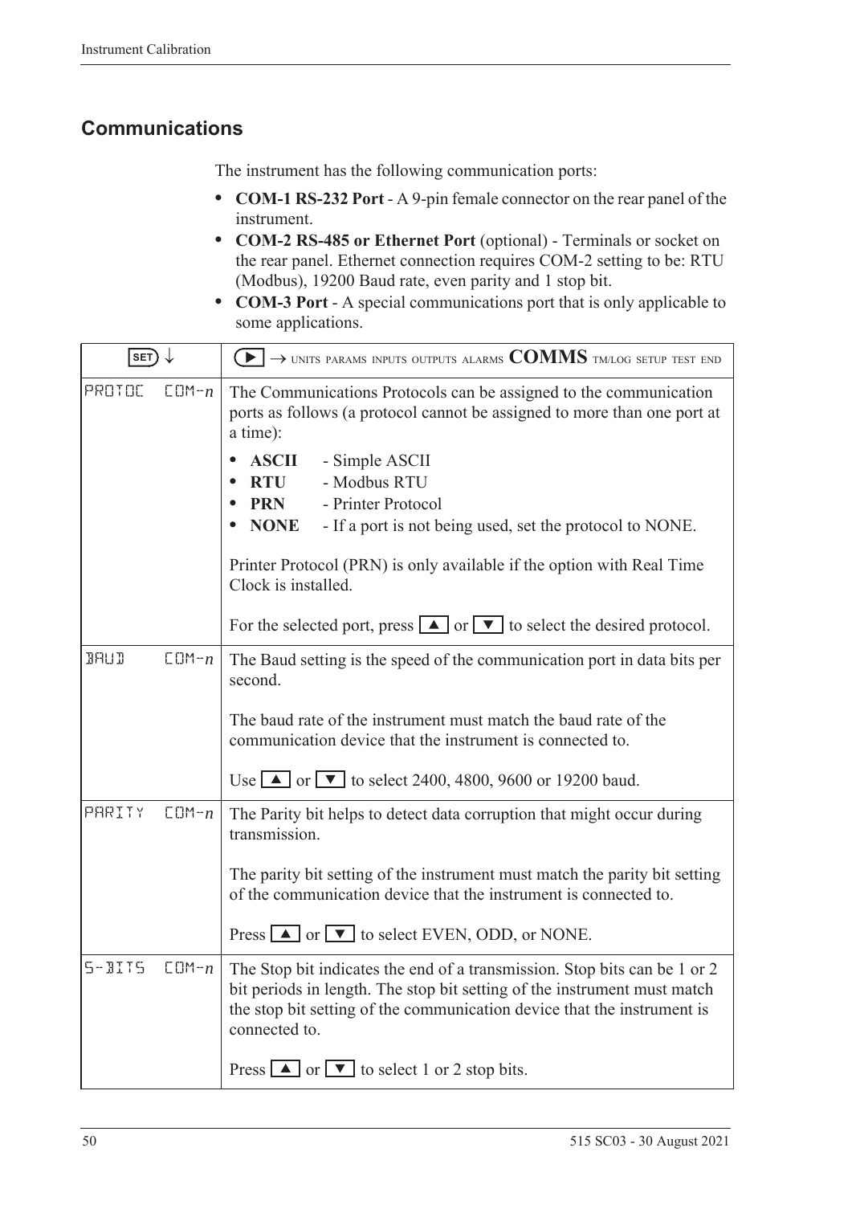## Communications

The instrument has the following communication ports:

- **COM-1 RS-232 Port** - A 9-pin female connector on the rear panel of the instrument.
- **COM-2 RS-485 or Ethernet Port** (optional) - Terminals or socket on the rear panel. Ethernet connection requires COM-2 setting to be: RTU (Modbus), 19200 Baud rate, even parity and 1 stop bit.
- **COM-3 Port** - A special communications port that is only applicable to some applications.

| SET ↓ | ▶ → UNITS PARAMS INPUTS OUTPUTS ALARMS **COMMS** TM/LOG SETUP TEST END |
|---|---|
| PROTOC COM-*n* | The Communications Protocols can be assigned to the communication ports as follows (a protocol cannot be assigned to more than one port at a time):<br>• **ASCII** - Simple ASCII<br>• **RTU** - Modbus RTU<br>• **PRN** - Printer Protocol<br>• **NONE** - If a port is not being used, set the protocol to NONE.<br><br>Printer Protocol (PRN) is only available if the option with Real Time Clock is installed.<br><br>For the selected port, press ▲ or ▼ to select the desired protocol. |
| BAUD COM-*n* | The Baud setting is the speed of the communication port in data bits per second.<br><br>The baud rate of the instrument must match the baud rate of the communication device that the instrument is connected to.<br><br>Use ▲ or ▼ to select 2400, 4800, 9600 or 19200 baud. |
| PARITY COM-*n* | The Parity bit helps to detect data corruption that might occur during transmission.<br><br>The parity bit setting of the instrument must match the parity bit setting of the communication device that the instrument is connected to.<br><br>Press ▲ or ▼ to select EVEN, ODD, or NONE. |
| S-BITS COM-*n* | The Stop bit indicates the end of a transmission. Stop bits can be 1 or 2 bit periods in length. The stop bit setting of the instrument must match the stop bit setting of the communication device that the instrument is connected to.<br><br>Press ▲ or ▼ to select 1 or 2 stop bits. |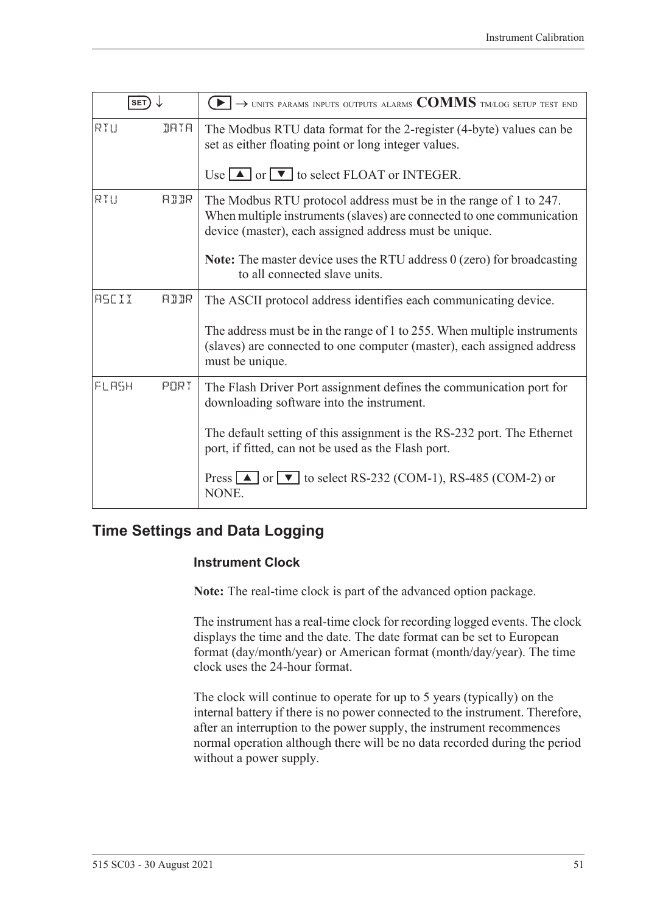| SET ↓ | ▶ → UNITS PARAMS INPUTS OUTPUTS ALARMS **COMMS** TM/LOG SETUP TEST END |
|---|---|
| RTU DATA | The Modbus RTU data format for the 2-register (4-byte) values can be set as either floating point or long integer values.<br><br>Use ▲ or ▼ to select FLOAT or INTEGER. |
| RTU ADDR | The Modbus RTU protocol address must be in the range of 1 to 247. When multiple instruments (slaves) are connected to one communication device (master), each assigned address must be unique.<br><br>**Note:** The master device uses the RTU address 0 (zero) for broadcasting to all connected slave units. |
| ASCII ADDR | The ASCII protocol address identifies each communicating device.<br><br>The address must be in the range of 1 to 255. When multiple instruments (slaves) are connected to one computer (master), each assigned address must be unique. |
| FLASH PORT | The Flash Driver Port assignment defines the communication port for downloading software into the instrument.<br><br>The default setting of this assignment is the RS-232 port. The Ethernet port, if fitted, can not be used as the Flash port.<br><br>Press ▲ or ▼ to select RS-232 (COM-1), RS-485 (COM-2) or NONE. |

## Time Settings and Data Logging

### Instrument Clock

**Note:** The real-time clock is part of the advanced option package.

The instrument has a real-time clock for recording logged events. The clock displays the time and the date. The date format can be set to European format (day/month/year) or American format (month/day/year). The time clock uses the 24-hour format.

The clock will continue to operate for up to 5 years (typically) on the internal battery if there is no power connected to the instrument. Therefore, after an interruption to the power supply, the instrument recommences normal operation although there will be no data recorded during the period without a power supply.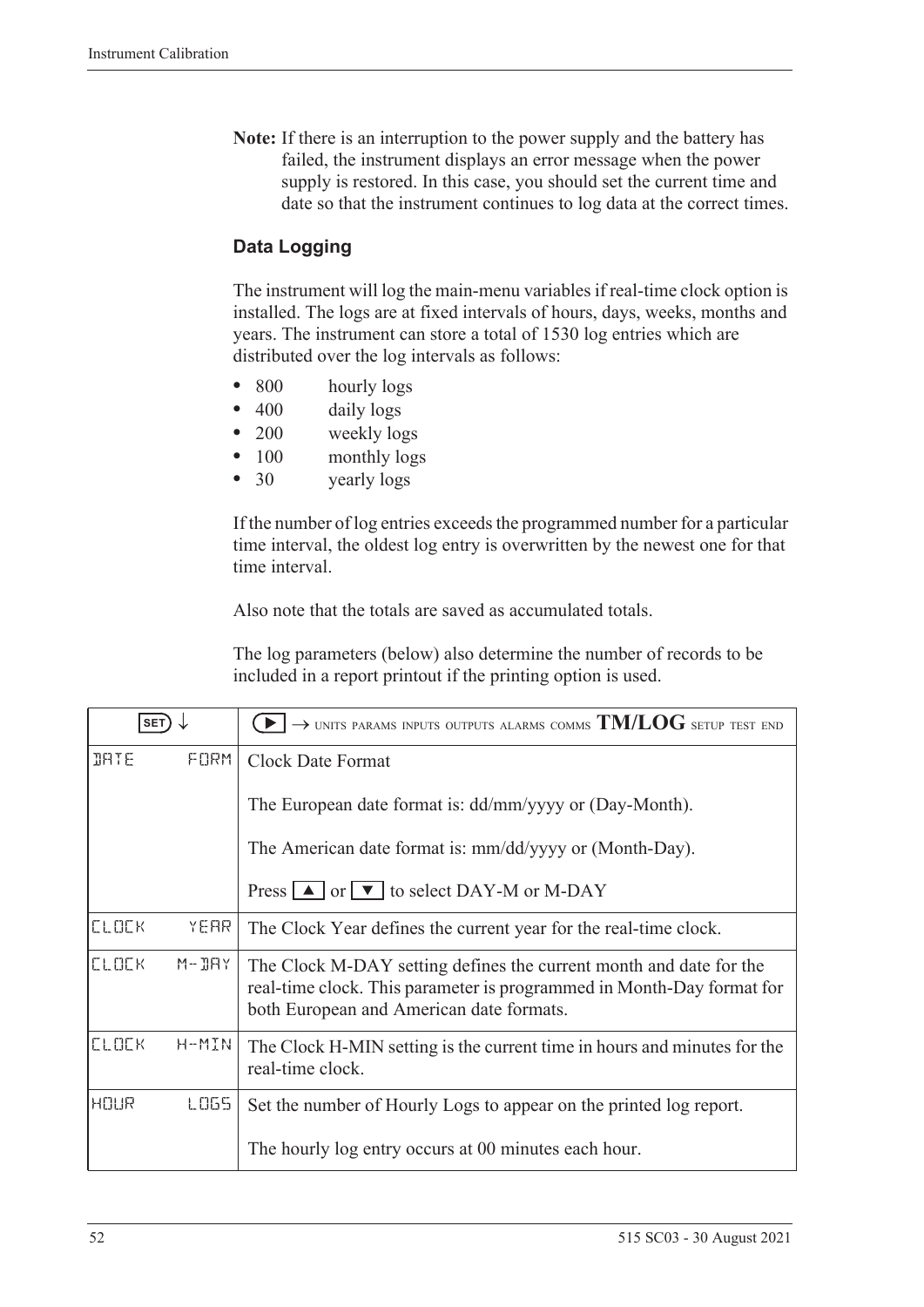**Note:** If there is an interruption to the power supply and the battery has failed, the instrument displays an error message when the power supply is restored. In this case, you should set the current time and date so that the instrument continues to log data at the correct times.

### Data Logging

The instrument will log the main-menu variables if real-time clock option is installed. The logs are at fixed intervals of hours, days, weeks, months and years. The instrument can store a total of 1530 log entries which are distributed over the log intervals as follows:

- 800 hourly logs
- 400 daily logs
- 200 weekly logs
- 100 monthly logs
- 30 yearly logs

If the number of log entries exceeds the programmed number for a particular time interval, the oldest log entry is overwritten by the newest one for that time interval.

Also note that the totals are saved as accumulated totals.

The log parameters (below) also determine the number of records to be included in a report printout if the printing option is used.

| SET ↓ | ▶ → UNITS PARAMS INPUTS OUTPUTS ALARMS COMMS **TM/LOG** SETUP TEST END |
|---|---|
| DATE FORM | Clock Date Format<br><br>The European date format is: dd/mm/yyyy or (Day-Month).<br><br>The American date format is: mm/dd/yyyy or (Month-Day).<br><br>Press ▲ or ▼ to select DAY-M or M-DAY |
| CLOCK YEAR | The Clock Year defines the current year for the real-time clock. |
| CLOCK M-DAY | The Clock M-DAY setting defines the current month and date for the real-time clock. This parameter is programmed in Month-Day format for both European and American date formats. |
| CLOCK H-MIN | The Clock H-MIN setting is the current time in hours and minutes for the real-time clock. |
| HOUR LOGS | Set the number of Hourly Logs to appear on the printed log report.<br><br>The hourly log entry occurs at 00 minutes each hour. |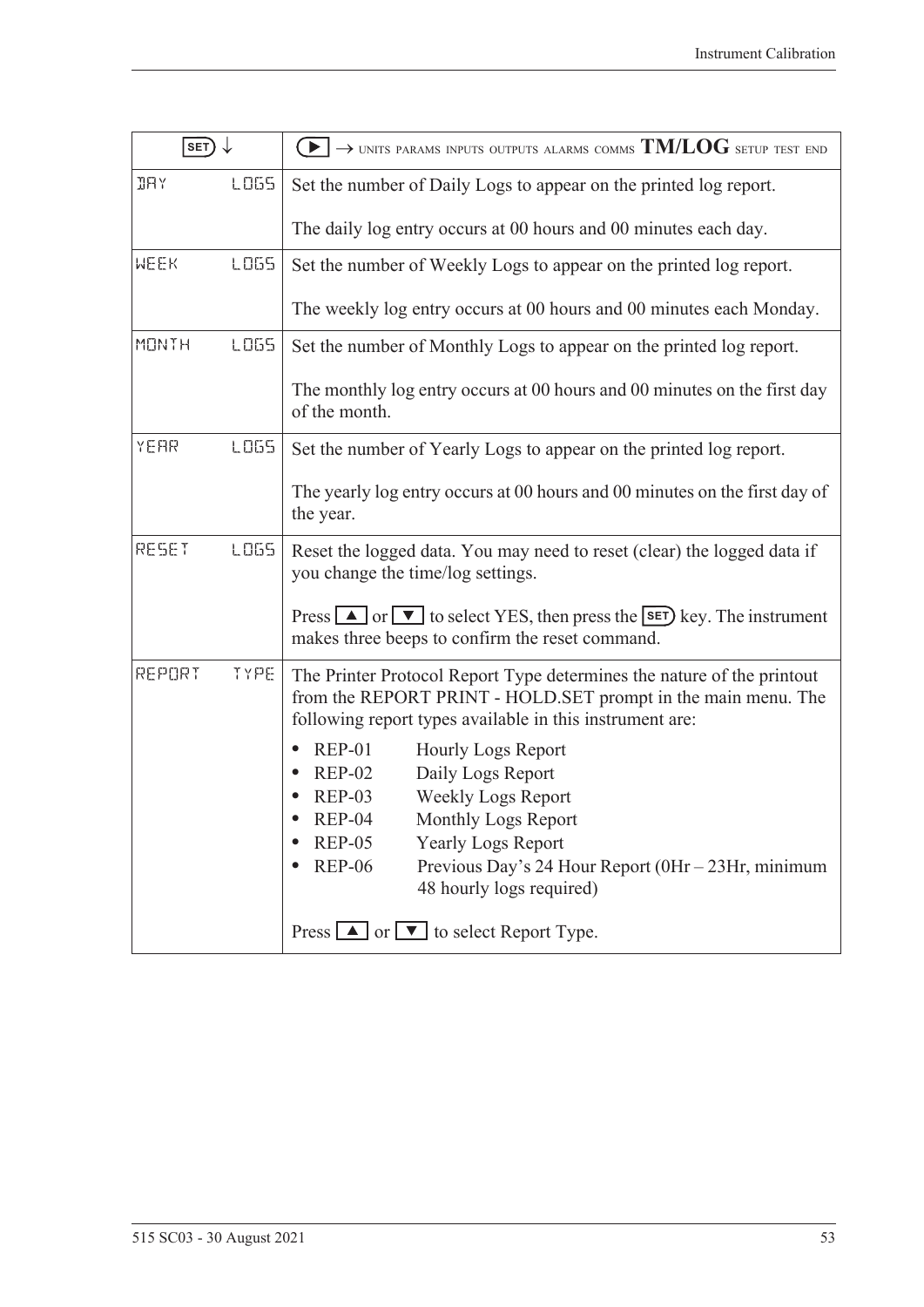| SET ↓ | ▶ → UNITS PARAMS INPUTS OUTPUTS ALARMS COMMS **TM/LOG** SETUP TEST END |
|---|---|
| DAY LOGS | Set the number of Daily Logs to appear on the printed log report.<br><br>The daily log entry occurs at 00 hours and 00 minutes each day. |
| WEEK LOGS | Set the number of Weekly Logs to appear on the printed log report.<br><br>The weekly log entry occurs at 00 hours and 00 minutes each Monday. |
| MONTH LOGS | Set the number of Monthly Logs to appear on the printed log report.<br><br>The monthly log entry occurs at 00 hours and 00 minutes on the first day of the month. |
| YEAR LOGS | Set the number of Yearly Logs to appear on the printed log report.<br><br>The yearly log entry occurs at 00 hours and 00 minutes on the first day of the year. |
| RESET LOGS | Reset the logged data. You may need to reset (clear) the logged data if you change the time/log settings.<br><br>Press ▲ or ▼ to select YES, then press the SET key. The instrument makes three beeps to confirm the reset command. |
| REPORT TYPE | The Printer Protocol Report Type determines the nature of the printout from the REPORT PRINT - HOLD.SET prompt in the main menu. The following report types available in this instrument are:<br><br>• REP-01 Hourly Logs Report<br>• REP-02 Daily Logs Report<br>• REP-03 Weekly Logs Report<br>• REP-04 Monthly Logs Report<br>• REP-05 Yearly Logs Report<br>• REP-06 Previous Day's 24 Hour Report (0Hr – 23Hr, minimum 48 hourly logs required)<br><br>Press ▲ or ▼ to select Report Type. |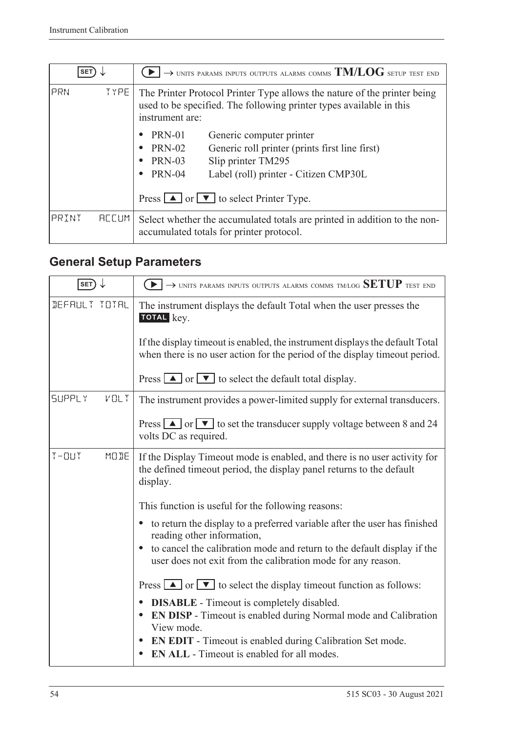| SET ↓ | ▶ → UNITS PARAMS INPUTS OUTPUTS ALARMS COMMS **TM/LOG** SETUP TEST END |
|---|---|
| PRN TYPE | The Printer Protocol Printer Type allows the nature of the printer being used to be specified. The following printer types available in this instrument are:<br>• PRN-01 Generic computer printer<br>• PRN-02 Generic roll printer (prints first line first)<br>• PRN-03 Slip printer TM295<br>• PRN-04 Label (roll) printer - Citizen CMP30L<br><br>Press ▲ or ▼ to select Printer Type. |
| PRINT ACCUM | Select whether the accumulated totals are printed in addition to the non-accumulated totals for printer protocol. |

## General Setup Parameters

| SET ↓ | ▶ → UNITS PARAMS INPUTS OUTPUTS ALARMS COMMS TM/LOG **SETUP** TEST END |
|---|---|
| DEFAULT TOTAL | The instrument displays the default Total when the user presses the **TOTAL** key.<br><br>If the display timeout is enabled, the instrument displays the default Total when there is no user action for the period of the display timeout period.<br><br>Press ▲ or ▼ to select the default total display. |
| SUPPLY VOLT | The instrument provides a power-limited supply for external transducers.<br><br>Press ▲ or ▼ to set the transducer supply voltage between 8 and 24 volts DC as required. |
| T-OUT MODE | If the Display Timeout mode is enabled, and there is no user activity for the defined timeout period, the display panel returns to the default display.<br><br>This function is useful for the following reasons:<br>• to return the display to a preferred variable after the user has finished reading other information,<br>• to cancel the calibration mode and return to the default display if the user does not exit from the calibration mode for any reason.<br><br>Press ▲ or ▼ to select the display timeout function as follows:<br>• **DISABLE** - Timeout is completely disabled.<br>• **EN DISP** - Timeout is enabled during Normal mode and Calibration View mode.<br>• **EN EDIT** - Timeout is enabled during Calibration Set mode.<br>• **EN ALL** - Timeout is enabled for all modes. |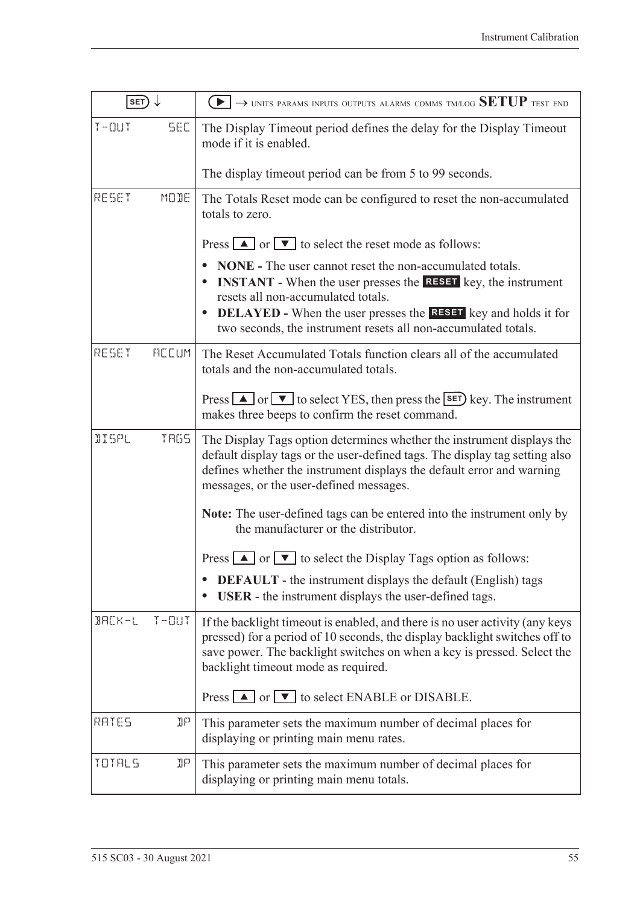| SET ↓ | ▶ → UNITS PARAMS INPUTS OUTPUTS ALARMS COMMS TM/LOG **SETUP** TEST END |
|---|---|
| T-OUT SEC | The Display Timeout period defines the delay for the Display Timeout mode if it is enabled.<br><br>The display timeout period can be from 5 to 99 seconds. |
| RESET MODE | The Totals Reset mode can be configured to reset the non-accumulated totals to zero.<br><br>Press ▲ or ▼ to select the reset mode as follows:<br>• **NONE -** The user cannot reset the non-accumulated totals.<br>• **INSTANT** - When the user presses the **RESET** key, the instrument resets all non-accumulated totals.<br>• **DELAYED -** When the user presses the **RESET** key and holds it for two seconds, the instrument resets all non-accumulated totals. |
| RESET ACCUM | The Reset Accumulated Totals function clears all of the accumulated totals and the non-accumulated totals.<br><br>Press ▲ or ▼ to select YES, then press the SET key. The instrument makes three beeps to confirm the reset command. |
| DISPL TAGS | The Display Tags option determines whether the instrument displays the default display tags or the user-defined tags. The display tag setting also defines whether the instrument displays the default error and warning messages, or the user-defined messages.<br><br>**Note:** The user-defined tags can be entered into the instrument only by the manufacturer or the distributor.<br><br>Press ▲ or ▼ to select the Display Tags option as follows:<br>• **DEFAULT** - the instrument displays the default (English) tags<br>• **USER** - the instrument displays the user-defined tags. |
| BACK-L T-OUT | If the backlight timeout is enabled, and there is no user activity (any keys pressed) for a period of 10 seconds, the display backlight switches off to save power. The backlight switches on when a key is pressed. Select the backlight timeout mode as required.<br><br>Press ▲ or ▼ to select ENABLE or DISABLE. |
| RATES DP | This parameter sets the maximum number of decimal places for displaying or printing main menu rates. |
| TOTALS DP | This parameter sets the maximum number of decimal places for displaying or printing main menu totals. |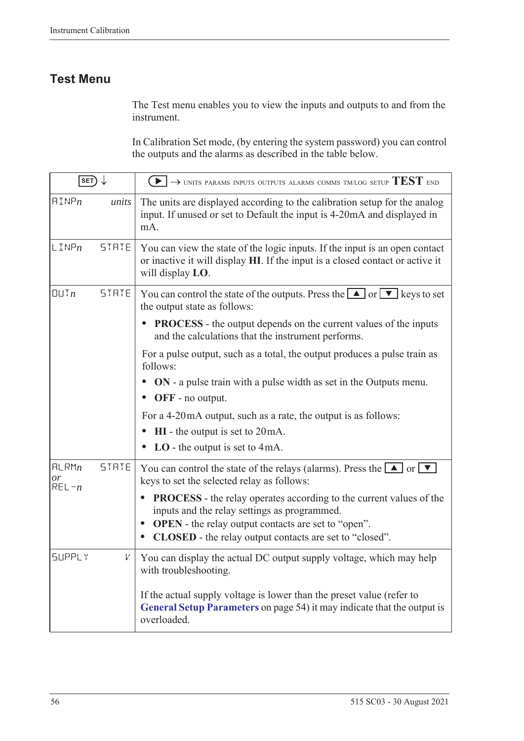## Test Menu

The Test menu enables you to view the inputs and outputs to and from the instrument.

In Calibration Set mode, (by entering the system password) you can control the outputs and the alarms as described in the table below.

| SET ↓ | ▶ → UNITS PARAMS INPUTS OUTPUTS ALARMS COMMS TM/LOG SETUP **TEST** END |
|---|---|
| AINP*n* *units* | The units are displayed according to the calibration setup for the analog input. If unused or set to Default the input is 4-20mA and displayed in mA. |
| LINP*n* STATE | You can view the state of the logic inputs. If the input is an open contact or inactive it will display **HI**. If the input is a closed contact or active it will display **LO**. |
| OUT*n* STATE | You can control the state of the outputs. Press the ▲ or ▼ keys to set the output state as follows:<br>• **PROCESS** - the output depends on the current values of the inputs and the calculations that the instrument performs.<br>For a pulse output, such as a total, the output produces a pulse train as follows:<br>• **ON** - a pulse train with a pulse width as set in the Outputs menu.<br>• **OFF** - no output.<br>For a 4-20mA output, such as a rate, the output is as follows:<br>• **HI** - the output is set to 20mA.<br>• **LO** - the output is set to 4mA. |
| ALRM*n* *or* REL-*n* STATE | You can control the state of the relays (alarms). Press the ▲ or ▼ keys to set the selected relay as follows:<br>• **PROCESS** - the relay operates according to the current values of the inputs and the relay settings as programmed.<br>• **OPEN** - the relay output contacts are set to “open”.<br>• **CLOSED** - the relay output contacts are set to “closed”. |
| SUPPLY V | You can display the actual DC output supply voltage, which may help with troubleshooting.<br><br>If the actual supply voltage is lower than the preset value (refer to **General Setup Parameters** on page 54) it may indicate that the output is overloaded. |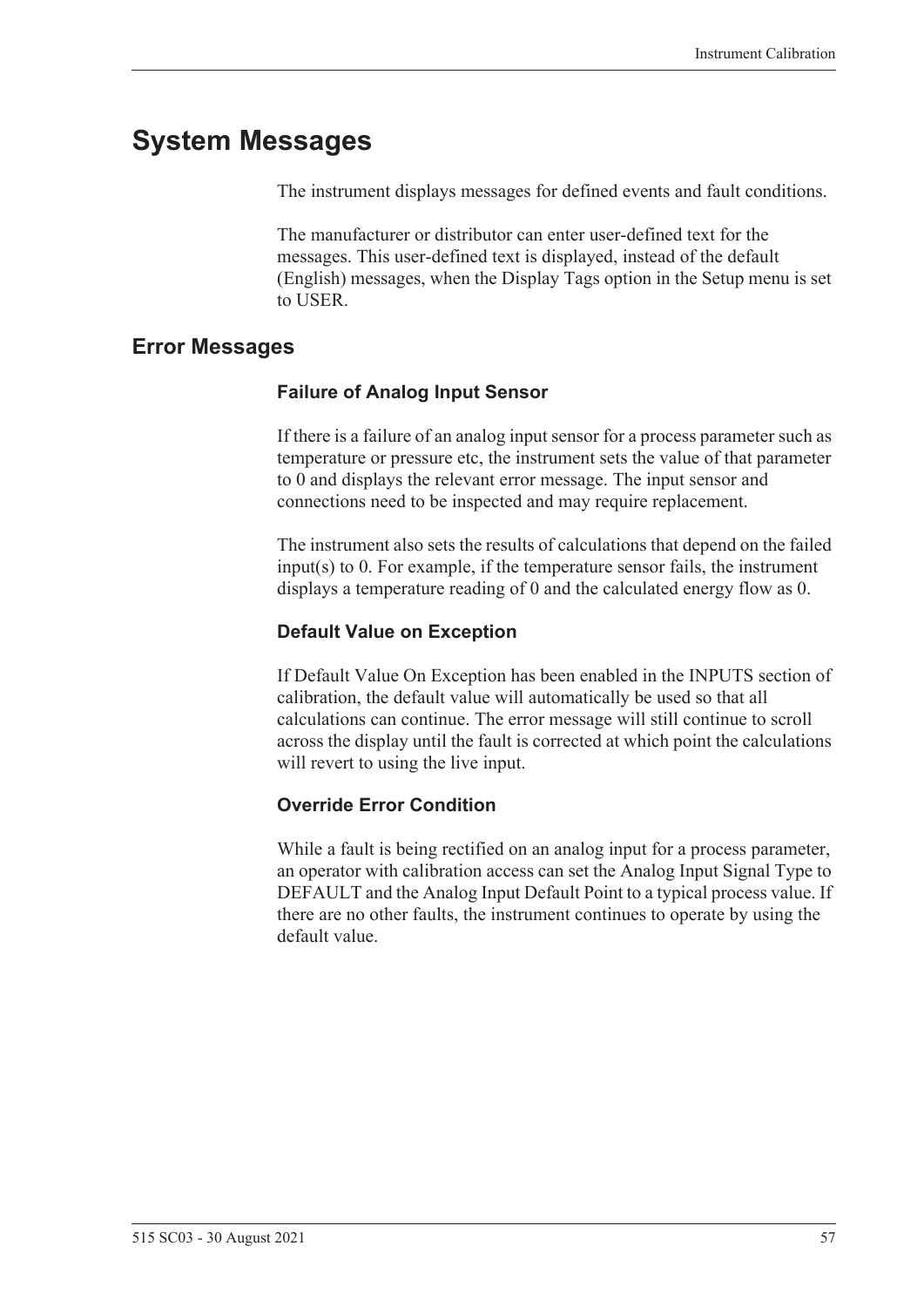# System Messages

The instrument displays messages for defined events and fault conditions.

The manufacturer or distributor can enter user-defined text for the messages. This user-defined text is displayed, instead of the default (English) messages, when the Display Tags option in the Setup menu is set to USER.

## Error Messages

### Failure of Analog Input Sensor

If there is a failure of an analog input sensor for a process parameter such as temperature or pressure etc, the instrument sets the value of that parameter to 0 and displays the relevant error message. The input sensor and connections need to be inspected and may require replacement.

The instrument also sets the results of calculations that depend on the failed input(s) to 0. For example, if the temperature sensor fails, the instrument displays a temperature reading of 0 and the calculated energy flow as 0.

### Default Value on Exception

If Default Value On Exception has been enabled in the INPUTS section of calibration, the default value will automatically be used so that all calculations can continue. The error message will still continue to scroll across the display until the fault is corrected at which point the calculations will revert to using the live input.

### Override Error Condition

While a fault is being rectified on an analog input for a process parameter, an operator with calibration access can set the Analog Input Signal Type to DEFAULT and the Analog Input Default Point to a typical process value. If there are no other faults, the instrument continues to operate by using the default value.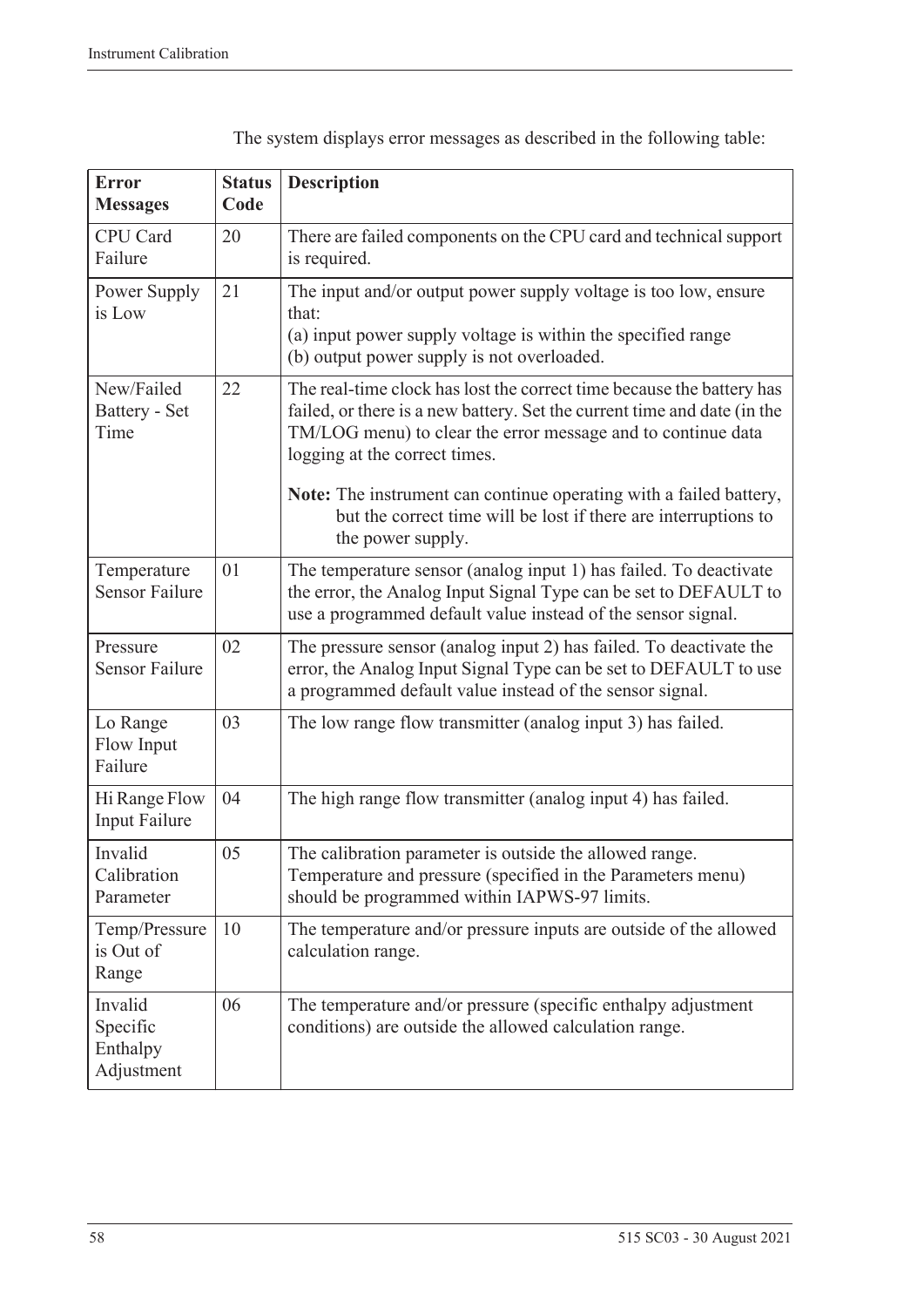The system displays error messages as described in the following table:

| Error Messages | Status Code | Description |
|---|---|---|
| CPU Card Failure | 20 | There are failed components on the CPU card and technical support is required. |
| Power Supply is Low | 21 | The input and/or output power supply voltage is too low, ensure that:<br>(a) input power supply voltage is within the specified range<br>(b) output power supply is not overloaded. |
| New/Failed Battery - Set Time | 22 | The real-time clock has lost the correct time because the battery has failed, or there is a new battery. Set the current time and date (in the TM/LOG menu) to clear the error message and to continue data logging at the correct times.<br><br>**Note:** The instrument can continue operating with a failed battery, but the correct time will be lost if there are interruptions to the power supply. |
| Temperature Sensor Failure | 01 | The temperature sensor (analog input 1) has failed. To deactivate the error, the Analog Input Signal Type can be set to DEFAULT to use a programmed default value instead of the sensor signal. |
| Pressure Sensor Failure | 02 | The pressure sensor (analog input 2) has failed. To deactivate the error, the Analog Input Signal Type can be set to DEFAULT to use a programmed default value instead of the sensor signal. |
| Lo Range Flow Input Failure | 03 | The low range flow transmitter (analog input 3) has failed. |
| Hi Range Flow Input Failure | 04 | The high range flow transmitter (analog input 4) has failed. |
| Invalid Calibration Parameter | 05 | The calibration parameter is outside the allowed range. Temperature and pressure (specified in the Parameters menu) should be programmed within IAPWS-97 limits. |
| Temp/Pressure is Out of Range | 10 | The temperature and/or pressure inputs are outside of the allowed calculation range. |
| Invalid Specific Enthalpy Adjustment | 06 | The temperature and/or pressure (specific enthalpy adjustment conditions) are outside the allowed calculation range. |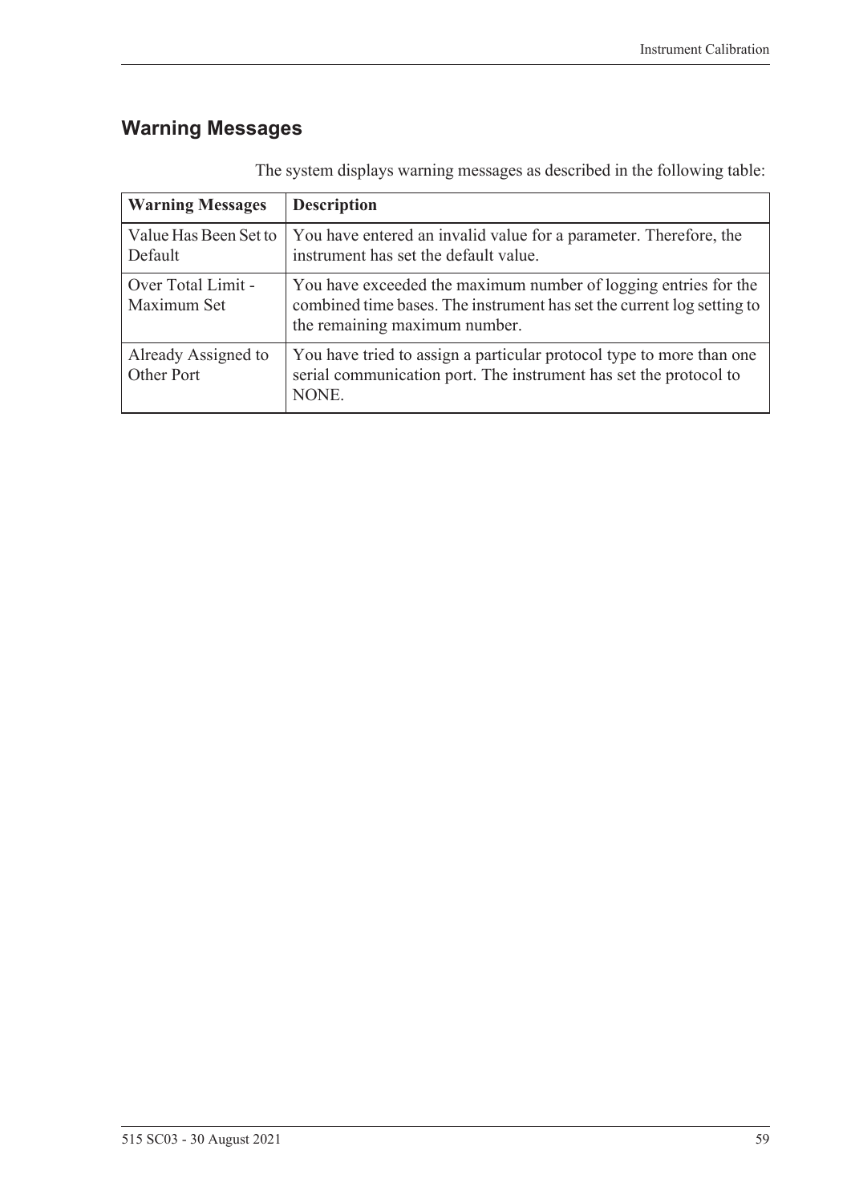## Warning Messages

The system displays warning messages as described in the following table:

| Warning Messages | Description |
|---|---|
| Value Has Been Set to Default | You have entered an invalid value for a parameter. Therefore, the instrument has set the default value. |
| Over Total Limit - Maximum Set | You have exceeded the maximum number of logging entries for the combined time bases. The instrument has set the current log setting to the remaining maximum number. |
| Already Assigned to Other Port | You have tried to assign a particular protocol type to more than one serial communication port. The instrument has set the protocol to NONE. |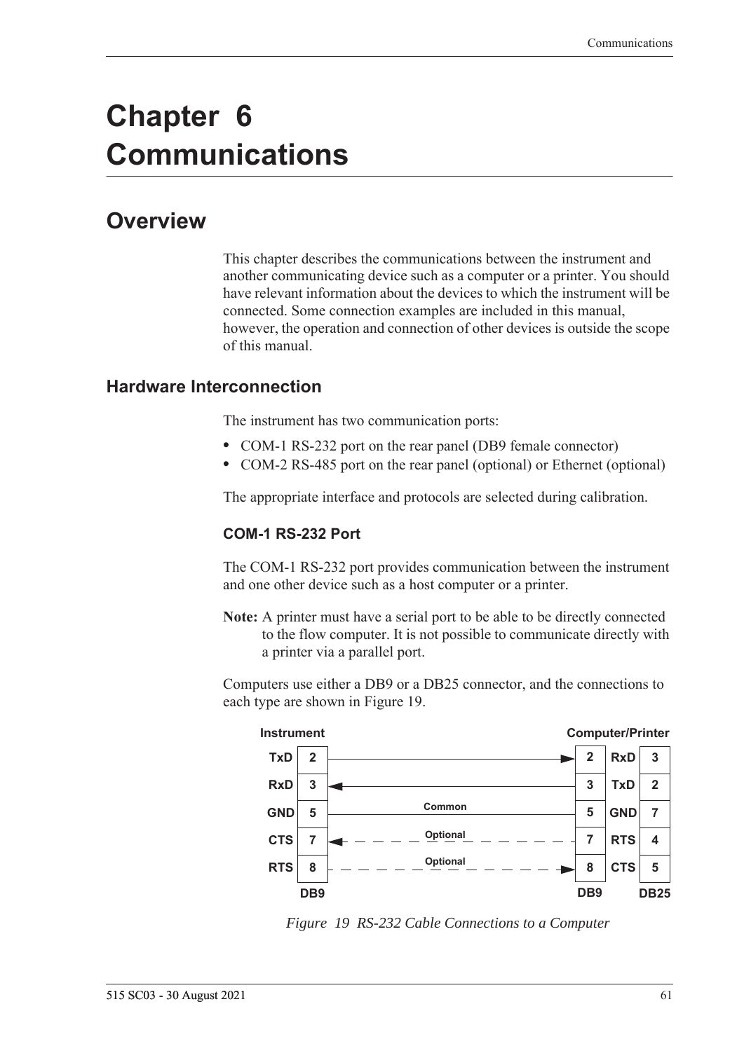# Chapter 6 Communications

## Overview

This chapter describes the communications between the instrument and another communicating device such as a computer or a printer. You should have relevant information about the devices to which the instrument will be connected. Some connection examples are included in this manual, however, the operation and connection of other devices is outside the scope of this manual.

### Hardware Interconnection

The instrument has two communication ports:

- COM-1 RS-232 port on the rear panel (DB9 female connector)
- COM-2 RS-485 port on the rear panel (optional) or Ethernet (optional)

The appropriate interface and protocols are selected during calibration.

#### COM-1 RS-232 Port

The COM-1 RS-232 port provides communication between the instrument and one other device such as a host computer or a printer.

**Note:** A printer must have a serial port to be able to be directly connected to the flow computer. It is not possible to communicate directly with a printer via a parallel port.

Computers use either a DB9 or a DB25 connector, and the connections to each type are shown in Figure 19.

| Instrument | DB9 | Connection | Computer/Printer DB9 | Computer/Printer | DB25 |
|---|---|---|---|---|---|
| TxD | 2 | → | 2 | RxD | 3 |
| RxD | 3 | ← | 3 | TxD | 2 |
| GND | 5 | Common | 5 | GND | 7 |
| CTS | 7 | ← Optional | 7 | RTS | 4 |
| RTS | 8 | → Optional | 8 | CTS | 5 |

*Figure 19 RS-232 Cable Connections to a Computer*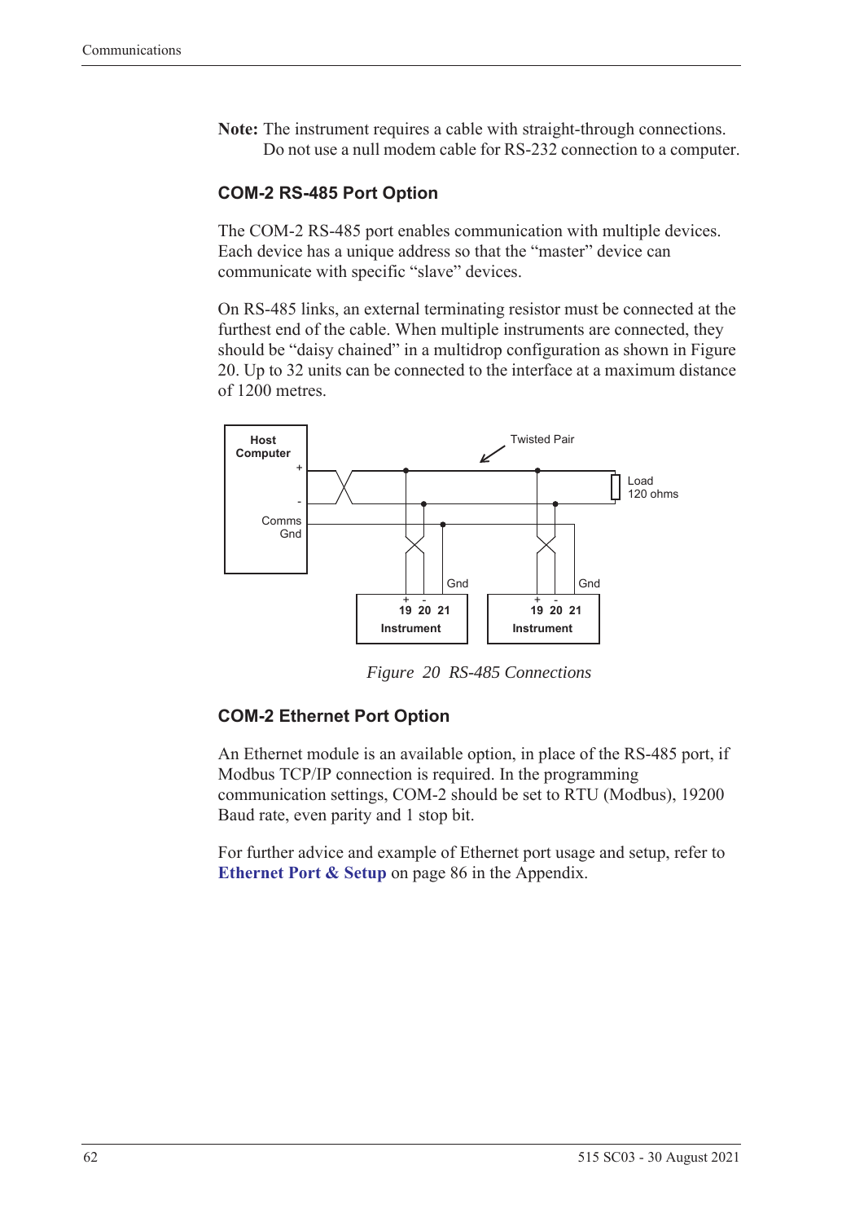**Note:** The instrument requires a cable with straight-through connections. Do not use a null modem cable for RS-232 connection to a computer.

### COM-2 RS-485 Port Option

The COM-2 RS-485 port enables communication with multiple devices. Each device has a unique address so that the “master” device can communicate with specific “slave” devices.

On RS-485 links, an external terminating resistor must be connected at the furthest end of the cable. When multiple instruments are connected, they should be “daisy chained” in a multidrop configuration as shown in Figure 20. Up to 32 units can be connected to the interface at a maximum distance of 1200 metres.

Host Computer + - Comms Gnd | Twisted Pair | Load 120 ohms | Gnd + - 19 20 21 Instrument | Gnd + - 19 20 21 Instrument

*Figure 20 RS-485 Connections*

### COM-2 Ethernet Port Option

An Ethernet module is an available option, in place of the RS-485 port, if Modbus TCP/IP connection is required. In the programming communication settings, COM-2 should be set to RTU (Modbus), 19200 Baud rate, even parity and 1 stop bit.

For further advice and example of Ethernet port usage and setup, refer to **Ethernet Port & Setup** on page 86 in the Appendix.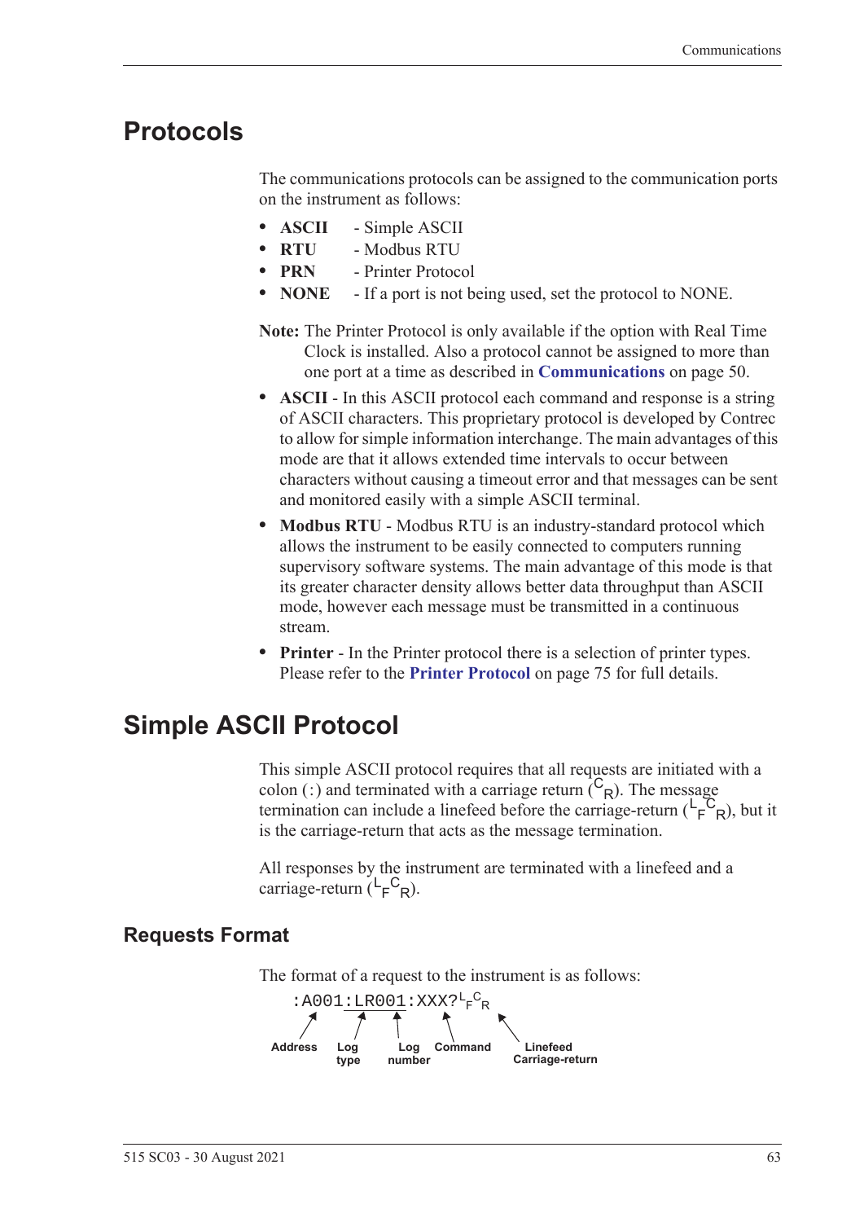# Protocols

The communications protocols can be assigned to the communication ports on the instrument as follows:

- **ASCII** - Simple ASCII
- **RTU** - Modbus RTU
- **PRN** - Printer Protocol
- **NONE** - If a port is not being used, set the protocol to NONE.

**Note:** The Printer Protocol is only available if the option with Real Time Clock is installed. Also a protocol cannot be assigned to more than one port at a time as described in **Communications** on page 50.

- **ASCII** - In this ASCII protocol each command and response is a string of ASCII characters. This proprietary protocol is developed by Contrec to allow for simple information interchange. The main advantages of this mode are that it allows extended time intervals to occur between characters without causing a timeout error and that messages can be sent and monitored easily with a simple ASCII terminal.
- **Modbus RTU** - Modbus RTU is an industry-standard protocol which allows the instrument to be easily connected to computers running supervisory software systems. The main advantage of this mode is that its greater character density allows better data throughput than ASCII mode, however each message must be transmitted in a continuous stream.
- **Printer** - In the Printer protocol there is a selection of printer types. Please refer to the **Printer Protocol** on page 75 for full details.

# Simple ASCII Protocol

This simple ASCII protocol requires that all requests are initiated with a colon (:) and terminated with a carriage return ($^{C}{}_{R}$). The message termination can include a linefeed before the carriage-return ($^{L}{}_{F}{}^{C}{}_{R}$), but it is the carriage-return that acts as the message termination.

All responses by the instrument are terminated with a linefeed and a carriage-return ($^{L}{}_{F}{}^{C}{}_{R}$).

## Requests Format

The format of a request to the instrument is as follows:

```
:A001:LR001:XXX?LFCR
```

- Address: `A001`
- Log type: `LR`
- Log number: `001`
- Command: `XXX?`
- Linefeed Carriage-return: $^{L}{}_{F}{}^{C}{}_{R}$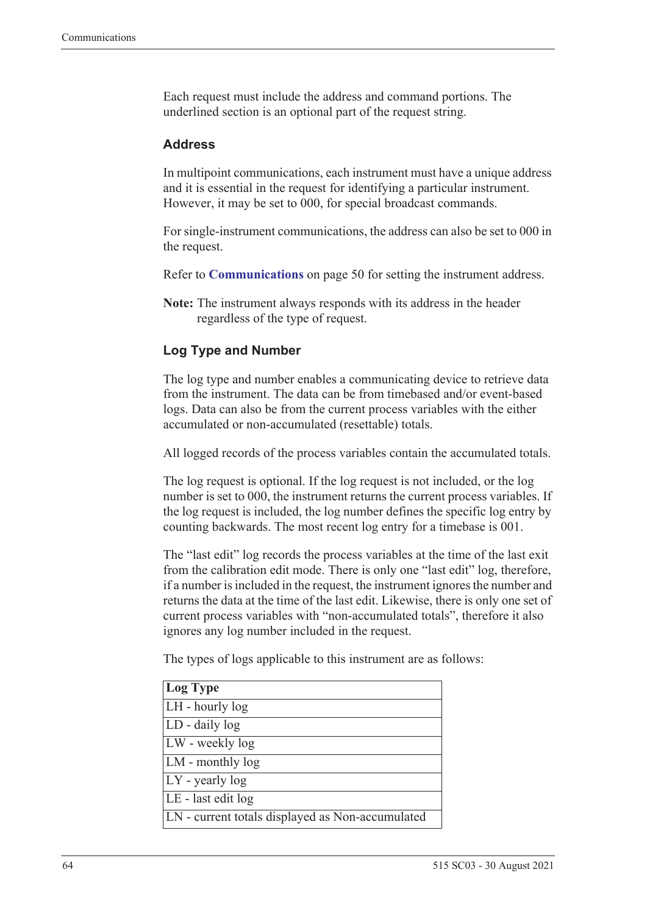Each request must include the address and command portions. The underlined section is an optional part of the request string.

### Address

In multipoint communications, each instrument must have a unique address and it is essential in the request for identifying a particular instrument. However, it may be set to 000, for special broadcast commands.

For single-instrument communications, the address can also be set to 000 in the request.

Refer to **Communications** on page 50 for setting the instrument address.

**Note:** The instrument always responds with its address in the header regardless of the type of request.

### Log Type and Number

The log type and number enables a communicating device to retrieve data from the instrument. The data can be from timebased and/or event-based logs. Data can also be from the current process variables with the either accumulated or non-accumulated (resettable) totals.

All logged records of the process variables contain the accumulated totals.

The log request is optional. If the log request is not included, or the log number is set to 000, the instrument returns the current process variables. If the log request is included, the log number defines the specific log entry by counting backwards. The most recent log entry for a timebase is 001.

The "last edit" log records the process variables at the time of the last exit from the calibration edit mode. There is only one "last edit" log, therefore, if a number is included in the request, the instrument ignores the number and returns the data at the time of the last edit. Likewise, there is only one set of current process variables with "non-accumulated totals", therefore it also ignores any log number included in the request.

The types of logs applicable to this instrument are as follows:

| Log Type |
| --- |
| LH - hourly log |
| LD - daily log |
| LW - weekly log |
| LM - monthly log |
| LY - yearly log |
| LE - last edit log |
| LN - current totals displayed as Non-accumulated |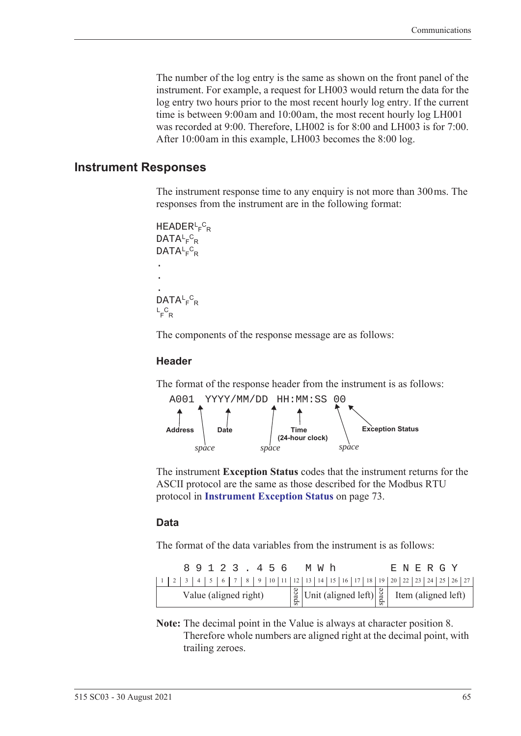The number of the log entry is the same as shown on the front panel of the instrument. For example, a request for LH003 would return the data for the log entry two hours prior to the most recent hourly log entry. If the current time is between 9:00 am and 10:00 am, the most recent hourly log LH001 was recorded at 9:00. Therefore, LH002 is for 8:00 and LH003 is for 7:00. After 10:00 am in this example, LH003 becomes the 8:00 log.

## Instrument Responses

The instrument response time to any enquiry is not more than 300 ms. The responses from the instrument are in the following format:

```
HEADER LF CR
DATA LF CR
DATA LF CR
.
.
.
DATA LF CR
LF CR
```

The components of the response message are as follows:

### Header

The format of the response header from the instrument is as follows:

```
A001 YYYY/MM/DD HH:MM:SS 00
```

- **Address** (A001), followed by a *space*
- **Date** (YYYY/MM/DD), followed by a *space*
- **Time (24-hour clock)** (HH:MM:SS), followed by a *space*
- **Exception Status** (00)

The instrument **Exception Status** codes that the instrument returns for the ASCII protocol are the same as those described for the Modbus RTU protocol in **Instrument Exception Status** on page 73.

### Data

The format of the data variables from the instrument is as follows:

```
   89123.456  MWh      ENERGY
```

| 1–11 | 12 | 13–18 | 19 | 20–27 |
|---|---|---|---|---|
| Value (aligned right) | space | Unit (aligned left) | space | Item (aligned left) |

**Note:** The decimal point in the Value is always at character position 8. Therefore whole numbers are aligned right at the decimal point, with trailing zeroes.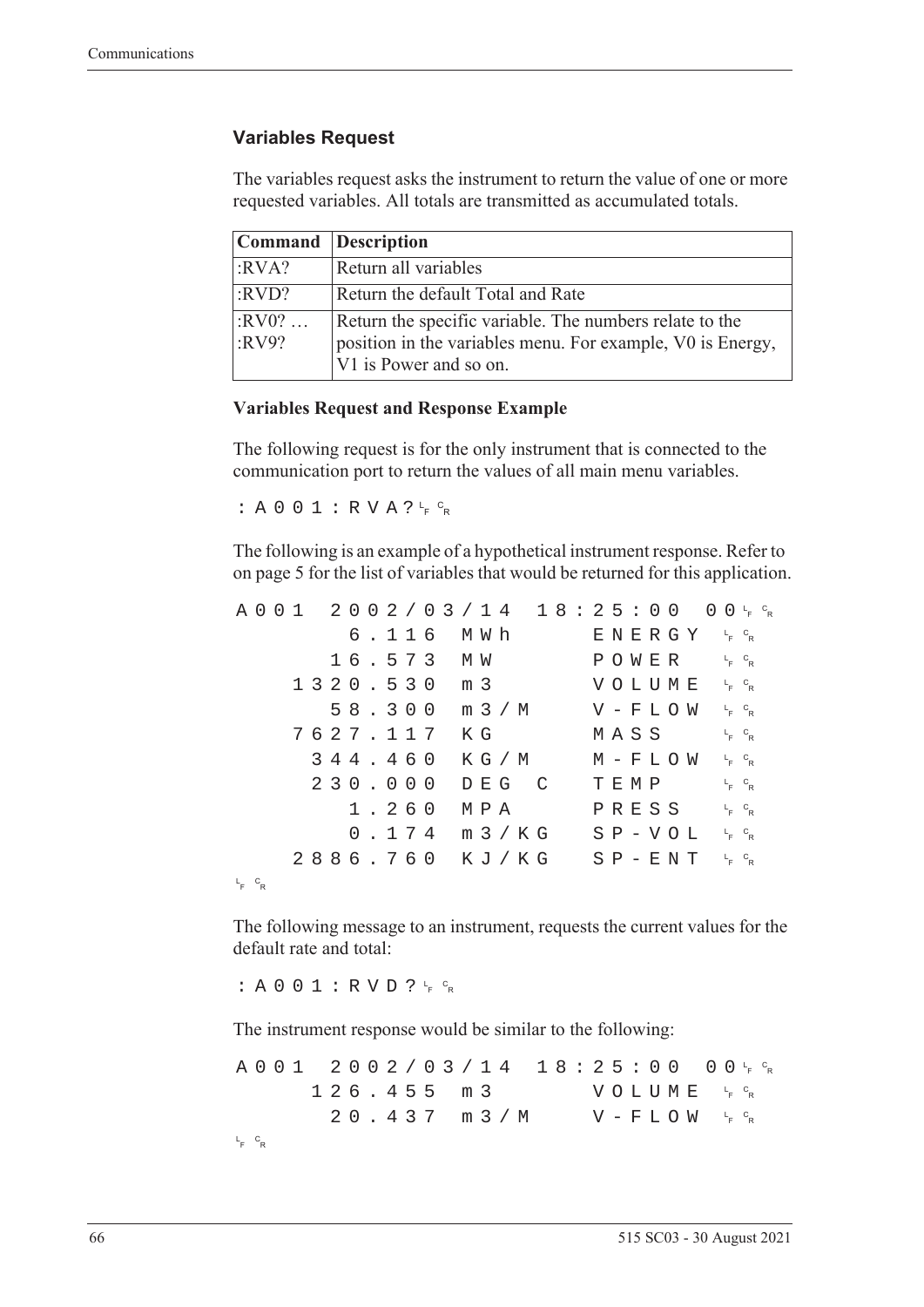### Variables Request

The variables request asks the instrument to return the value of one or more requested variables. All totals are transmitted as accumulated totals.

| Command | Description |
|---|---|
| :RVA? | Return all variables |
| :RVD? | Return the default Total and Rate |
| :RV0? … :RV9? | Return the specific variable. The numbers relate to the position in the variables menu. For example, V0 is Energy, V1 is Power and so on. |

**Variables Request and Response Example**

The following request is for the only instrument that is connected to the communication port to return the values of all main menu variables.

```
:A001:RVA?LF CR
```

The following is an example of a hypothetical instrument response. Refer to on page 5 for the list of variables that would be returned for this application.

```
A001 2002/03/14 18:25:00 00LF CR
        6.116  MWh      ENERGY  LF CR
       16.573  MW       POWER   LF CR
     1320.530  m3       VOLUME  LF CR
       58.300  m3/M     V-FLOW  LF CR
     7627.117  KG       MASS    LF CR
      344.460  KG/M     M-FLOW  LF CR
      230.000  DEG C    TEMP    LF CR
        1.260  MPA      PRESS   LF CR
        0.174  m3/KG    SP-VOL  LF CR
     2886.760  KJ/KG    SP-ENT  LF CR
LF CR
```

The following message to an instrument, requests the current values for the default rate and total:

```
:A001:RVD?LF CR
```

The instrument response would be similar to the following:

```
A001 2002/03/14 18:25:00 00LF CR
      126.455  m3       VOLUME  LF CR
       20.437  m3/M     V-FLOW  LF CR
LF CR
```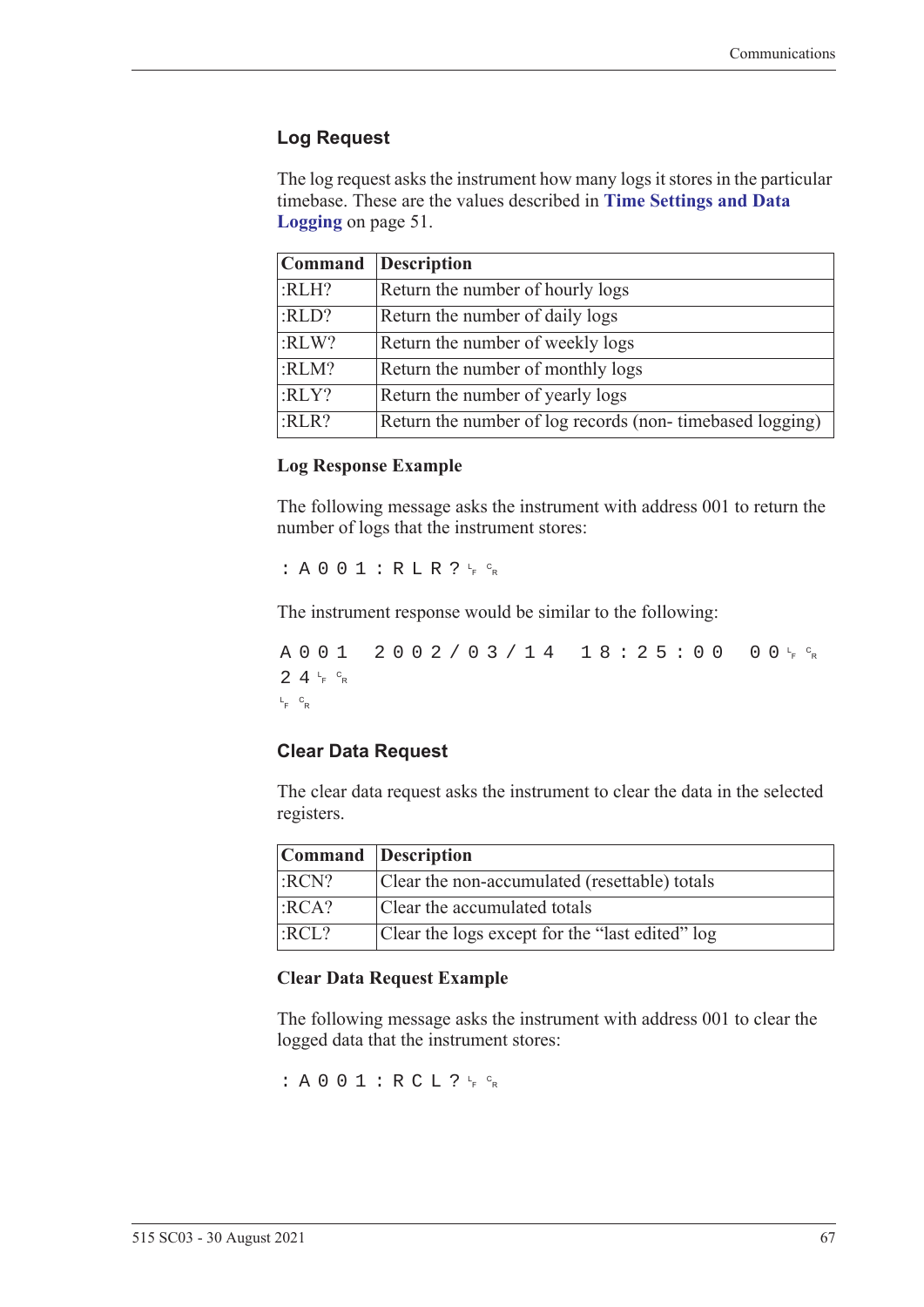## Log Request

The log request asks the instrument how many logs it stores in the particular timebase. These are the values described in **Time Settings and Data Logging** on page 51.

| Command | Description |
|---|---|
| :RLH? | Return the number of hourly logs |
| :RLD? | Return the number of daily logs |
| :RLW? | Return the number of weekly logs |
| :RLM? | Return the number of monthly logs |
| :RLY? | Return the number of yearly logs |
| :RLR? | Return the number of log records (non- timebased logging) |

### Log Response Example

The following message asks the instrument with address 001 to return the number of logs that the instrument stores:

```
:A001:RLR?LFCR
```

The instrument response would be similar to the following:

```
A001 2002/03/14 18:25:00 00LFCR
24LFCR
LFCR
```

## Clear Data Request

The clear data request asks the instrument to clear the data in the selected registers.

| Command | Description |
|---|---|
| :RCN? | Clear the non-accumulated (resettable) totals |
| :RCA? | Clear the accumulated totals |
| :RCL? | Clear the logs except for the "last edited" log |

### Clear Data Request Example

The following message asks the instrument with address 001 to clear the logged data that the instrument stores:

```
:A001:RCL?LFCR
```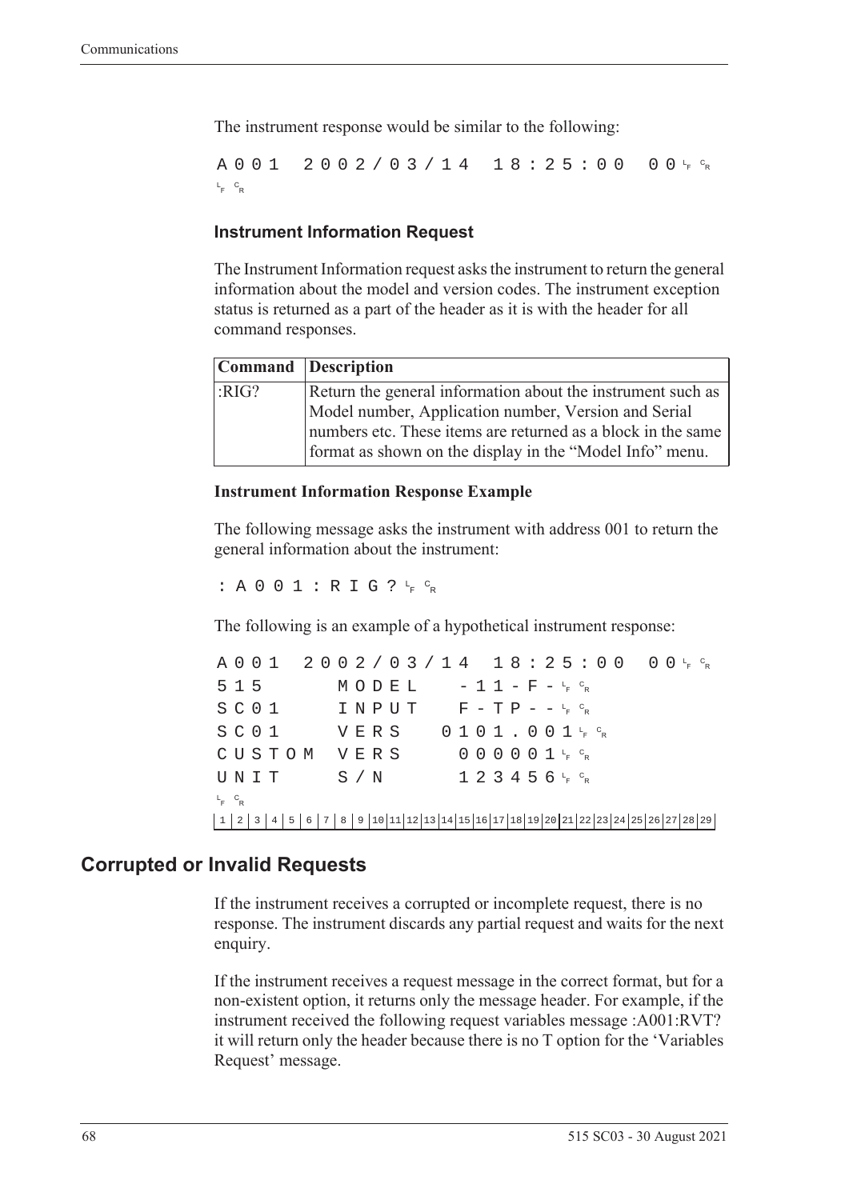The instrument response would be similar to the following:

```
A001  2002/03/14  18:25:00  00␊␍
␊␍
```

### Instrument Information Request

The Instrument Information request asks the instrument to return the general information about the model and version codes. The instrument exception status is returned as a part of the header as it is with the header for all command responses.

| Command | Description |
|---|---|
| :RIG? | Return the general information about the instrument such as Model number, Application number, Version and Serial numbers etc. These items are returned as a block in the same format as shown on the display in the "Model Info" menu. |

**Instrument Information Response Example**

The following message asks the instrument with address 001 to return the general information about the instrument:

```
:A001:RIG?␊␍
```

The following is an example of a hypothetical instrument response:

```
A001  2002/03/14  18:25:00  00␊␍
515     MODEL    -11-F-␊␍
SC01    INPUT    F-TP--␊␍
SC01    VERS   0101.001␊␍
CUSTOM  VERS     000001␊␍
UNIT    S/N      123456␊␍
␊␍
1 2 3 4 5 6 7 8 9 10 11 12 13 14 15 16 17 18 19 20 21 22 23 24 25 26 27 28 29
```

## Corrupted or Invalid Requests

If the instrument receives a corrupted or incomplete request, there is no response. The instrument discards any partial request and waits for the next enquiry.

If the instrument receives a request message in the correct format, but for a non-existent option, it returns only the message header. For example, if the instrument received the following request variables message :A001:RVT? it will return only the header because there is no T option for the 'Variables Request' message.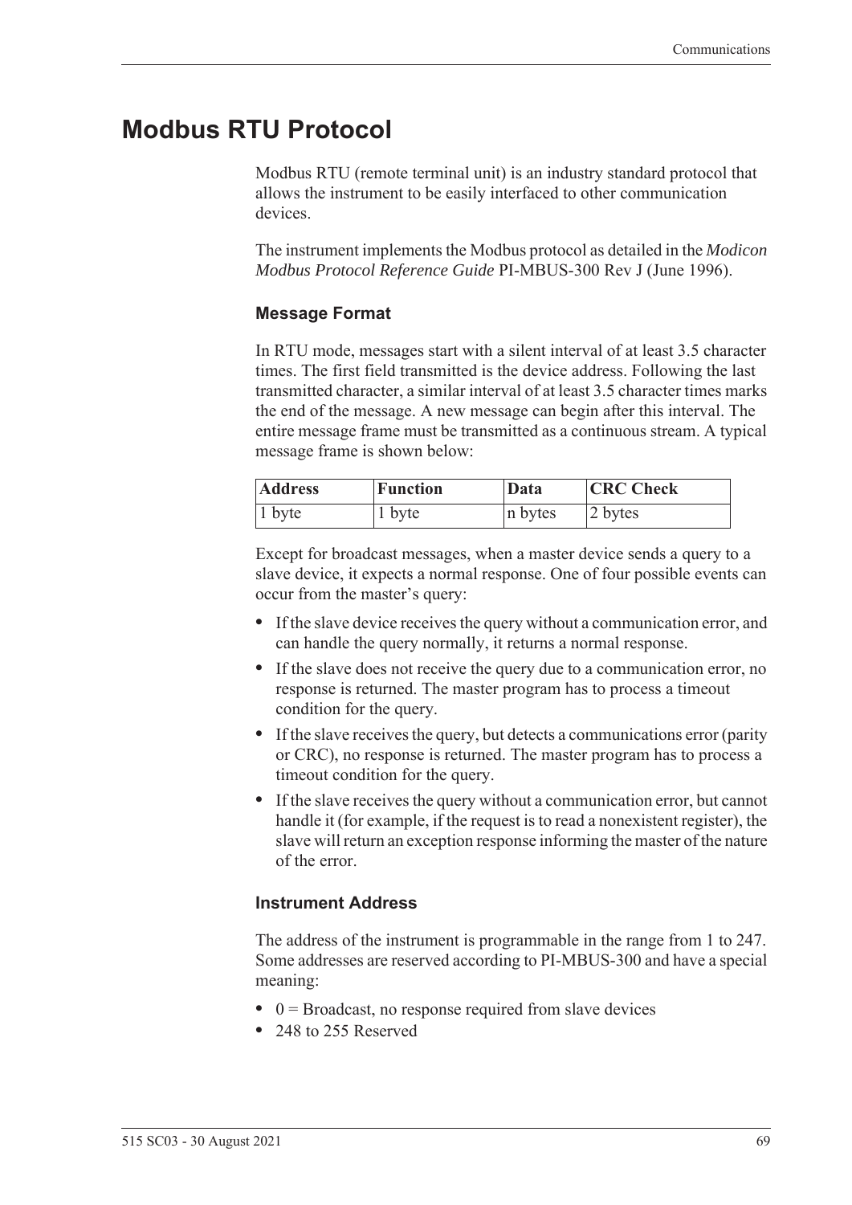# Modbus RTU Protocol

Modbus RTU (remote terminal unit) is an industry standard protocol that allows the instrument to be easily interfaced to other communication devices.

The instrument implements the Modbus protocol as detailed in the *Modicon Modbus Protocol Reference Guide* PI-MBUS-300 Rev J (June 1996).

### Message Format

In RTU mode, messages start with a silent interval of at least 3.5 character times. The first field transmitted is the device address. Following the last transmitted character, a similar interval of at least 3.5 character times marks the end of the message. A new message can begin after this interval. The entire message frame must be transmitted as a continuous stream. A typical message frame is shown below:

| Address | Function | Data | CRC Check |
|---|---|---|---|
| 1 byte | 1 byte | n bytes | 2 bytes |

Except for broadcast messages, when a master device sends a query to a slave device, it expects a normal response. One of four possible events can occur from the master's query:

- If the slave device receives the query without a communication error, and can handle the query normally, it returns a normal response.
- If the slave does not receive the query due to a communication error, no response is returned. The master program has to process a timeout condition for the query.
- If the slave receives the query, but detects a communications error (parity or CRC), no response is returned. The master program has to process a timeout condition for the query.
- If the slave receives the query without a communication error, but cannot handle it (for example, if the request is to read a nonexistent register), the slave will return an exception response informing the master of the nature of the error.

### Instrument Address

The address of the instrument is programmable in the range from 1 to 247. Some addresses are reserved according to PI-MBUS-300 and have a special meaning:

- 0 = Broadcast, no response required from slave devices
- 248 to 255 Reserved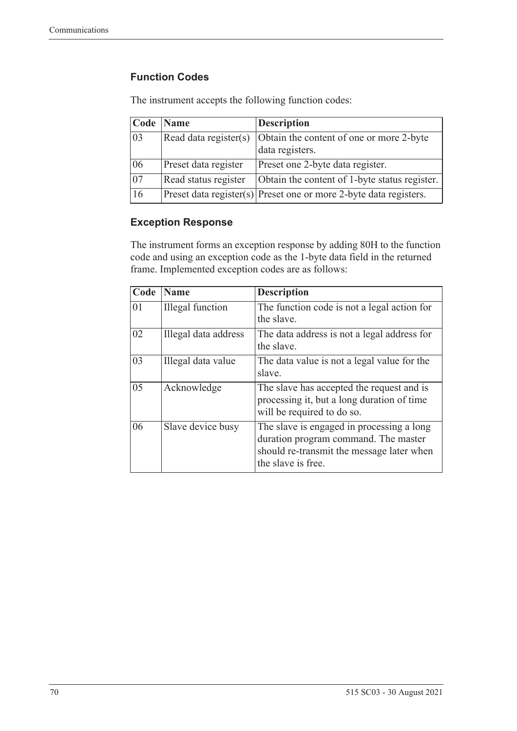### Function Codes

The instrument accepts the following function codes:

| Code | Name | Description |
|---|---|---|
| 03 | Read data register(s) | Obtain the content of one or more 2-byte data registers. |
| 06 | Preset data register | Preset one 2-byte data register. |
| 07 | Read status register | Obtain the content of 1-byte status register. |
| 16 | Preset data register(s) | Preset one or more 2-byte data registers. |

### Exception Response

The instrument forms an exception response by adding 80H to the function code and using an exception code as the 1-byte data field in the returned frame. Implemented exception codes are as follows:

| Code | Name | Description |
|---|---|---|
| 01 | Illegal function | The function code is not a legal action for the slave. |
| 02 | Illegal data address | The data address is not a legal address for the slave. |
| 03 | Illegal data value | The data value is not a legal value for the slave. |
| 05 | Acknowledge | The slave has accepted the request and is processing it, but a long duration of time will be required to do so. |
| 06 | Slave device busy | The slave is engaged in processing a long duration program command. The master should re-transmit the message later when the slave is free. |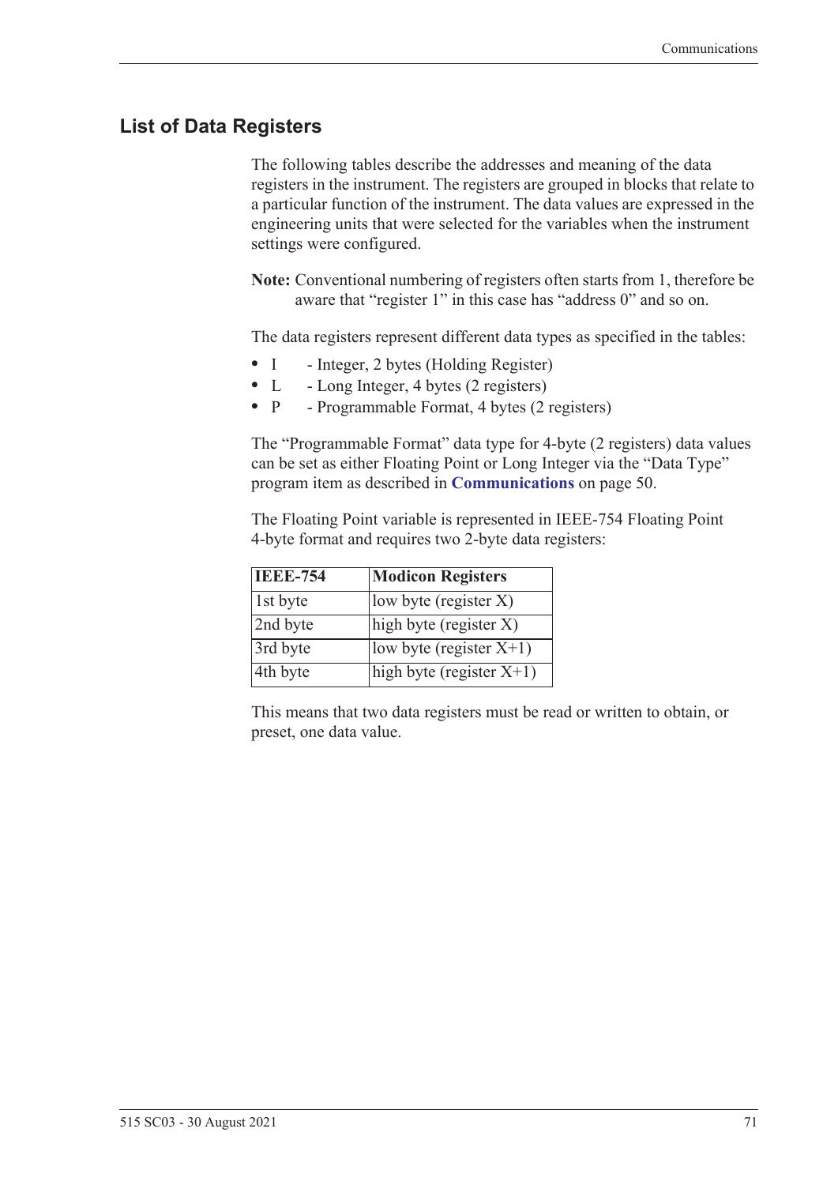## List of Data Registers

The following tables describe the addresses and meaning of the data registers in the instrument. The registers are grouped in blocks that relate to a particular function of the instrument. The data values are expressed in the engineering units that were selected for the variables when the instrument settings were configured.

**Note:** Conventional numbering of registers often starts from 1, therefore be aware that "register 1" in this case has "address 0" and so on.

The data registers represent different data types as specified in the tables:

- I - Integer, 2 bytes (Holding Register)
- L - Long Integer, 4 bytes (2 registers)
- P - Programmable Format, 4 bytes (2 registers)

The "Programmable Format" data type for 4-byte (2 registers) data values can be set as either Floating Point or Long Integer via the "Data Type" program item as described in **Communications** on page 50.

The Floating Point variable is represented in IEEE-754 Floating Point 4-byte format and requires two 2-byte data registers:

| IEEE-754 | Modicon Registers |
|---|---|
| 1st byte | low byte (register X) |
| 2nd byte | high byte (register X) |
| 3rd byte | low byte (register X+1) |
| 4th byte | high byte (register X+1) |

This means that two data registers must be read or written to obtain, or preset, one data value.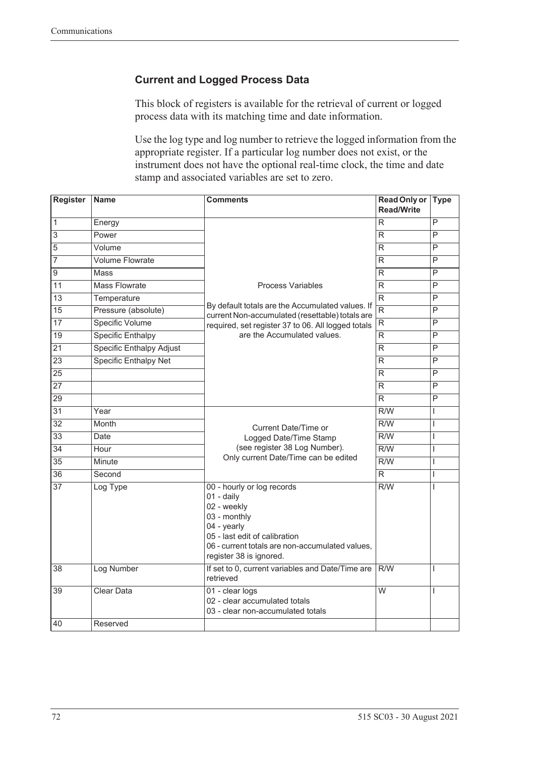### Current and Logged Process Data

This block of registers is available for the retrieval of current or logged process data with its matching time and date information.

Use the log type and log number to retrieve the logged information from the appropriate register. If a particular log number does not exist, or the instrument does not have the optional real-time clock, the time and date stamp and associated variables are set to zero.

| Register | Name | Comments | Read Only or Read/Write | Type |
|---|---|---|---|---|
| 1 | Energy | Process Variables<br><br>By default totals are the Accumulated values. If current Non-accumulated (resettable) totals are required, set register 37 to 06. All logged totals are the Accumulated values. | R | P |
| 3 | Power | | R | P |
| 5 | Volume | | R | P |
| 7 | Volume Flowrate | | R | P |
| 9 | Mass | | R | P |
| 11 | Mass Flowrate | | R | P |
| 13 | Temperature | | R | P |
| 15 | Pressure (absolute) | | R | P |
| 17 | Specific Volume | | R | P |
| 19 | Specific Enthalpy | | R | P |
| 21 | Specific Enthalpy Adjust | | R | P |
| 23 | Specific Enthalpy Net | | R | P |
| 25 | | | R | P |
| 27 | | | R | P |
| 29 | | | R | P |
| 31 | Year | Current Date/Time or Logged Date/Time Stamp (see register 38 Log Number). Only current Date/Time can be edited | R/W | I |
| 32 | Month | | R/W | I |
| 33 | Date | | R/W | I |
| 34 | Hour | | R/W | I |
| 35 | Minute | | R/W | I |
| 36 | Second | | R | I |
| 37 | Log Type | 00 - hourly or log records<br>01 - daily<br>02 - weekly<br>03 - monthly<br>04 - yearly<br>05 - last edit of calibration<br>06 - current totals are non-accumulated values, register 38 is ignored. | R/W | I |
| 38 | Log Number | If set to 0, current variables and Date/Time are retrieved | R/W | I |
| 39 | Clear Data | 01 - clear logs<br>02 - clear accumulated totals<br>03 - clear non-accumulated totals | W | I |
| 40 | Reserved | | | |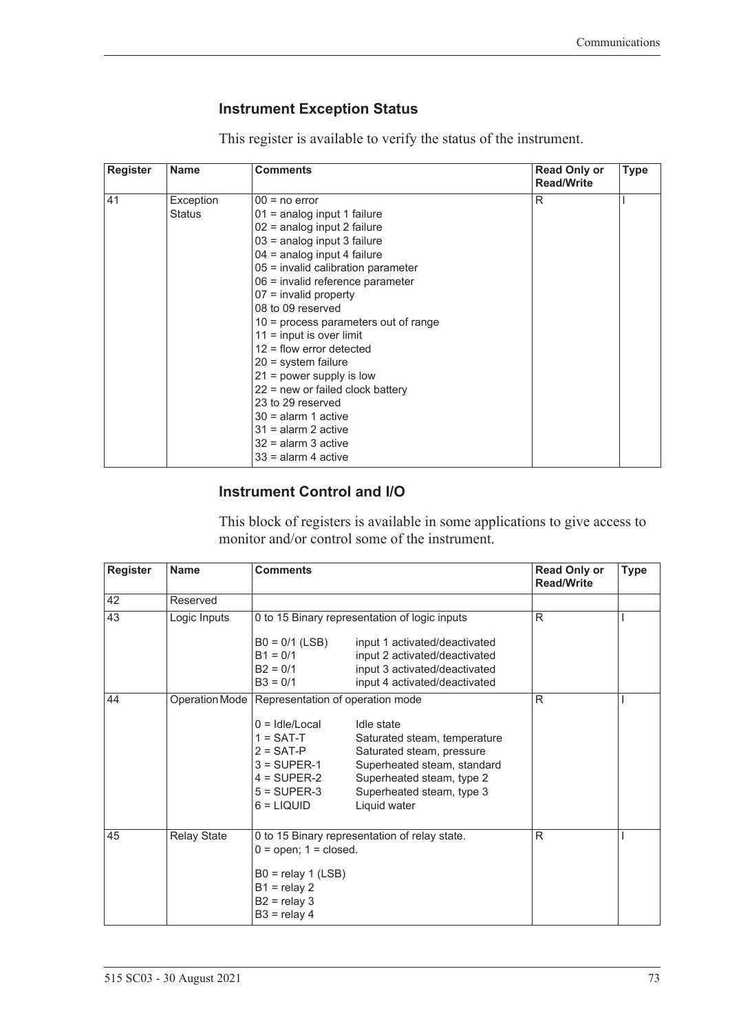### Instrument Exception Status

This register is available to verify the status of the instrument.

| Register | Name | Comments | Read Only or Read/Write | Type |
|---|---|---|---|---|
| 41 | Exception Status | 00 = no error<br>01 = analog input 1 failure<br>02 = analog input 2 failure<br>03 = analog input 3 failure<br>04 = analog input 4 failure<br>05 = invalid calibration parameter<br>06 = invalid reference parameter<br>07 = invalid property<br>08 to 09 reserved<br>10 = process parameters out of range<br>11 = input is over limit<br>12 = flow error detected<br>20 = system failure<br>21 = power supply is low<br>22 = new or failed clock battery<br>23 to 29 reserved<br>30 = alarm 1 active<br>31 = alarm 2 active<br>32 = alarm 3 active<br>33 = alarm 4 active | R | I |

### Instrument Control and I/O

This block of registers is available in some applications to give access to monitor and/or control some of the instrument.

| Register | Name | Comments | Read Only or Read/Write | Type |
|---|---|---|---|---|
| 42 | Reserved | | | |
| 43 | Logic Inputs | 0 to 15 Binary representation of logic inputs<br><br>B0 = 0/1 (LSB) input 1 activated/deactivated<br>B1 = 0/1 input 2 activated/deactivated<br>B2 = 0/1 input 3 activated/deactivated<br>B3 = 0/1 input 4 activated/deactivated | R | I |
| 44 | Operation Mode | Representation of operation mode<br><br>0 = Idle/Local Idle state<br>1 = SAT-T Saturated steam, temperature<br>2 = SAT-P Saturated steam, pressure<br>3 = SUPER-1 Superheated steam, standard<br>4 = SUPER-2 Superheated steam, type 2<br>5 = SUPER-3 Superheated steam, type 3<br>6 = LIQUID Liquid water | R | I |
| 45 | Relay State | 0 to 15 Binary representation of relay state.<br>0 = open; 1 = closed.<br><br>B0 = relay 1 (LSB)<br>B1 = relay 2<br>B2 = relay 3<br>B3 = relay 4 | R | I |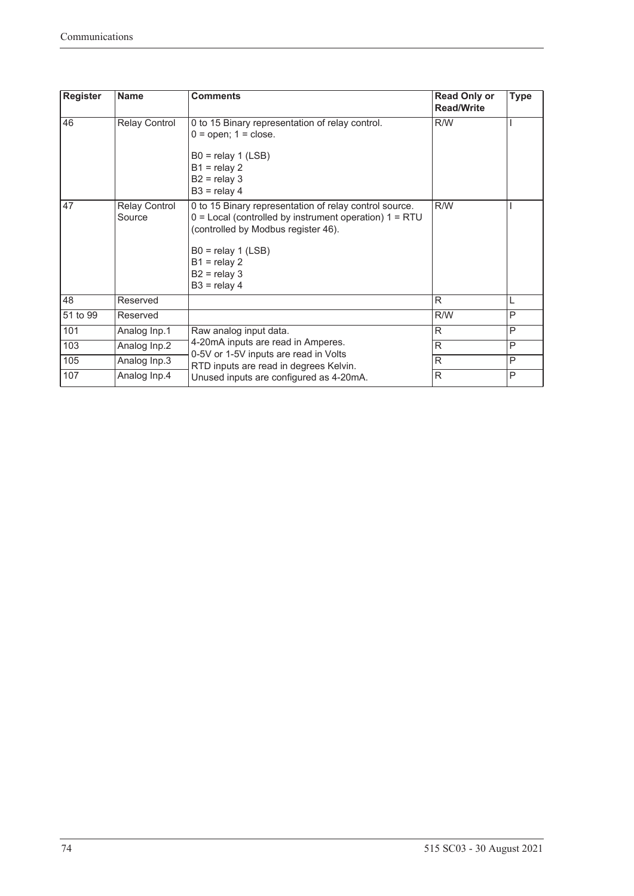| Register | Name | Comments | Read Only or Read/Write | Type |
|---|---|---|---|---|
| 46 | Relay Control | 0 to 15 Binary representation of relay control.<br>0 = open; 1 = close.<br><br>B0 = relay 1 (LSB)<br>B1 = relay 2<br>B2 = relay 3<br>B3 = relay 4 | R/W | I |
| 47 | Relay Control Source | 0 to 15 Binary representation of relay control source.<br>0 = Local (controlled by instrument operation) 1 = RTU (controlled by Modbus register 46).<br><br>B0 = relay 1 (LSB)<br>B1 = relay 2<br>B2 = relay 3<br>B3 = relay 4 | R/W | I |
| 48 | Reserved | | R | L |
| 51 to 99 | Reserved | | R/W | P |
| 101 | Analog Inp.1 | Raw analog input data.<br>4-20mA inputs are read in Amperes.<br>0-5V or 1-5V inputs are read in Volts<br>RTD inputs are read in degrees Kelvin.<br>Unused inputs are configured as 4-20mA. | R | P |
| 103 | Analog Inp.2 | | R | P |
| 105 | Analog Inp.3 | | R | P |
| 107 | Analog Inp.4 | | R | P |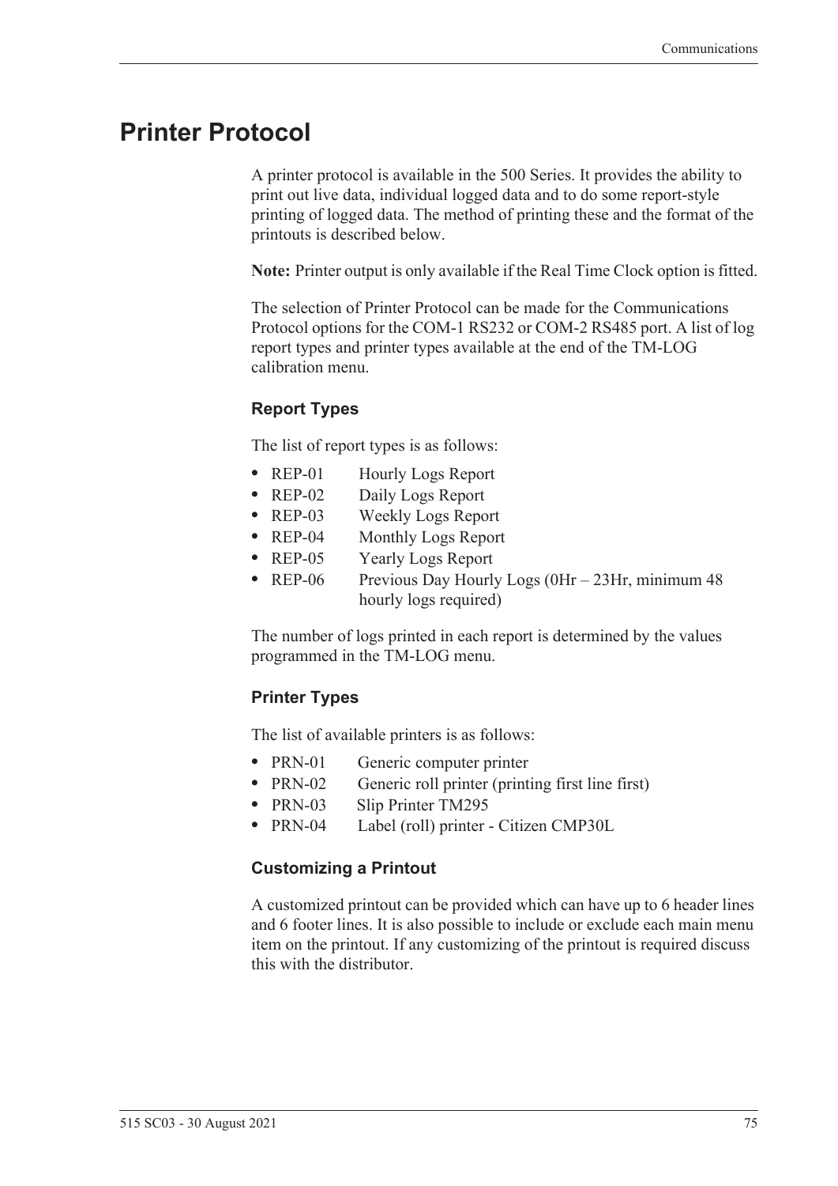# Printer Protocol

A printer protocol is available in the 500 Series. It provides the ability to print out live data, individual logged data and to do some report-style printing of logged data. The method of printing these and the format of the printouts is described below.

**Note:** Printer output is only available if the Real Time Clock option is fitted.

The selection of Printer Protocol can be made for the Communications Protocol options for the COM-1 RS232 or COM-2 RS485 port. A list of log report types and printer types available at the end of the TM-LOG calibration menu.

### Report Types

The list of report types is as follows:

- REP-01 Hourly Logs Report
- REP-02 Daily Logs Report
- REP-03 Weekly Logs Report
- REP-04 Monthly Logs Report
- REP-05 Yearly Logs Report
- REP-06 Previous Day Hourly Logs (0Hr – 23Hr, minimum 48 hourly logs required)

The number of logs printed in each report is determined by the values programmed in the TM-LOG menu.

### Printer Types

The list of available printers is as follows:

- PRN-01 Generic computer printer
- PRN-02 Generic roll printer (printing first line first)
- PRN-03 Slip Printer TM295
- PRN-04 Label (roll) printer - Citizen CMP30L

### Customizing a Printout

A customized printout can be provided which can have up to 6 header lines and 6 footer lines. It is also possible to include or exclude each main menu item on the printout. If any customizing of the printout is required discuss this with the distributor.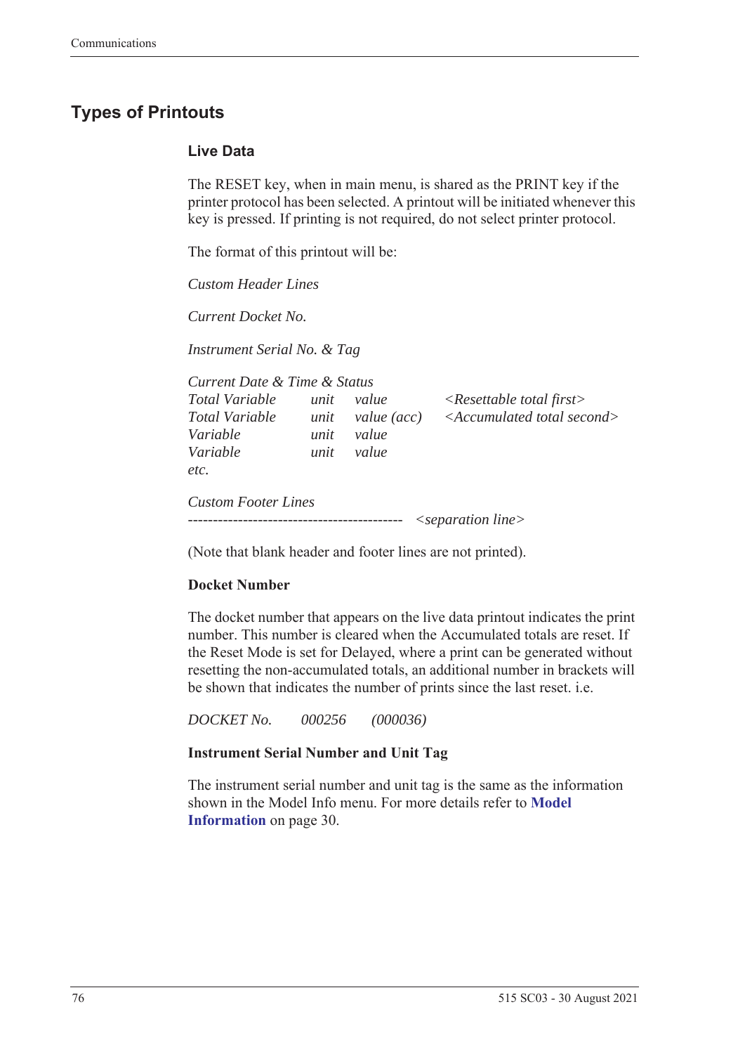## Types of Printouts

### Live Data

The RESET key, when in main menu, is shared as the PRINT key if the printer protocol has been selected. A printout will be initiated whenever this key is pressed. If printing is not required, do not select printer protocol.

The format of this printout will be:

*Custom Header Lines*

*Current Docket No.*

*Instrument Serial No. & Tag*

| *Current Date & Time & Status* | | | |
|---|---|---|---|
| *Total Variable* | *unit* | *value* | *<Resettable total first>* |
| *Total Variable* | *unit* | *value (acc)* | *<Accumulated total second>* |
| *Variable* | *unit* | *value* | |
| *Variable* | *unit* | *value* | |
| *etc.* | | | |

*Custom Footer Lines*
------------------------------------------- *<separation line>*

(Note that blank header and footer lines are not printed).

**Docket Number**

The docket number that appears on the live data printout indicates the print number. This number is cleared when the Accumulated totals are reset. If the Reset Mode is set for Delayed, where a print can be generated without resetting the non-accumulated totals, an additional number in brackets will be shown that indicates the number of prints since the last reset. i.e.

*DOCKET No.    000256    (000036)*

**Instrument Serial Number and Unit Tag**

The instrument serial number and unit tag is the same as the information shown in the Model Info menu. For more details refer to **Model Information** on page 30.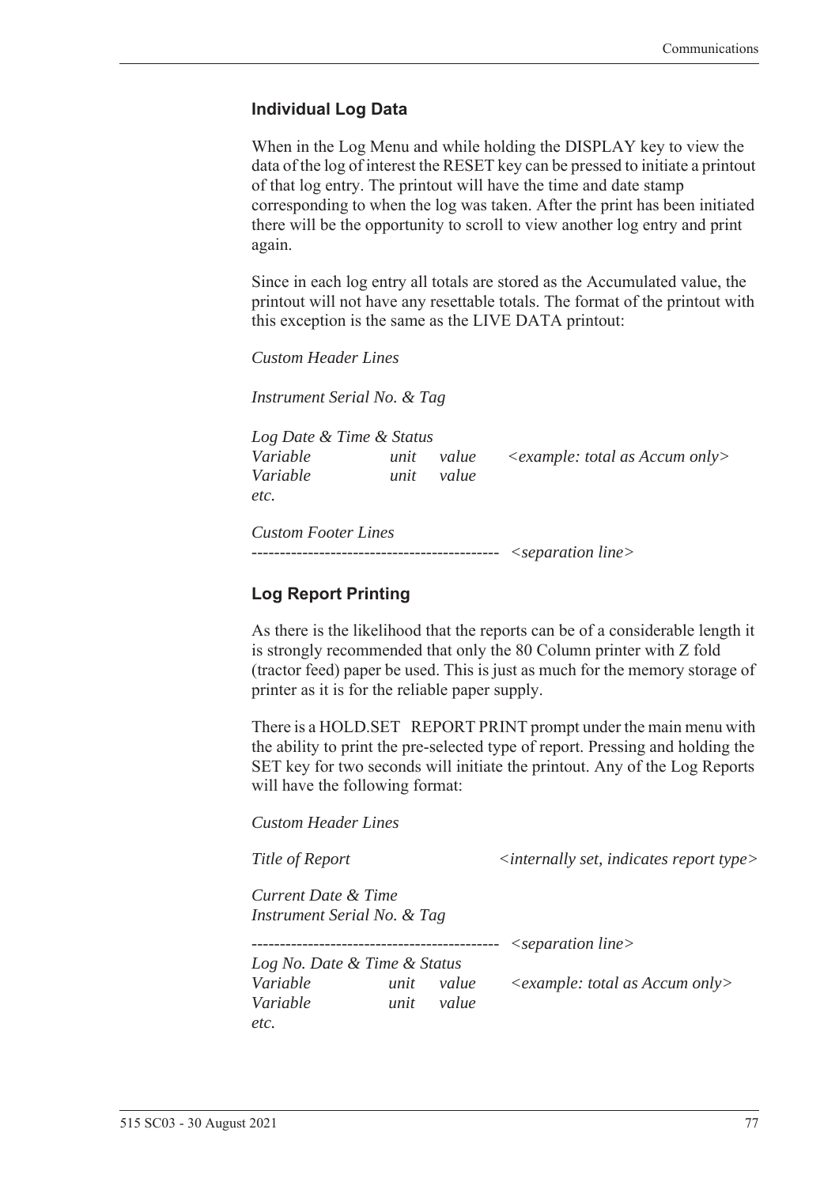### Individual Log Data

When in the Log Menu and while holding the DISPLAY key to view the data of the log of interest the RESET key can be pressed to initiate a printout of that log entry. The printout will have the time and date stamp corresponding to when the log was taken. After the print has been initiated there will be the opportunity to scroll to view another log entry and print again.

Since in each log entry all totals are stored as the Accumulated value, the printout will not have any resettable totals. The format of the printout with this exception is the same as the LIVE DATA printout:

*Custom Header Lines*

*Instrument Serial No. & Tag*

*Log Date & Time & Status*
*Variable unit value* *<example: total as Accum only>*
*Variable unit value*
*etc.*

*Custom Footer Lines*
-------------------------------------------- *<separation line>*

### Log Report Printing

As there is the likelihood that the reports can be of a considerable length it is strongly recommended that only the 80 Column printer with Z fold (tractor feed) paper be used. This is just as much for the memory storage of printer as it is for the reliable paper supply.

There is a HOLD.SET REPORT PRINT prompt under the main menu with the ability to print the pre-selected type of report. Pressing and holding the SET key for two seconds will initiate the printout. Any of the Log Reports will have the following format:

*Custom Header Lines*

*Title of Report* *<internally set, indicates report type>*

*Current Date & Time*
*Instrument Serial No. & Tag*

-------------------------------------------- *<separation line>*
*Log No. Date & Time & Status*
*Variable unit value* *<example: total as Accum only>*
*Variable unit value*
*etc.*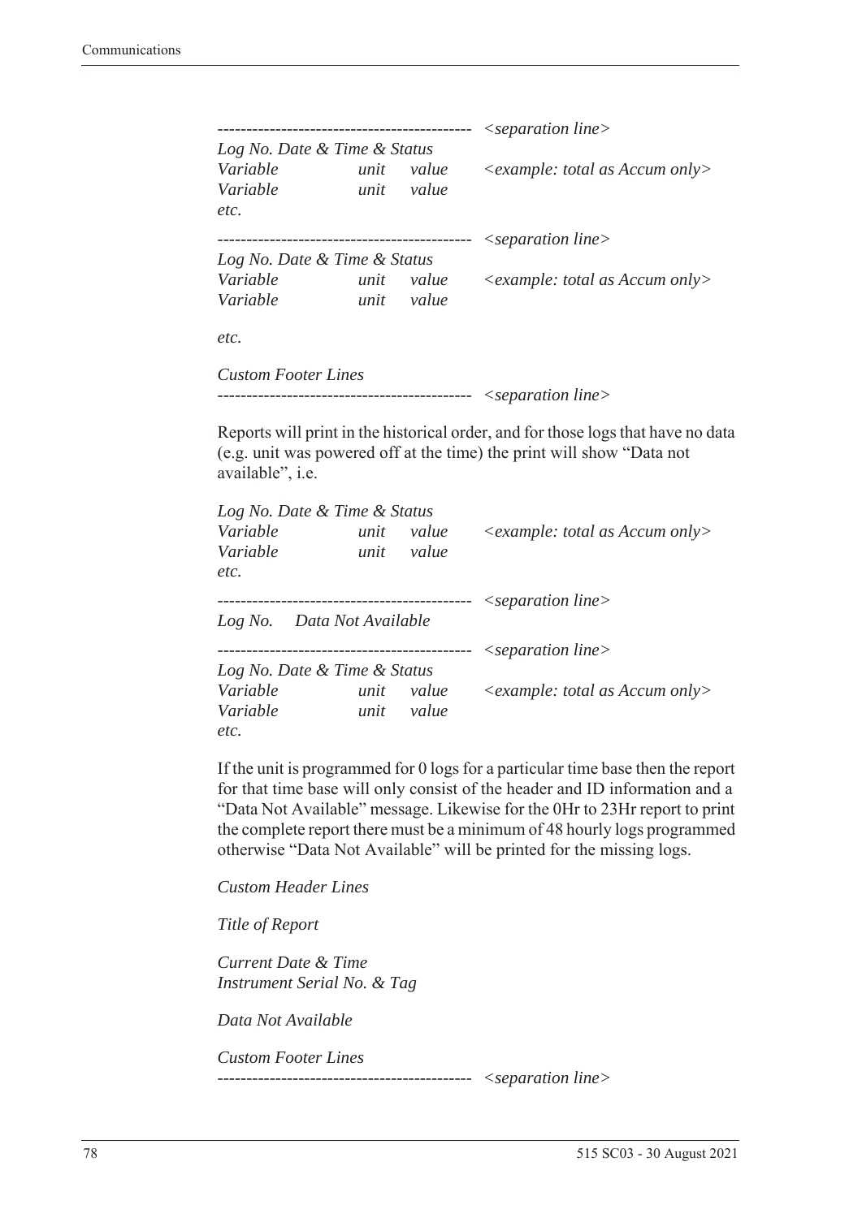```
--------------------------------------------  <separation line>
Log No. Date & Time & Status
Variable            unit    value        <example: total as Accum only>
Variable            unit    value
etc.

--------------------------------------------  <separation line>
Log No. Date & Time & Status
Variable            unit    value        <example: total as Accum only>
Variable            unit    value

etc.

Custom Footer Lines
--------------------------------------------  <separation line>
```

Reports will print in the historical order, and for those logs that have no data (e.g. unit was powered off at the time) the print will show "Data not available", i.e.

```
Log No. Date & Time & Status
Variable            unit    value        <example: total as Accum only>
Variable            unit    value
etc.

--------------------------------------------  <separation line>
Log No.    Data Not Available

--------------------------------------------  <separation line>
Log No. Date & Time & Status
Variable            unit    value        <example: total as Accum only>
Variable            unit    value
etc.
```

If the unit is programmed for 0 logs for a particular time base then the report for that time base will only consist of the header and ID information and a "Data Not Available" message. Likewise for the 0Hr to 23Hr report to print the complete report there must be a minimum of 48 hourly logs programmed otherwise "Data Not Available" will be printed for the missing logs.

```
Custom Header Lines

Title of Report

Current Date & Time
Instrument Serial No. & Tag

Data Not Available

Custom Footer Lines
--------------------------------------------  <separation line>
```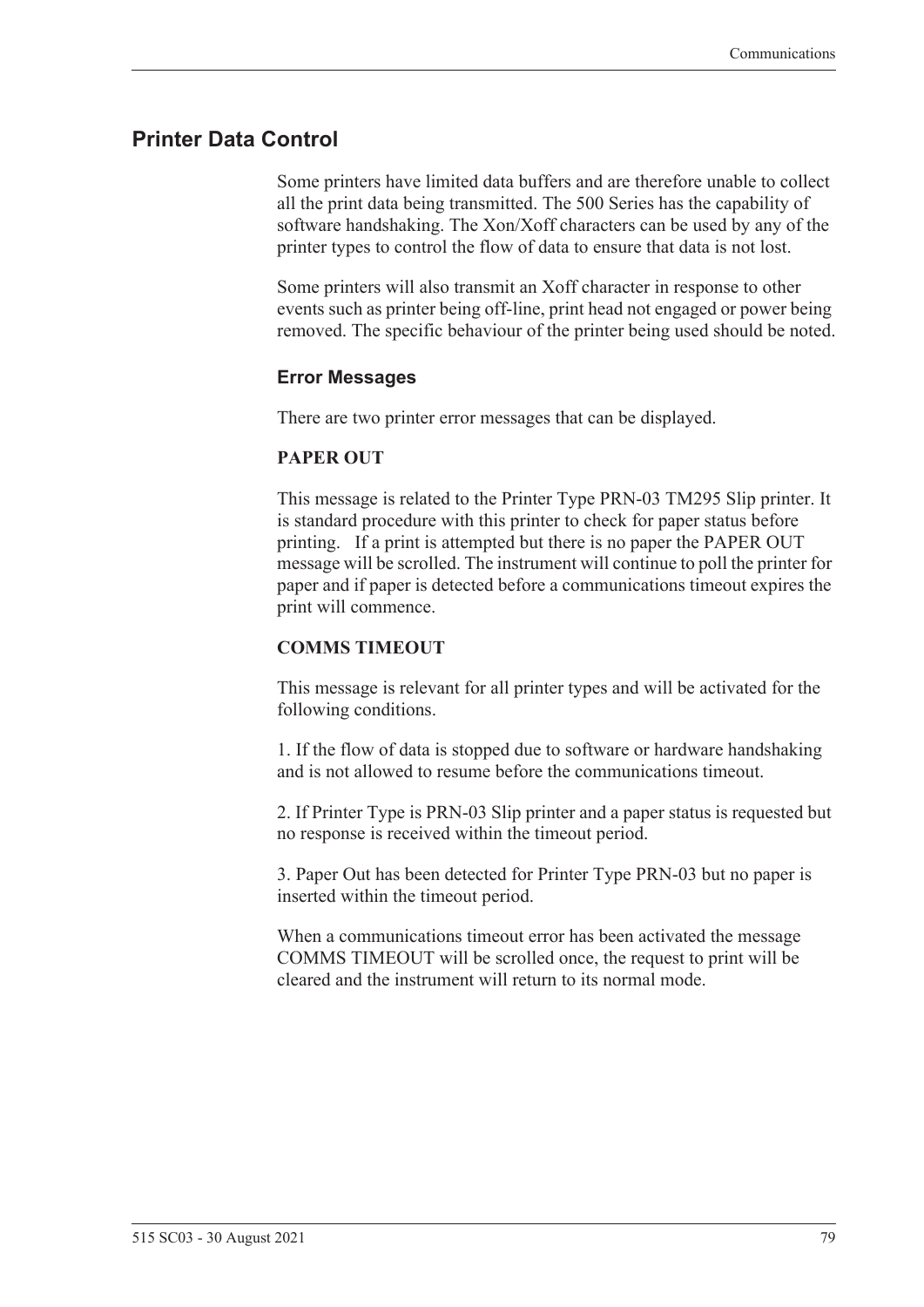## Printer Data Control

Some printers have limited data buffers and are therefore unable to collect all the print data being transmitted. The 500 Series has the capability of software handshaking. The Xon/Xoff characters can be used by any of the printer types to control the flow of data to ensure that data is not lost.

Some printers will also transmit an Xoff character in response to other events such as printer being off-line, print head not engaged or power being removed. The specific behaviour of the printer being used should be noted.

### Error Messages

There are two printer error messages that can be displayed.

**PAPER OUT**

This message is related to the Printer Type PRN-03 TM295 Slip printer. It is standard procedure with this printer to check for paper status before printing. If a print is attempted but there is no paper the PAPER OUT message will be scrolled. The instrument will continue to poll the printer for paper and if paper is detected before a communications timeout expires the print will commence.

**COMMS TIMEOUT**

This message is relevant for all printer types and will be activated for the following conditions.

1. If the flow of data is stopped due to software or hardware handshaking and is not allowed to resume before the communications timeout.

2. If Printer Type is PRN-03 Slip printer and a paper status is requested but no response is received within the timeout period.

3. Paper Out has been detected for Printer Type PRN-03 but no paper is inserted within the timeout period.

When a communications timeout error has been activated the message COMMS TIMEOUT will be scrolled once, the request to print will be cleared and the instrument will return to its normal mode.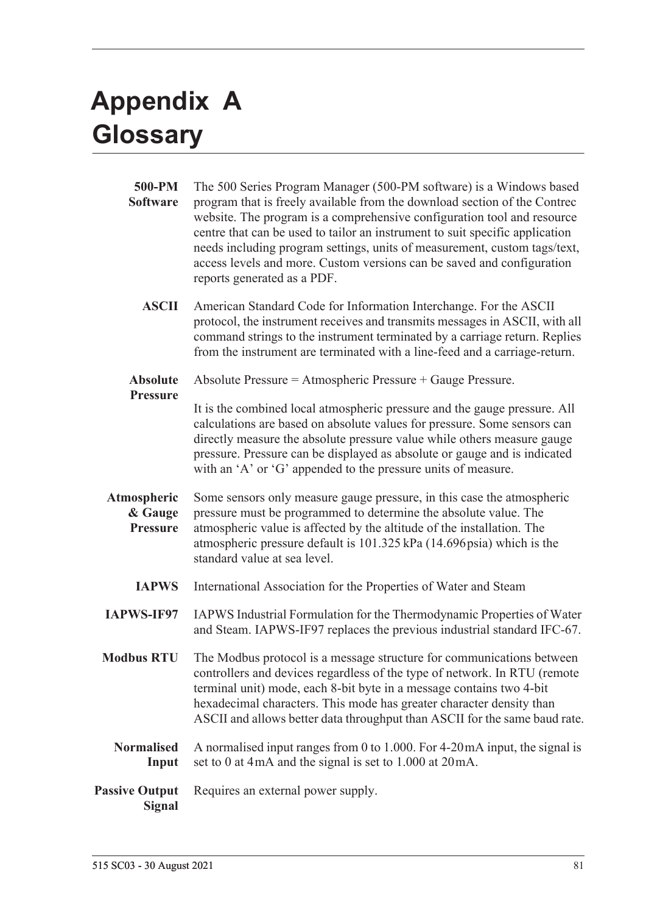# Appendix A Glossary

**500-PM Software**
The 500 Series Program Manager (500-PM software) is a Windows based program that is freely available from the download section of the Contrec website. The program is a comprehensive configuration tool and resource centre that can be used to tailor an instrument to suit specific application needs including program settings, units of measurement, custom tags/text, access levels and more. Custom versions can be saved and configuration reports generated as a PDF.

**ASCII**
American Standard Code for Information Interchange. For the ASCII protocol, the instrument receives and transmits messages in ASCII, with all command strings to the instrument terminated by a carriage return. Replies from the instrument are terminated with a line-feed and a carriage-return.

**Absolute Pressure**
Absolute Pressure = Atmospheric Pressure + Gauge Pressure.

It is the combined local atmospheric pressure and the gauge pressure. All calculations are based on absolute values for pressure. Some sensors can directly measure the absolute pressure value while others measure gauge pressure. Pressure can be displayed as absolute or gauge and is indicated with an 'A' or 'G' appended to the pressure units of measure.

**Atmospheric & Gauge Pressure**
Some sensors only measure gauge pressure, in this case the atmospheric pressure must be programmed to determine the absolute value. The atmospheric value is affected by the altitude of the installation. The atmospheric pressure default is 101.325 kPa (14.696 psia) which is the standard value at sea level.

**IAPWS**
International Association for the Properties of Water and Steam

**IAPWS-IF97**
IAPWS Industrial Formulation for the Thermodynamic Properties of Water and Steam. IAPWS-IF97 replaces the previous industrial standard IFC-67.

**Modbus RTU**
The Modbus protocol is a message structure for communications between controllers and devices regardless of the type of network. In RTU (remote terminal unit) mode, each 8-bit byte in a message contains two 4-bit hexadecimal characters. This mode has greater character density than ASCII and allows better data throughput than ASCII for the same baud rate.

**Normalised Input**
A normalised input ranges from 0 to 1.000. For 4-20 mA input, the signal is set to 0 at 4 mA and the signal is set to 1.000 at 20 mA.

**Passive Output Signal**
Requires an external power supply.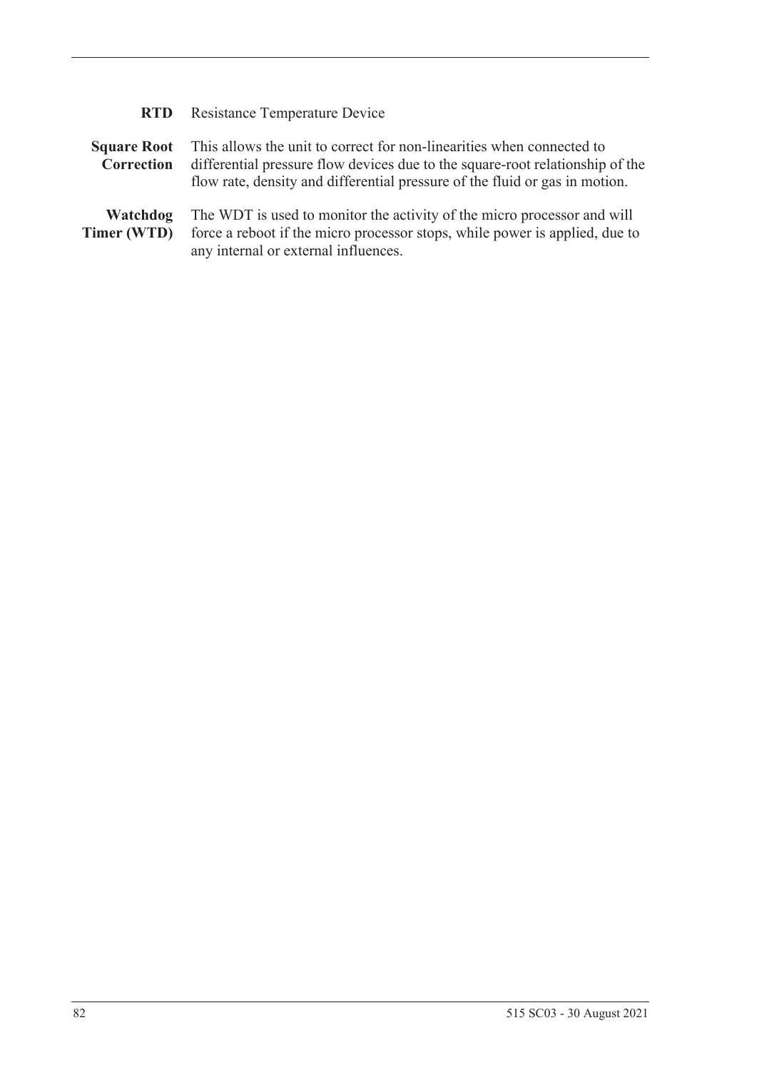**RTD** Resistance Temperature Device

**Square Root Correction** This allows the unit to correct for non-linearities when connected to differential pressure flow devices due to the square-root relationship of the flow rate, density and differential pressure of the fluid or gas in motion.

**Watchdog Timer (WTD)** The WDT is used to monitor the activity of the micro processor and will force a reboot if the micro processor stops, while power is applied, due to any internal or external influences.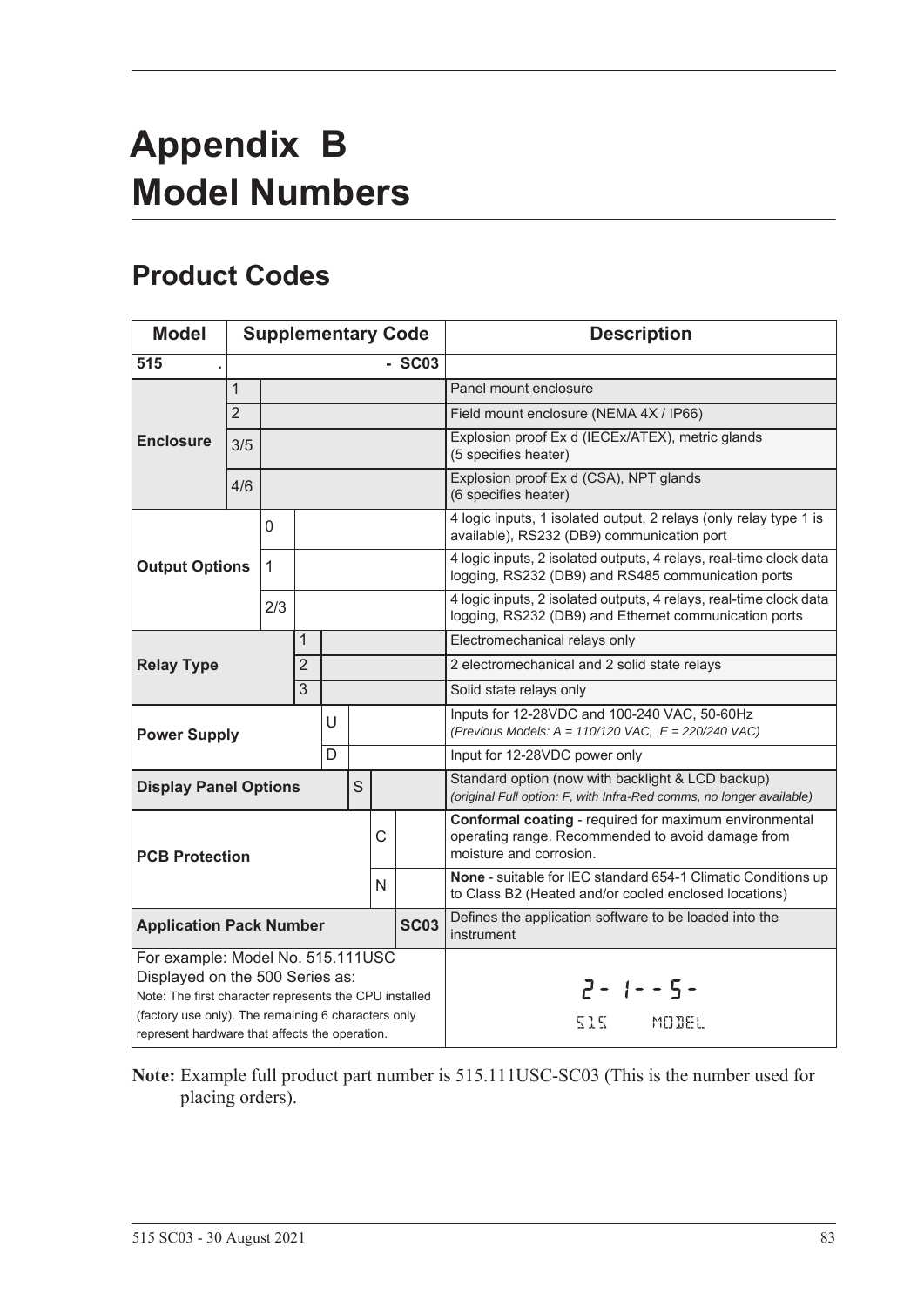# Appendix B Model Numbers

## Product Codes

| Model | Supplementary Code | | | | | | | Description |
|---|---|---|---|---|---|---|---|---|
| **515 .** | | | | | | | **- SC03** | |
| **Enclosure** | 1 | | | | | | | Panel mount enclosure |
| | 2 | | | | | | | Field mount enclosure (NEMA 4X / IP66) |
| | 3/5 | | | | | | | Explosion proof Ex d (IECEx/ATEX), metric glands (5 specifies heater) |
| | 4/6 | | | | | | | Explosion proof Ex d (CSA), NPT glands (6 specifies heater) |
| **Output Options** | | 0 | | | | | | 4 logic inputs, 1 isolated output, 2 relays (only relay type 1 is available), RS232 (DB9) communication port |
| | | 1 | | | | | | 4 logic inputs, 2 isolated outputs, 4 relays, real-time clock data logging, RS232 (DB9) and RS485 communication ports |
| | | 2/3 | | | | | | 4 logic inputs, 2 isolated outputs, 4 relays, real-time clock data logging, RS232 (DB9) and Ethernet communication ports |
| **Relay Type** | | | 1 | | | | | Electromechanical relays only |
| | | | 2 | | | | | 2 electromechanical and 2 solid state relays |
| | | | 3 | | | | | Solid state relays only |
| **Power Supply** | | | | U | | | | Inputs for 12-28VDC and 100-240 VAC, 50-60Hz *(Previous Models: A = 110/120 VAC, E = 220/240 VAC)* |
| | | | | D | | | | Input for 12-28VDC power only |
| **Display Panel Options** | | | | | S | | | Standard option (now with backlight & LCD backup) *(original Full option: F, with Infra-Red comms, no longer available)* |
| **PCB Protection** | | | | | | C | | **Conformal coating** - required for maximum environmental operating range. Recommended to avoid damage from moisture and corrosion. |
| | | | | | | N | | **None** - suitable for IEC standard 654-1 Climatic Conditions up to Class B2 (Heated and/or cooled enclosed locations) |
| **Application Pack Number** | | | | | | | **SC03** | Defines the application software to be loaded into the instrument |
| For example: Model No. 515.111USC Displayed on the 500 Series as: Note: The first character represents the CPU installed (factory use only). The remaining 6 characters only represent hardware that affects the operation. | | | | | | | | 2- 1--5- 515 MODEL |

**Note:** Example full product part number is 515.111USC-SC03 (This is the number used for placing orders).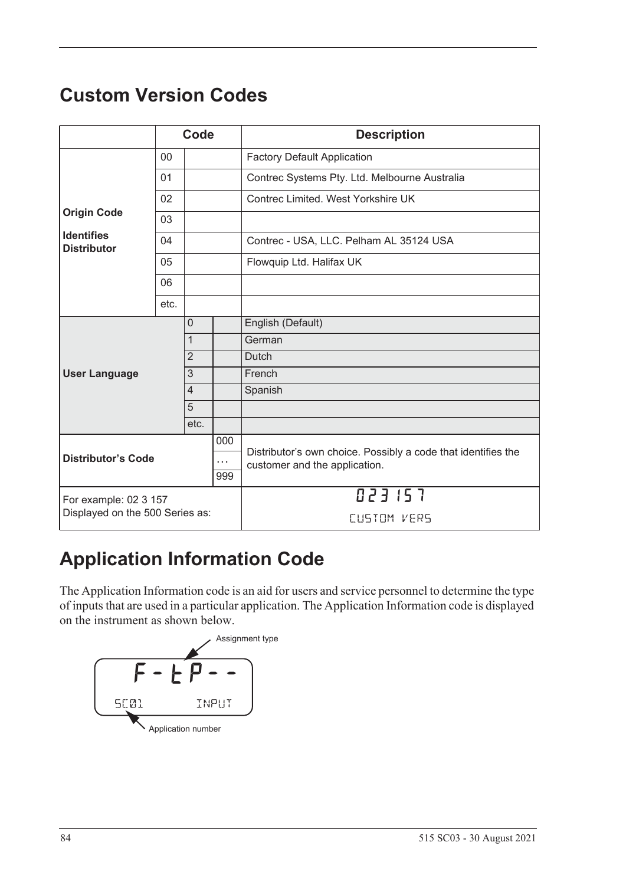# Custom Version Codes

| | Code | | | Description |
|---|---|---|---|---|
| **Origin Code**<br><br>**Identifies Distributor** | 00 | | | Factory Default Application |
| | 01 | | | Contrec Systems Pty. Ltd. Melbourne Australia |
| | 02 | | | Contrec Limited. West Yorkshire UK |
| | 03 | | | |
| | 04 | | | Contrec - USA, LLC. Pelham AL 35124 USA |
| | 05 | | | Flowquip Ltd. Halifax UK |
| | 06 | | | |
| | etc. | | | |
| **User Language** | | 0 | | English (Default) |
| | | 1 | | German |
| | | 2 | | Dutch |
| | | 3 | | French |
| | | 4 | | Spanish |
| | | 5 | | |
| | | etc. | | |
| **Distributor's Code** | | | 000 | Distributor's own choice. Possibly a code that identifies the customer and the application. |
| | | | … | |
| | | | 999 | |
| For example: 02 3 157<br>Displayed on the 500 Series as: | | | | 023 157<br>CUSTOM VERS |

# Application Information Code

The Application Information code is an aid for users and service personnel to determine the type of inputs that are used in a particular application. The Application Information code is displayed on the instrument as shown below.

Assignment type

F - t P - -

SC01 INPUT

Application number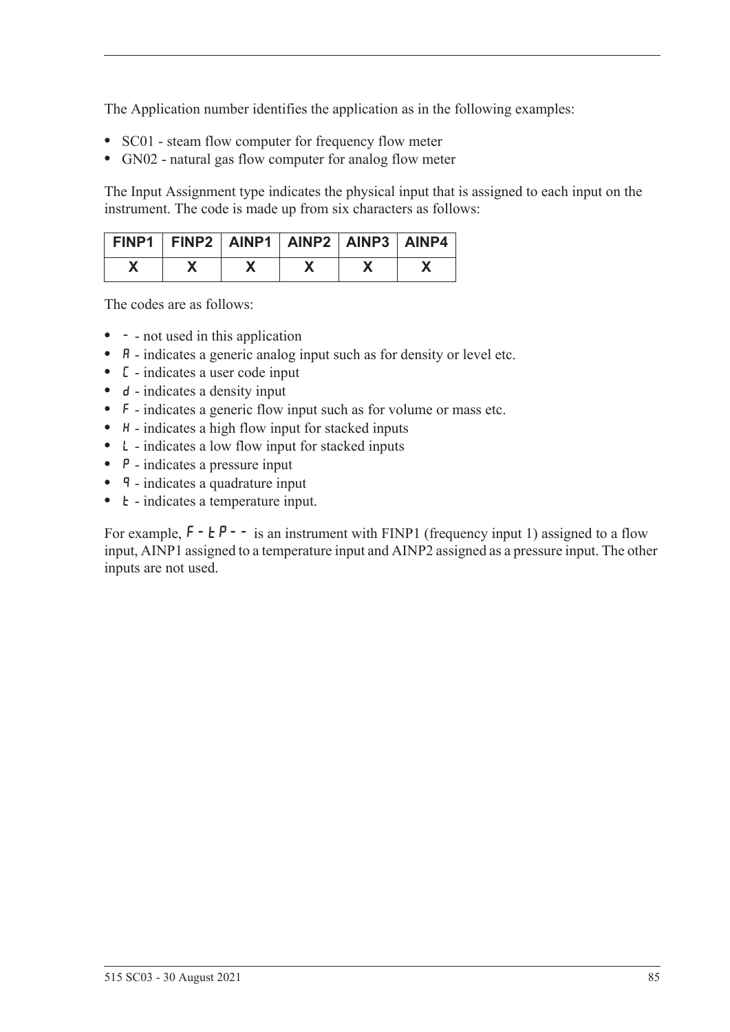The Application number identifies the application as in the following examples:

- SC01 - steam flow computer for frequency flow meter
- GN02 - natural gas flow computer for analog flow meter

The Input Assignment type indicates the physical input that is assigned to each input on the instrument. The code is made up from six characters as follows:

| FINP1 | FINP2 | AINP1 | AINP2 | AINP3 | AINP4 |
|---|---|---|---|---|---|
| X | X | X | X | X | X |

The codes are as follows:

- - - not used in this application
- A - indicates a generic analog input such as for density or level etc.
- C - indicates a user code input
- d - indicates a density input
- F - indicates a generic flow input such as for volume or mass etc.
- H - indicates a high flow input for stacked inputs
- L - indicates a low flow input for stacked inputs
- P - indicates a pressure input
- q - indicates a quadrature input
- t - indicates a temperature input.

For example, F-tP-- is an instrument with FINP1 (frequency input 1) assigned to a flow input, AINP1 assigned to a temperature input and AINP2 assigned as a pressure input. The other inputs are not used.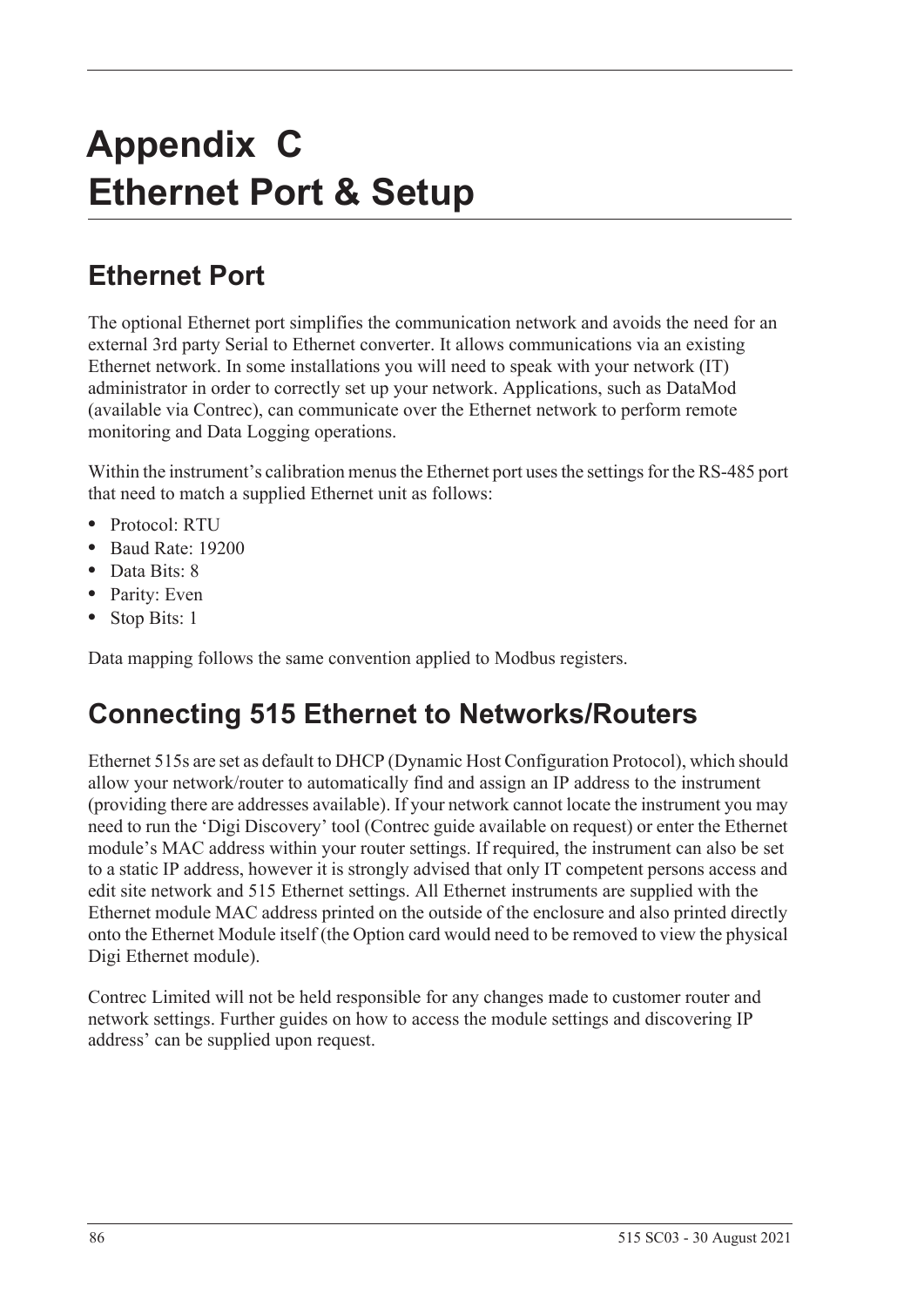# Appendix C
# Ethernet Port & Setup

## Ethernet Port

The optional Ethernet port simplifies the communication network and avoids the need for an external 3rd party Serial to Ethernet converter. It allows communications via an existing Ethernet network. In some installations you will need to speak with your network (IT) administrator in order to correctly set up your network. Applications, such as DataMod (available via Contrec), can communicate over the Ethernet network to perform remote monitoring and Data Logging operations.

Within the instrument's calibration menus the Ethernet port uses the settings for the RS-485 port that need to match a supplied Ethernet unit as follows:

- Protocol: RTU
- Baud Rate: 19200
- Data Bits: 8
- Parity: Even
- Stop Bits: 1

Data mapping follows the same convention applied to Modbus registers.

## Connecting 515 Ethernet to Networks/Routers

Ethernet 515s are set as default to DHCP (Dynamic Host Configuration Protocol), which should allow your network/router to automatically find and assign an IP address to the instrument (providing there are addresses available). If your network cannot locate the instrument you may need to run the 'Digi Discovery' tool (Contrec guide available on request) or enter the Ethernet module's MAC address within your router settings. If required, the instrument can also be set to a static IP address, however it is strongly advised that only IT competent persons access and edit site network and 515 Ethernet settings. All Ethernet instruments are supplied with the Ethernet module MAC address printed on the outside of the enclosure and also printed directly onto the Ethernet Module itself (the Option card would need to be removed to view the physical Digi Ethernet module).

Contrec Limited will not be held responsible for any changes made to customer router and network settings. Further guides on how to access the module settings and discovering IP address' can be supplied upon request.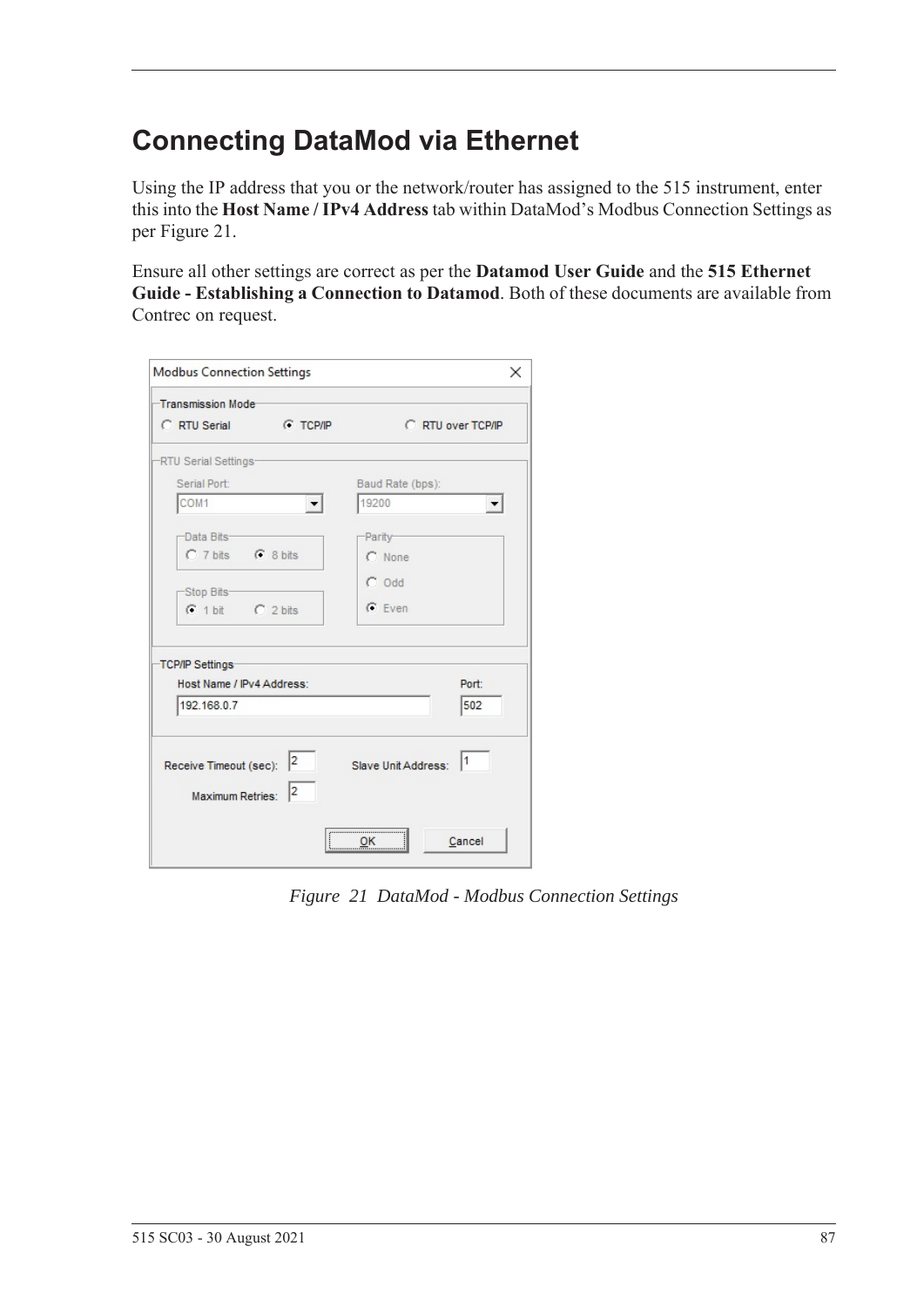# Connecting DataMod via Ethernet

Using the IP address that you or the network/router has assigned to the 515 instrument, enter this into the **Host Name / IPv4 Address** tab within DataMod's Modbus Connection Settings as per Figure 21.

Ensure all other settings are correct as per the **Datamod User Guide** and the **515 Ethernet Guide - Establishing a Connection to Datamod**. Both of these documents are available from Contrec on request.

*Figure 21 DataMod - Modbus Connection Settings*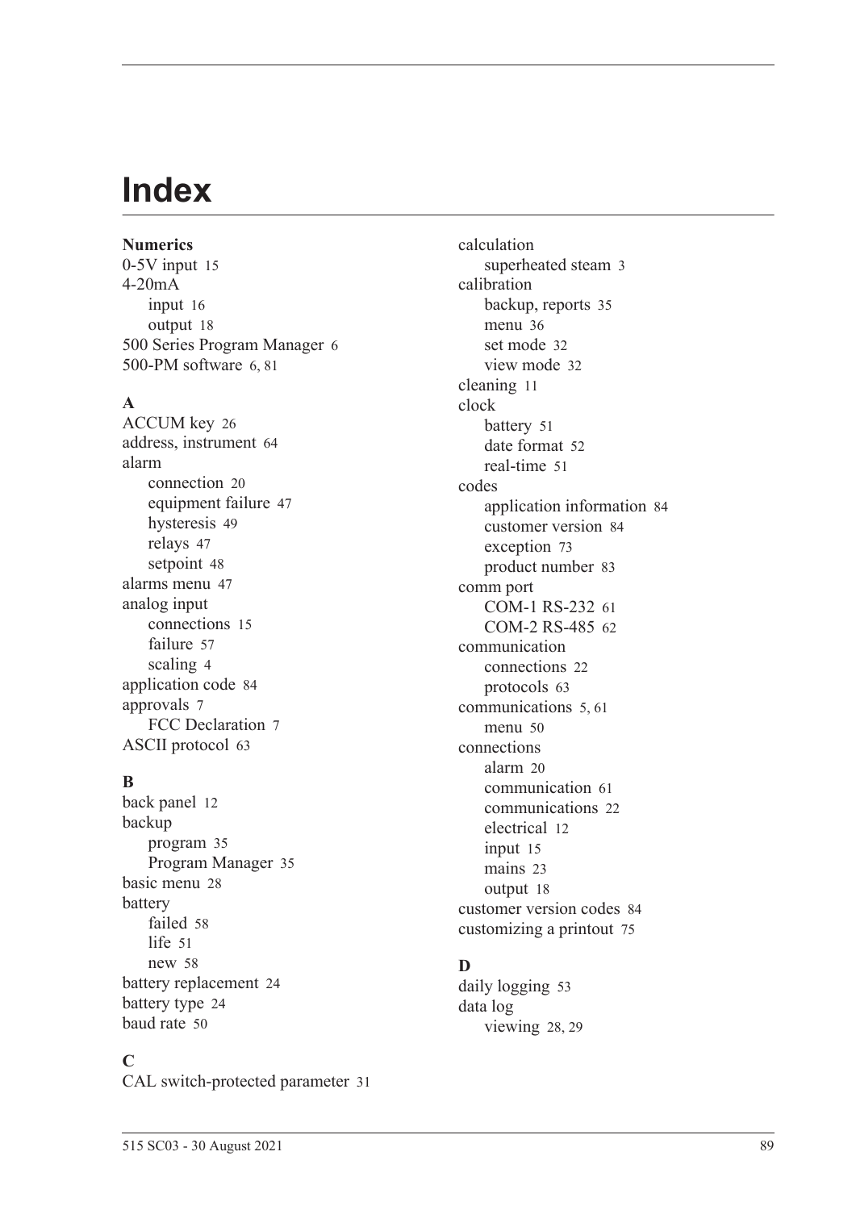# Index

**Numerics**

0-5V input 15
4-20mA
- input 16
- output 18

500 Series Program Manager 6
500-PM software 6, 81

**A**

ACCUM key 26
address, instrument 64
alarm
- connection 20
- equipment failure 47
- hysteresis 49
- relays 47
- setpoint 48

alarms menu 47
analog input
- connections 15
- failure 57
- scaling 4

application code 84
approvals 7
- FCC Declaration 7

ASCII protocol 63

**B**

back panel 12
backup
- program 35
- Program Manager 35

basic menu 28
battery
- failed 58
- life 51
- new 58

battery replacement 24
battery type 24
baud rate 50

**C**

CAL switch-protected parameter 31
calculation
- superheated steam 3

calibration
- backup, reports 35
- menu 36
- set mode 32
- view mode 32

cleaning 11
clock
- battery 51
- date format 52
- real-time 51

codes
- application information 84
- customer version 84
- exception 73
- product number 83

comm port
- COM-1 RS-232 61
- COM-2 RS-485 62

communication
- connections 22
- protocols 63

communications 5, 61
- menu 50

connections
- alarm 20
- communication 61
- communications 22
- electrical 12
- input 15
- mains 23
- output 18

customer version codes 84
customizing a printout 75

**D**

daily logging 53
data log
- viewing 28, 29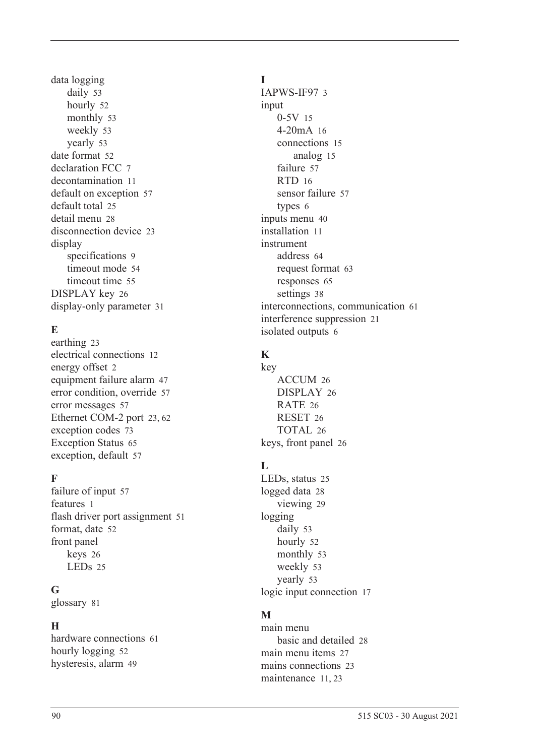data logging
- daily 53
- hourly 52
- monthly 53
- weekly 53
- yearly 53

date format 52
declaration FCC 7
decontamination 11
default on exception 57
default total 25
detail menu 28
disconnection device 23
display
- specifications 9
- timeout mode 54
- timeout time 55

DISPLAY key 26
display-only parameter 31

## E

earthing 23
electrical connections 12
energy offset 2
equipment failure alarm 47
error condition, override 57
error messages 57
Ethernet COM-2 port 23, 62
exception codes 73
Exception Status 65
exception, default 57

## F

failure of input 57
features 1
flash driver port assignment 51
format, date 52
front panel
- keys 26
- LEDs 25

## G

glossary 81

## H

hardware connections 61
hourly logging 52
hysteresis, alarm 49

## I

IAPWS-IF97 3
input
- 0-5V 15
- 4-20mA 16
- connections 15
  - analog 15
- failure 57
- RTD 16
- sensor failure 57
- types 6

inputs menu 40
installation 11
instrument
- address 64
- request format 63
- responses 65
- settings 38

interconnections, communication 61
interference suppression 21
isolated outputs 6

## K

key
- ACCUM 26
- DISPLAY 26
- RATE 26
- RESET 26
- TOTAL 26

keys, front panel 26

## L

LEDs, status 25
logged data 28
- viewing 29

logging
- daily 53
- hourly 52
- monthly 53
- weekly 53
- yearly 53

logic input connection 17

## M

main menu
- basic and detailed 28

main menu items 27
mains connections 23
maintenance 11, 23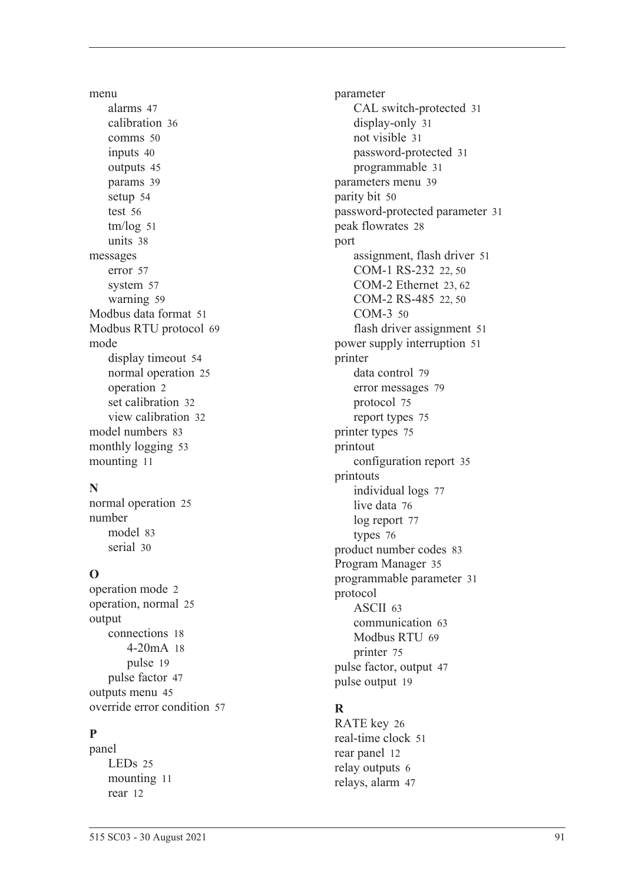menu
- alarms 47
- calibration 36
- comms 50
- inputs 40
- outputs 45
- params 39
- setup 54
- test 56
- tm/log 51
- units 38

messages
- error 57
- system 57
- warning 59

Modbus data format 51

Modbus RTU protocol 69

mode
- display timeout 54
- normal operation 25
- operation 2
- set calibration 32
- view calibration 32

model numbers 83

monthly logging 53

mounting 11

**N**

normal operation 25

number
- model 83
- serial 30

**O**

operation mode 2

operation, normal 25

output
- connections 18
  - 4-20mA 18
  - pulse 19
- pulse factor 47

outputs menu 45

override error condition 57

**P**

panel
- LEDs 25
- mounting 11
- rear 12

parameter
- CAL switch-protected 31
- display-only 31
- not visible 31
- password-protected 31
- programmable 31

parameters menu 39

parity bit 50

password-protected parameter 31

peak flowrates 28

port
- assignment, flash driver 51
- COM-1 RS-232 22, 50
- COM-2 Ethernet 23, 62
- COM-2 RS-485 22, 50
- COM-3 50
- flash driver assignment 51

power supply interruption 51

printer
- data control 79
- error messages 79
- protocol 75
- report types 75

printer types 75

printout
- configuration report 35

printouts
- individual logs 77
- live data 76
- log report 77
- types 76

product number codes 83

Program Manager 35

programmable parameter 31

protocol
- ASCII 63
- communication 63
- Modbus RTU 69
- printer 75

pulse factor, output 47

pulse output 19

**R**

RATE key 26

real-time clock 51

rear panel 12

relay outputs 6

relays, alarm 47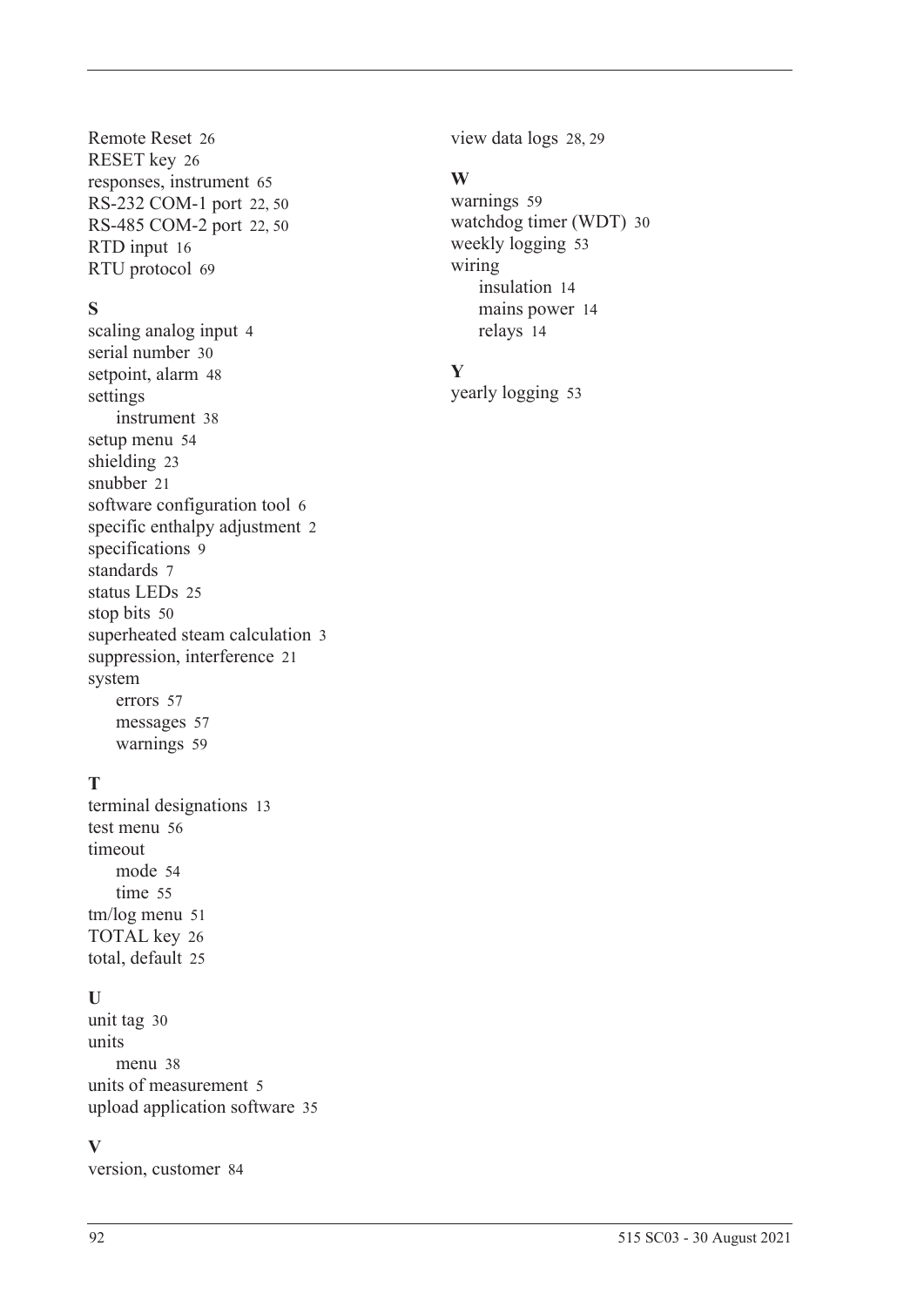Remote Reset 26
RESET key 26
responses, instrument 65
RS-232 COM-1 port 22, 50
RS-485 COM-2 port 22, 50
RTD input 16
RTU protocol 69

**S**

scaling analog input 4
serial number 30
setpoint, alarm 48
settings
    instrument 38
setup menu 54
shielding 23
snubber 21
software configuration tool 6
specific enthalpy adjustment 2
specifications 9
standards 7
status LEDs 25
stop bits 50
superheated steam calculation 3
suppression, interference 21
system
    errors 57
    messages 57
    warnings 59

**T**

terminal designations 13
test menu 56
timeout
    mode 54
    time 55
tm/log menu 51
TOTAL key 26
total, default 25

**U**

unit tag 30
units
    menu 38
units of measurement 5
upload application software 35

**V**

version, customer 84
view data logs 28, 29

**W**

warnings 59
watchdog timer (WDT) 30
weekly logging 53
wiring
    insulation 14
    mains power 14
    relays 14

**Y**

yearly logging 53